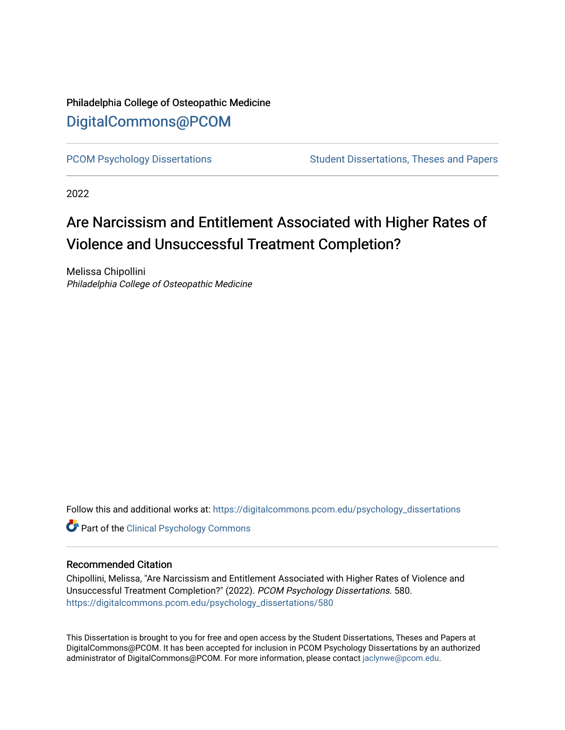Philadelphia College of Osteopathic Medicine

# DigitalCommons@PCOM

PCOM Psychology Dissertations | Student Dissertations, Theses and Papers

2022

# Are Narcissism and Entitlement Associated with Higher Rates of Violence and Unsuccessful Treatment Completion?

Melissa Chipollini
*Philadelphia College of Osteopathic Medicine*

Follow this and additional works at: https://digitalcommons.pcom.edu/psychology_dissertations

Part of the Clinical Psychology Commons

## Recommended Citation

Chipollini, Melissa, "Are Narcissism and Entitlement Associated with Higher Rates of Violence and Unsuccessful Treatment Completion?" (2022). *PCOM Psychology Dissertations*. 580.
https://digitalcommons.pcom.edu/psychology_dissertations/580

This Dissertation is brought to you for free and open access by the Student Dissertations, Theses and Papers at DigitalCommons@PCOM. It has been accepted for inclusion in PCOM Psychology Dissertations by an authorized administrator of DigitalCommons@PCOM. For more information, please contact jaclynwe@pcom.edu.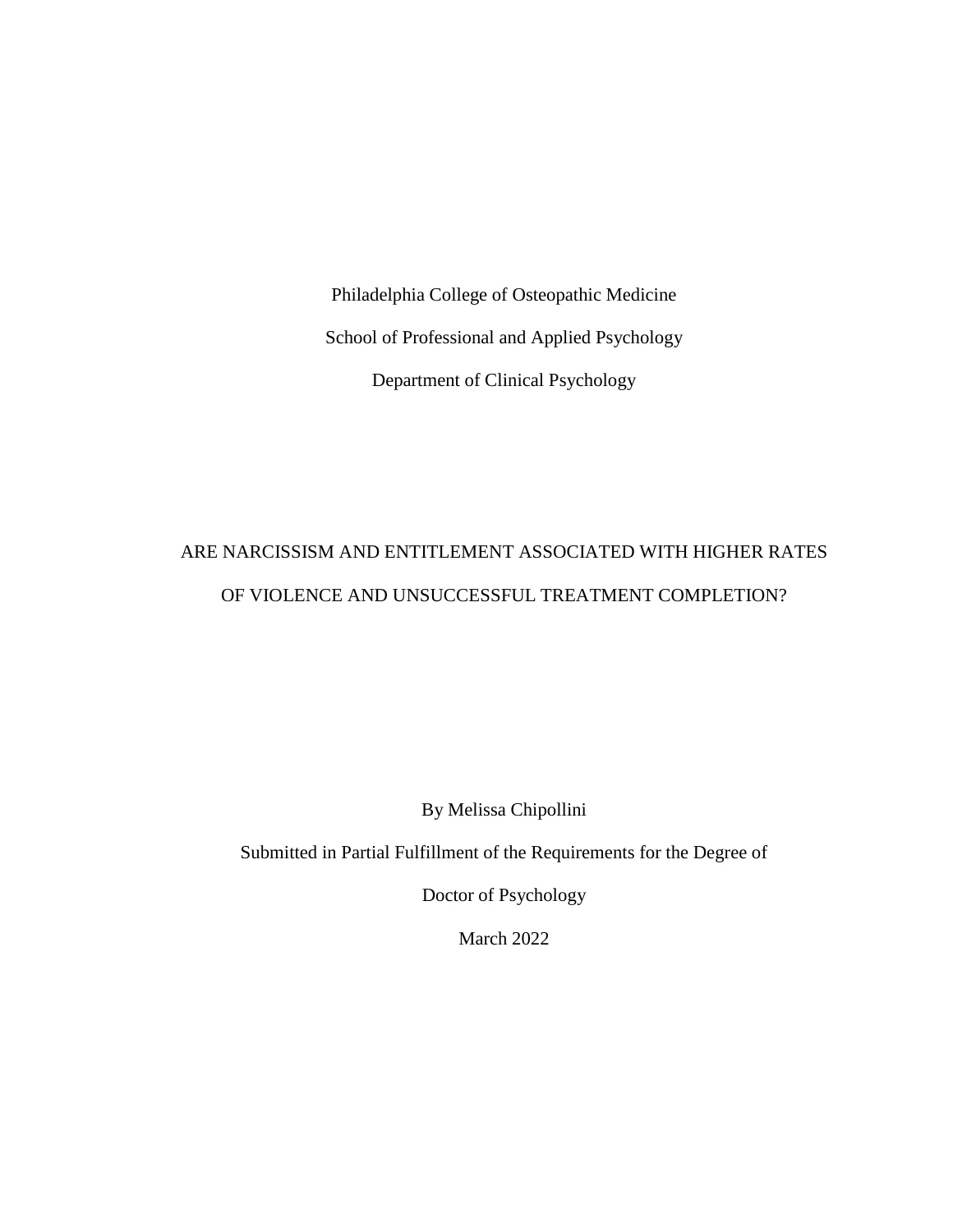Philadelphia College of Osteopathic Medicine

School of Professional and Applied Psychology

Department of Clinical Psychology

# ARE NARCISSISM AND ENTITLEMENT ASSOCIATED WITH HIGHER RATES OF VIOLENCE AND UNSUCCESSFUL TREATMENT COMPLETION?

By Melissa Chipollini

Submitted in Partial Fulfillment of the Requirements for the Degree of

Doctor of Psychology

March 2022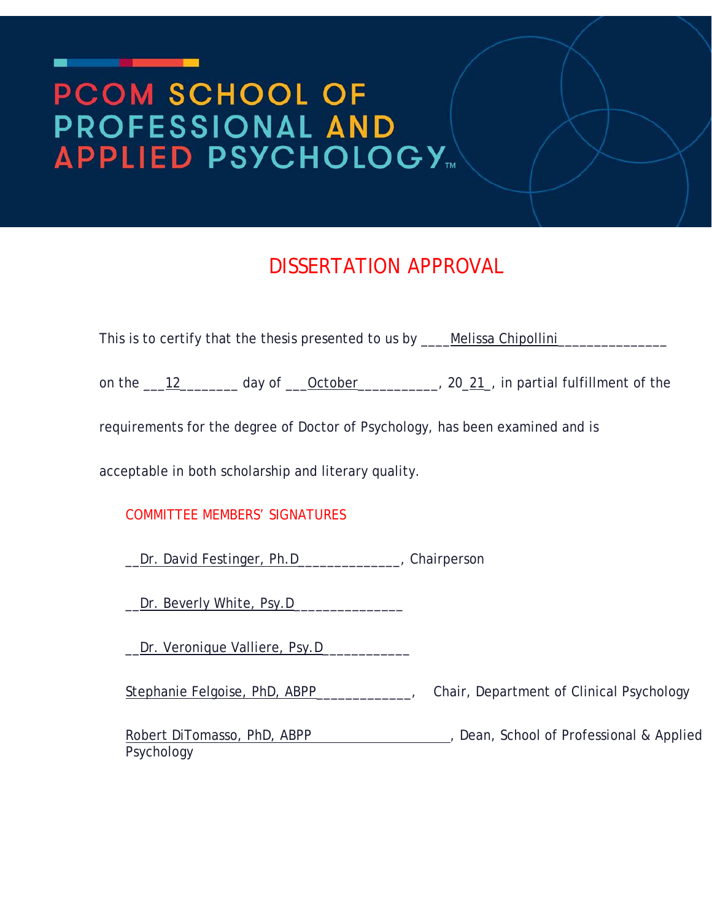# PCOM SCHOOL OF PROFESSIONAL AND APPLIED PSYCHOLOGY™

## DISSERTATION APPROVAL

This is to certify that the thesis presented to us by ____Melissa Chipollini______________

on the ___12________ day of ___October___________, 20_21_, in partial fulfillment of the

requirements for the degree of Doctor of Psychology, has been examined and is

acceptable in both scholarship and literary quality.

COMMITTEE MEMBERS' SIGNATURES

__Dr. David Festinger, Ph.D______________, Chairperson

__Dr. Beverly White, Psy.D______________

__Dr. Veronique Valliere, Psy.D___________

Stephanie Felgoise, PhD, ABPP_____________, Chair, Department of Clinical Psychology

Robert DiTomasso, PhD, ABPP, Dean, School of Professional & Applied Psychology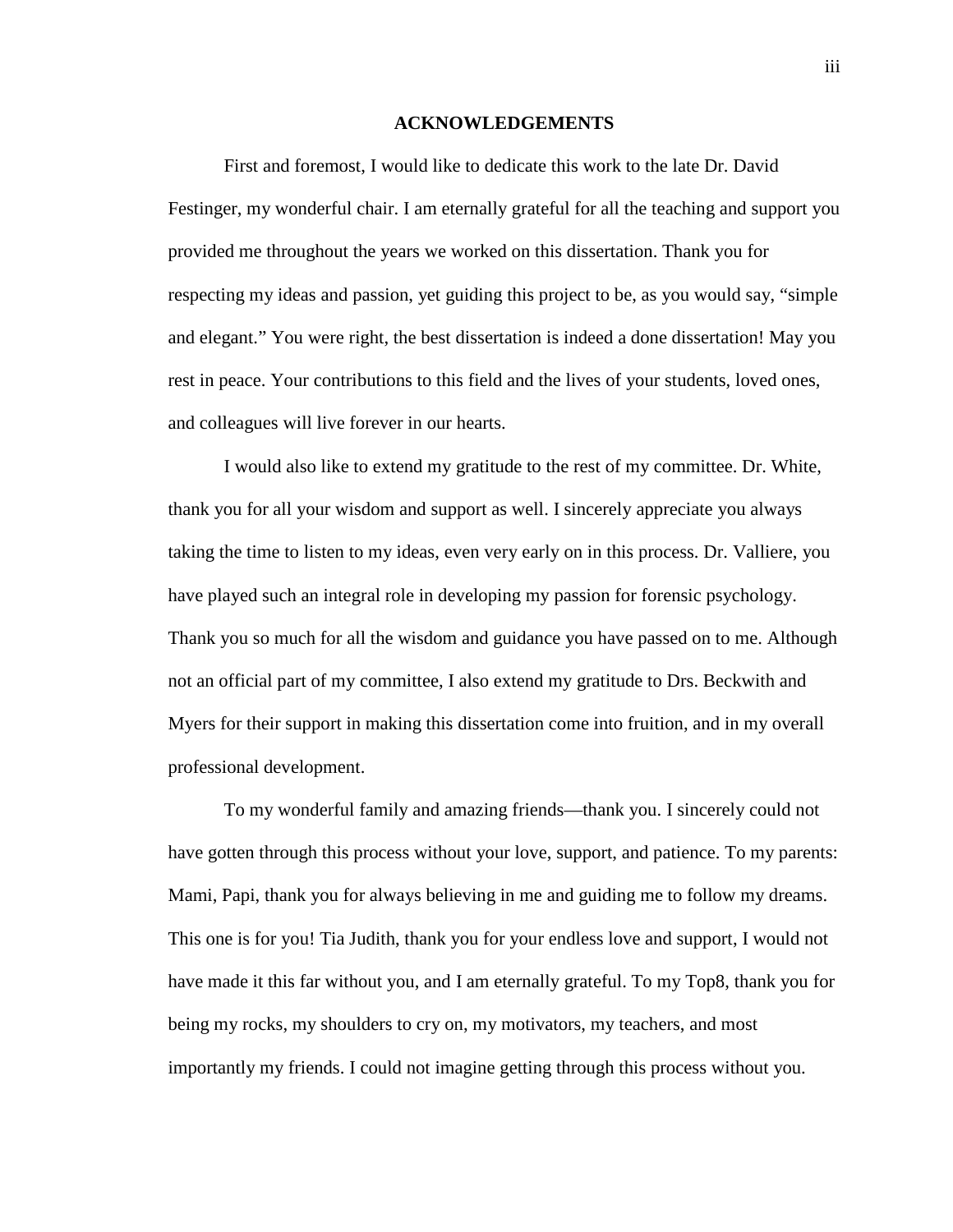# ACKNOWLEDGEMENTS

First and foremost, I would like to dedicate this work to the late Dr. David Festinger, my wonderful chair. I am eternally grateful for all the teaching and support you provided me throughout the years we worked on this dissertation. Thank you for respecting my ideas and passion, yet guiding this project to be, as you would say, "simple and elegant." You were right, the best dissertation is indeed a done dissertation! May you rest in peace. Your contributions to this field and the lives of your students, loved ones, and colleagues will live forever in our hearts.

I would also like to extend my gratitude to the rest of my committee. Dr. White, thank you for all your wisdom and support as well. I sincerely appreciate you always taking the time to listen to my ideas, even very early on in this process. Dr. Valliere, you have played such an integral role in developing my passion for forensic psychology. Thank you so much for all the wisdom and guidance you have passed on to me. Although not an official part of my committee, I also extend my gratitude to Drs. Beckwith and Myers for their support in making this dissertation come into fruition, and in my overall professional development.

To my wonderful family and amazing friends—thank you. I sincerely could not have gotten through this process without your love, support, and patience. To my parents: Mami, Papi, thank you for always believing in me and guiding me to follow my dreams. This one is for you! Tia Judith, thank you for your endless love and support, I would not have made it this far without you, and I am eternally grateful. To my Top8, thank you for being my rocks, my shoulders to cry on, my motivators, my teachers, and most importantly my friends. I could not imagine getting through this process without you.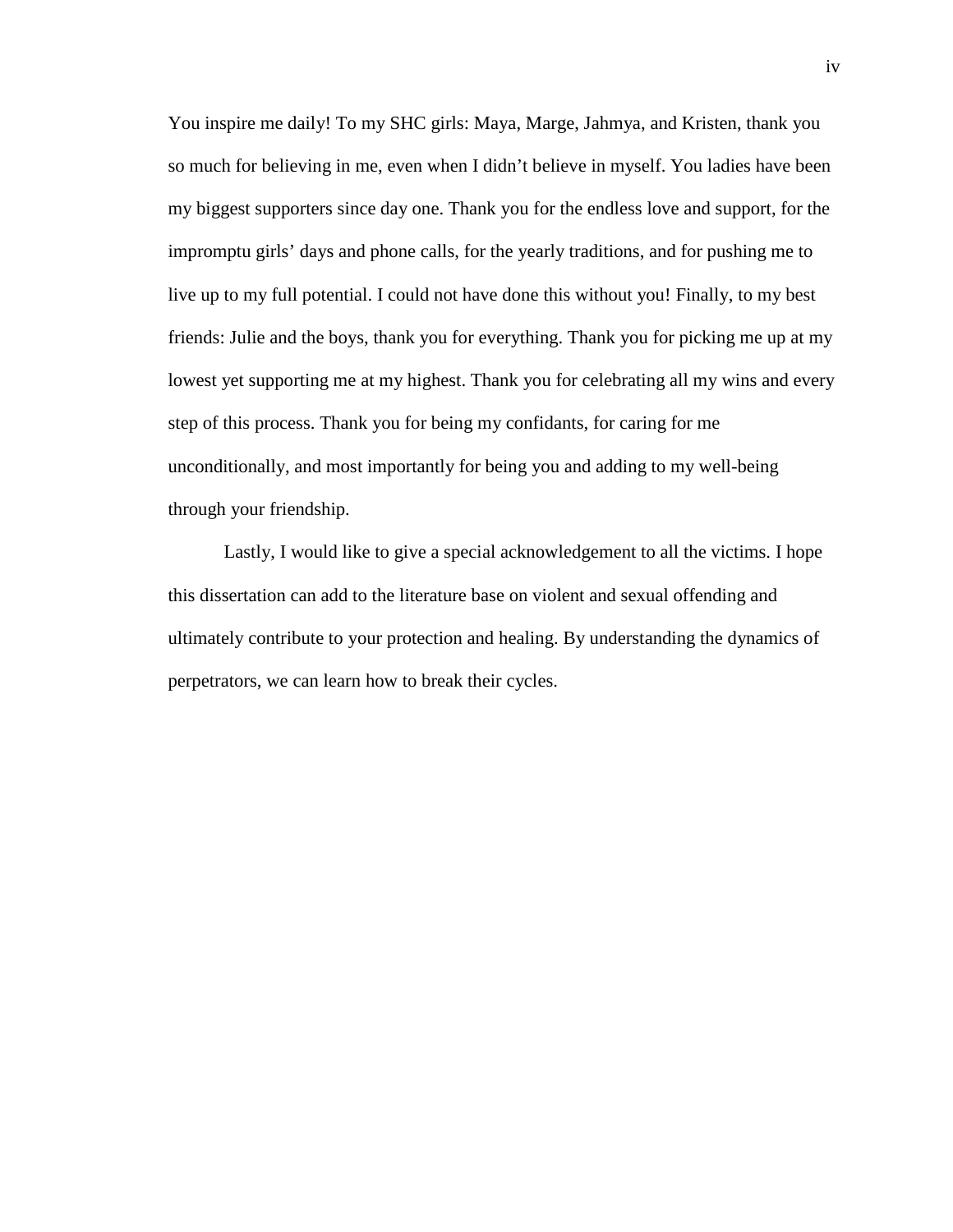You inspire me daily! To my SHC girls: Maya, Marge, Jahmya, and Kristen, thank you so much for believing in me, even when I didn't believe in myself. You ladies have been my biggest supporters since day one. Thank you for the endless love and support, for the impromptu girls' days and phone calls, for the yearly traditions, and for pushing me to live up to my full potential. I could not have done this without you! Finally, to my best friends: Julie and the boys, thank you for everything. Thank you for picking me up at my lowest yet supporting me at my highest. Thank you for celebrating all my wins and every step of this process. Thank you for being my confidants, for caring for me unconditionally, and most importantly for being you and adding to my well-being through your friendship.

Lastly, I would like to give a special acknowledgement to all the victims. I hope this dissertation can add to the literature base on violent and sexual offending and ultimately contribute to your protection and healing. By understanding the dynamics of perpetrators, we can learn how to break their cycles.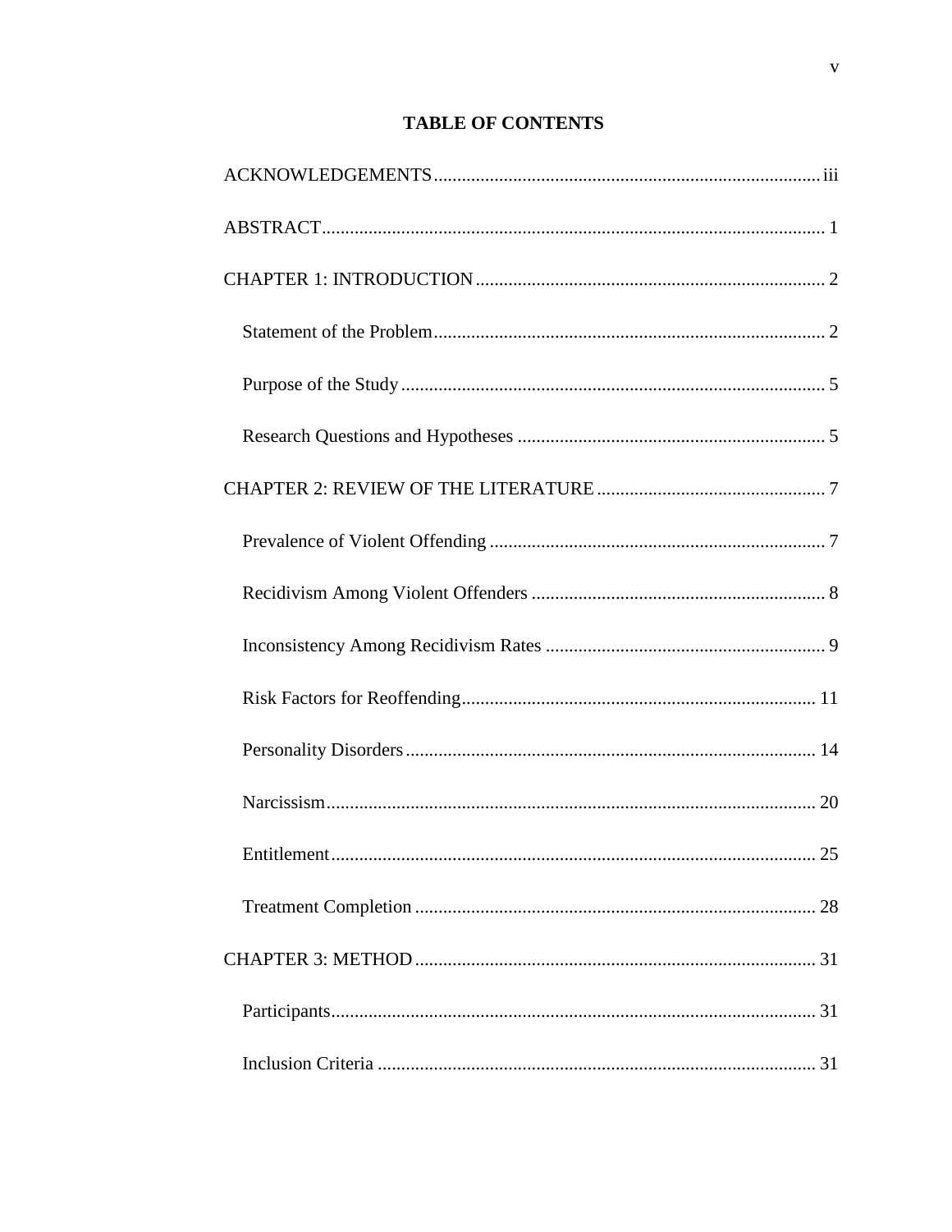# TABLE OF CONTENTS

ACKNOWLEDGEMENTS .......... iii

ABSTRACT .......... 1

CHAPTER 1: INTRODUCTION .......... 2

- Statement of the Problem .......... 2
- Purpose of the Study .......... 5
- Research Questions and Hypotheses .......... 5

CHAPTER 2: REVIEW OF THE LITERATURE .......... 7

- Prevalence of Violent Offending .......... 7
- Recidivism Among Violent Offenders .......... 8
- Inconsistency Among Recidivism Rates .......... 9
- Risk Factors for Reoffending .......... 11
- Personality Disorders .......... 14
- Narcissism .......... 20
- Entitlement .......... 25
- Treatment Completion .......... 28

CHAPTER 3: METHOD .......... 31

- Participants .......... 31
- Inclusion Criteria .......... 31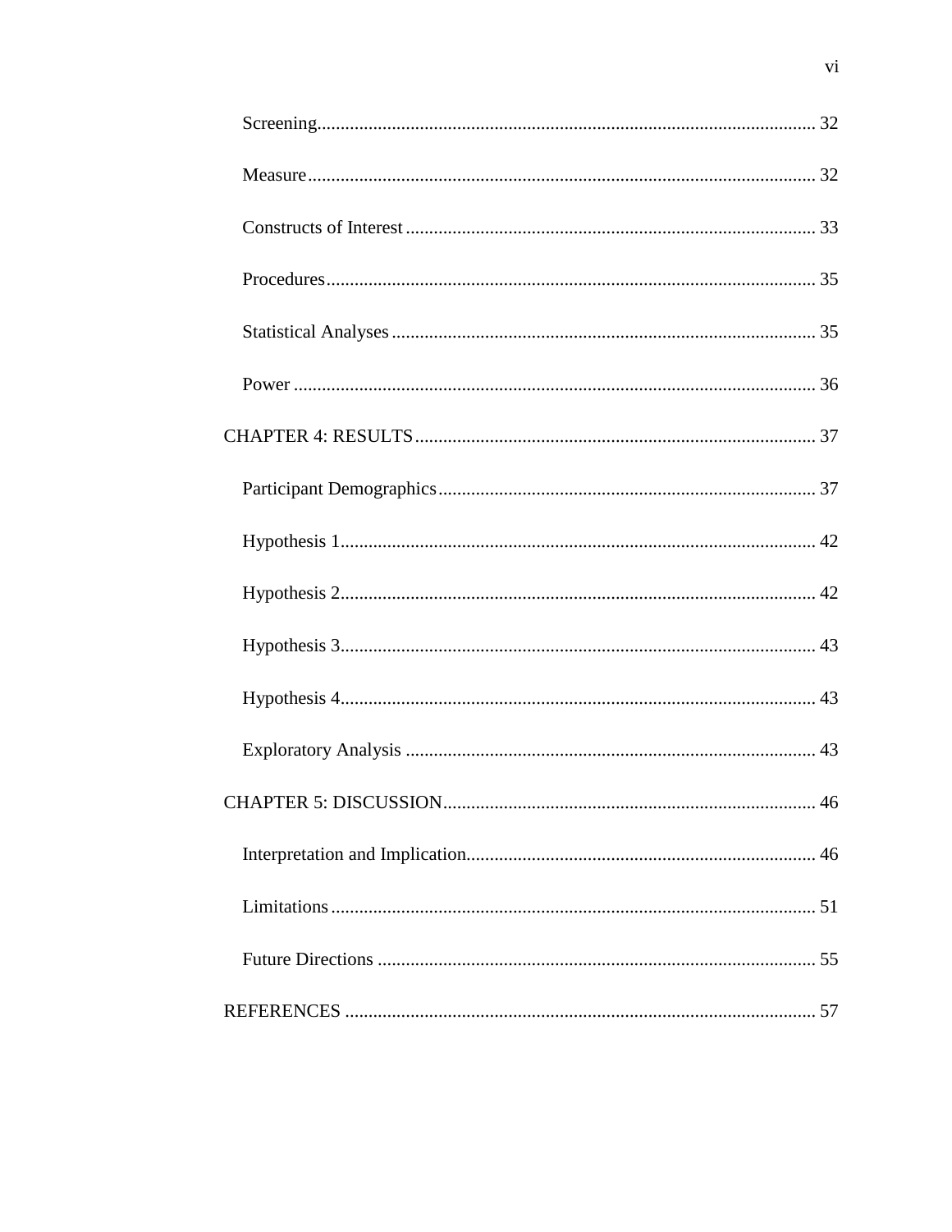Screening ........................................................................................................ 32

Measure ........................................................................................................... 32

Constructs of Interest ...................................................................................... 33

Procedures ....................................................................................................... 35

Statistical Analyses ......................................................................................... 35

Power .............................................................................................................. 36

CHAPTER 4: RESULTS ..................................................................................... 37

Participant Demographics ............................................................................... 37

Hypothesis 1 .................................................................................................... 42

Hypothesis 2 .................................................................................................... 42

Hypothesis 3 .................................................................................................... 43

Hypothesis 4 .................................................................................................... 43

Exploratory Analysis ...................................................................................... 43

CHAPTER 5: DISCUSSION ............................................................................... 46

Interpretation and Implication......................................................................... 46

Limitations ...................................................................................................... 51

Future Directions ............................................................................................ 55

REFERENCES .................................................................................................... 57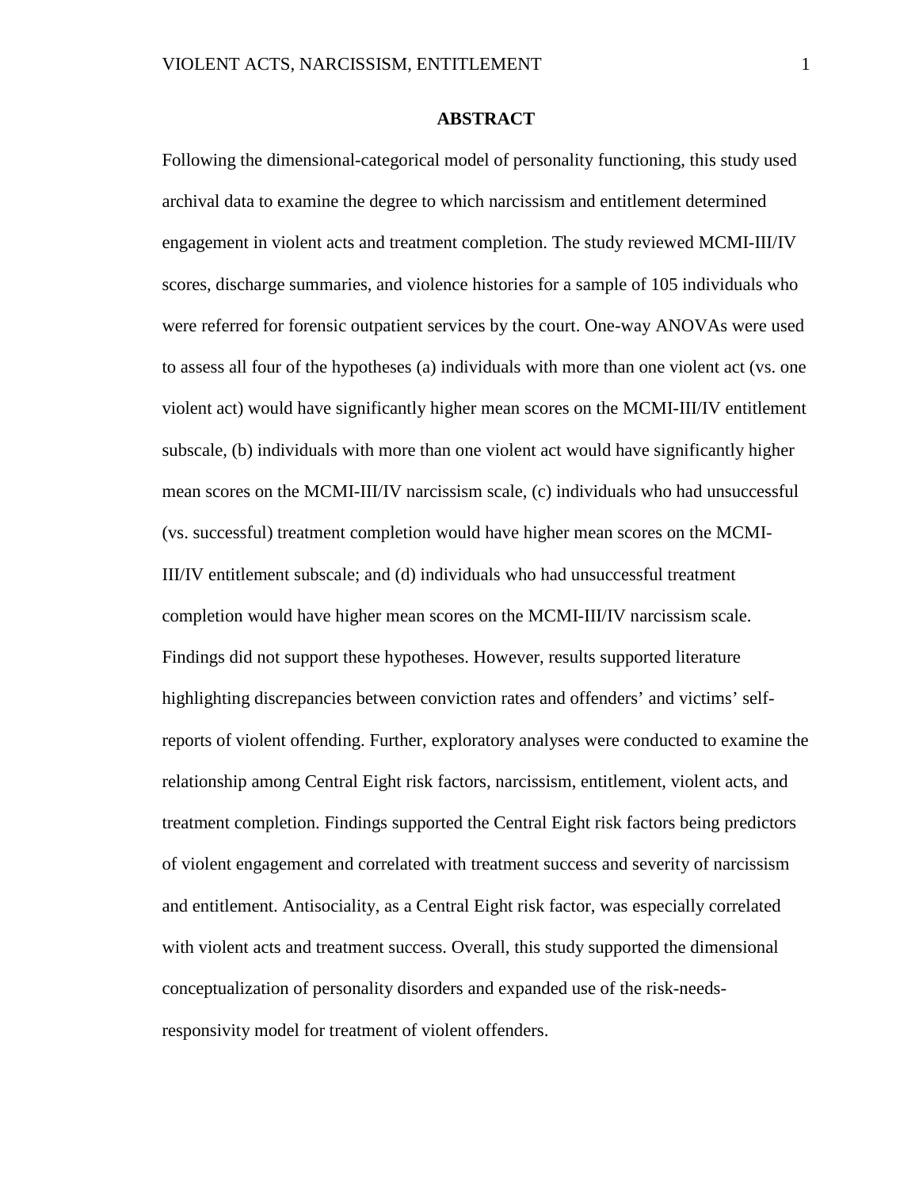# ABSTRACT

Following the dimensional-categorical model of personality functioning, this study used archival data to examine the degree to which narcissism and entitlement determined engagement in violent acts and treatment completion. The study reviewed MCMI-III/IV scores, discharge summaries, and violence histories for a sample of 105 individuals who were referred for forensic outpatient services by the court. One-way ANOVAs were used to assess all four of the hypotheses (a) individuals with more than one violent act (vs. one violent act) would have significantly higher mean scores on the MCMI-III/IV entitlement subscale, (b) individuals with more than one violent act would have significantly higher mean scores on the MCMI-III/IV narcissism scale, (c) individuals who had unsuccessful (vs. successful) treatment completion would have higher mean scores on the MCMI-III/IV entitlement subscale; and (d) individuals who had unsuccessful treatment completion would have higher mean scores on the MCMI-III/IV narcissism scale. Findings did not support these hypotheses. However, results supported literature highlighting discrepancies between conviction rates and offenders' and victims' self-reports of violent offending. Further, exploratory analyses were conducted to examine the relationship among Central Eight risk factors, narcissism, entitlement, violent acts, and treatment completion. Findings supported the Central Eight risk factors being predictors of violent engagement and correlated with treatment success and severity of narcissism and entitlement. Antisociality, as a Central Eight risk factor, was especially correlated with violent acts and treatment success. Overall, this study supported the dimensional conceptualization of personality disorders and expanded use of the risk-needs-responsivity model for treatment of violent offenders.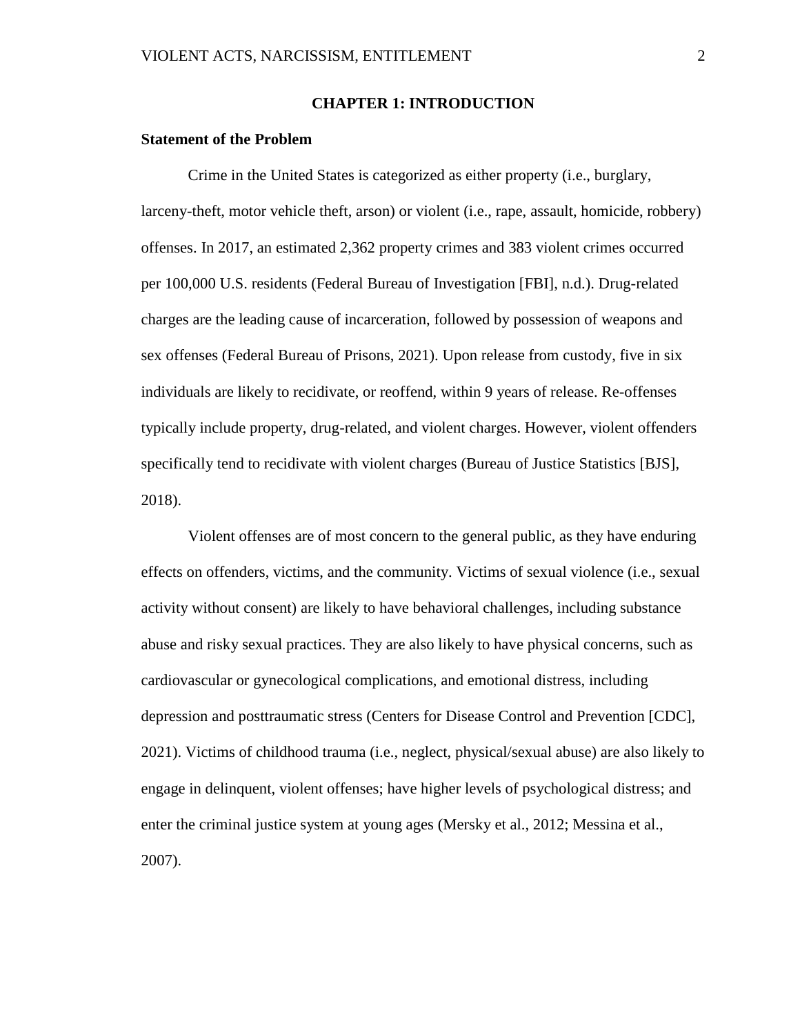# CHAPTER 1: INTRODUCTION

## Statement of the Problem

Crime in the United States is categorized as either property (i.e., burglary, larceny-theft, motor vehicle theft, arson) or violent (i.e., rape, assault, homicide, robbery) offenses. In 2017, an estimated 2,362 property crimes and 383 violent crimes occurred per 100,000 U.S. residents (Federal Bureau of Investigation [FBI], n.d.). Drug-related charges are the leading cause of incarceration, followed by possession of weapons and sex offenses (Federal Bureau of Prisons, 2021). Upon release from custody, five in six individuals are likely to recidivate, or reoffend, within 9 years of release. Re-offenses typically include property, drug-related, and violent charges. However, violent offenders specifically tend to recidivate with violent charges (Bureau of Justice Statistics [BJS], 2018).

Violent offenses are of most concern to the general public, as they have enduring effects on offenders, victims, and the community. Victims of sexual violence (i.e., sexual activity without consent) are likely to have behavioral challenges, including substance abuse and risky sexual practices. They are also likely to have physical concerns, such as cardiovascular or gynecological complications, and emotional distress, including depression and posttraumatic stress (Centers for Disease Control and Prevention [CDC], 2021). Victims of childhood trauma (i.e., neglect, physical/sexual abuse) are also likely to engage in delinquent, violent offenses; have higher levels of psychological distress; and enter the criminal justice system at young ages (Mersky et al., 2012; Messina et al., 2007).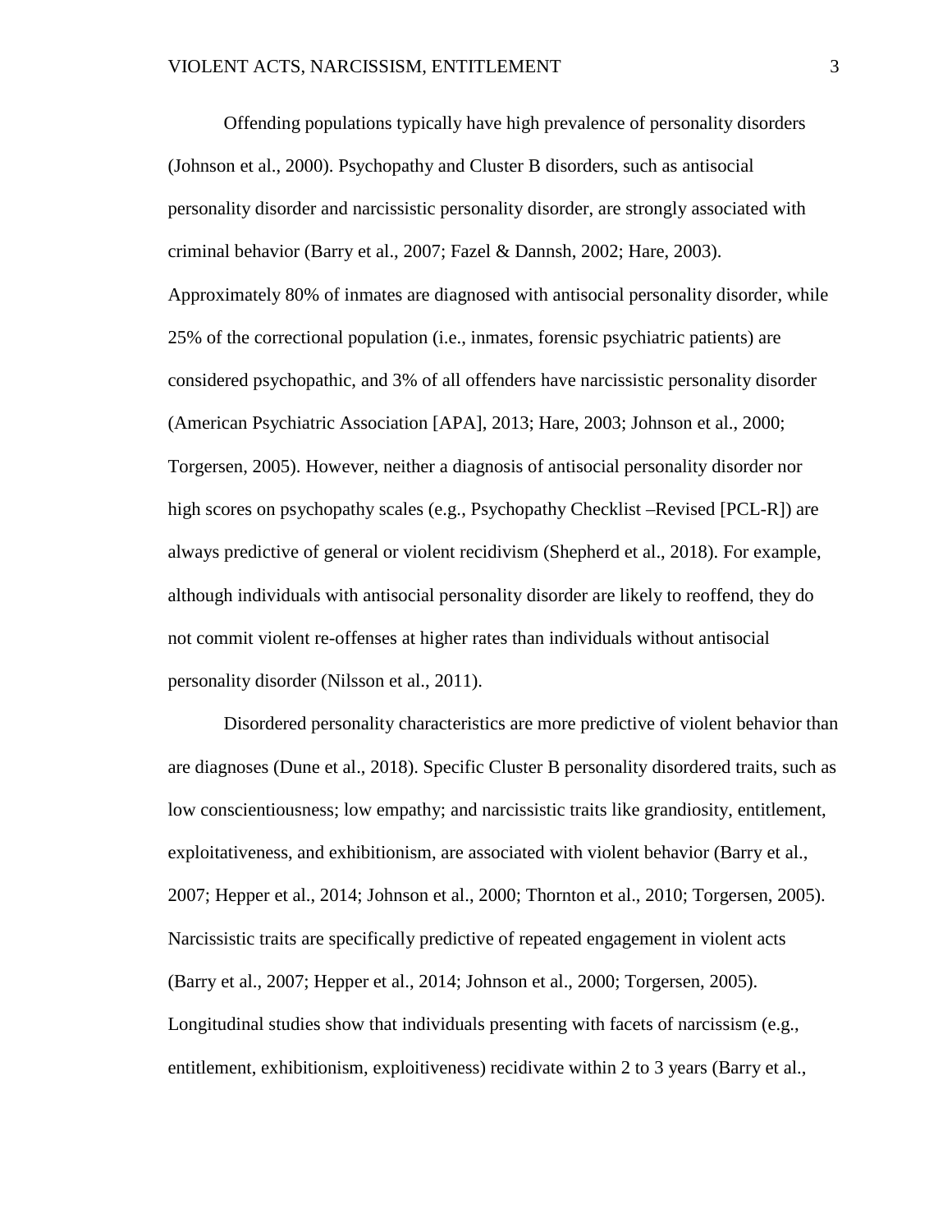Offending populations typically have high prevalence of personality disorders (Johnson et al., 2000). Psychopathy and Cluster B disorders, such as antisocial personality disorder and narcissistic personality disorder, are strongly associated with criminal behavior (Barry et al., 2007; Fazel & Dannsh, 2002; Hare, 2003). Approximately 80% of inmates are diagnosed with antisocial personality disorder, while 25% of the correctional population (i.e., inmates, forensic psychiatric patients) are considered psychopathic, and 3% of all offenders have narcissistic personality disorder (American Psychiatric Association [APA], 2013; Hare, 2003; Johnson et al., 2000; Torgersen, 2005). However, neither a diagnosis of antisocial personality disorder nor high scores on psychopathy scales (e.g., Psychopathy Checklist –Revised [PCL-R]) are always predictive of general or violent recidivism (Shepherd et al., 2018). For example, although individuals with antisocial personality disorder are likely to reoffend, they do not commit violent re-offenses at higher rates than individuals without antisocial personality disorder (Nilsson et al., 2011).

Disordered personality characteristics are more predictive of violent behavior than are diagnoses (Dune et al., 2018). Specific Cluster B personality disordered traits, such as low conscientiousness; low empathy; and narcissistic traits like grandiosity, entitlement, exploitativeness, and exhibitionism, are associated with violent behavior (Barry et al., 2007; Hepper et al., 2014; Johnson et al., 2000; Thornton et al., 2010; Torgersen, 2005). Narcissistic traits are specifically predictive of repeated engagement in violent acts (Barry et al., 2007; Hepper et al., 2014; Johnson et al., 2000; Torgersen, 2005). Longitudinal studies show that individuals presenting with facets of narcissism (e.g., entitlement, exhibitionism, exploitiveness) recidivate within 2 to 3 years (Barry et al.,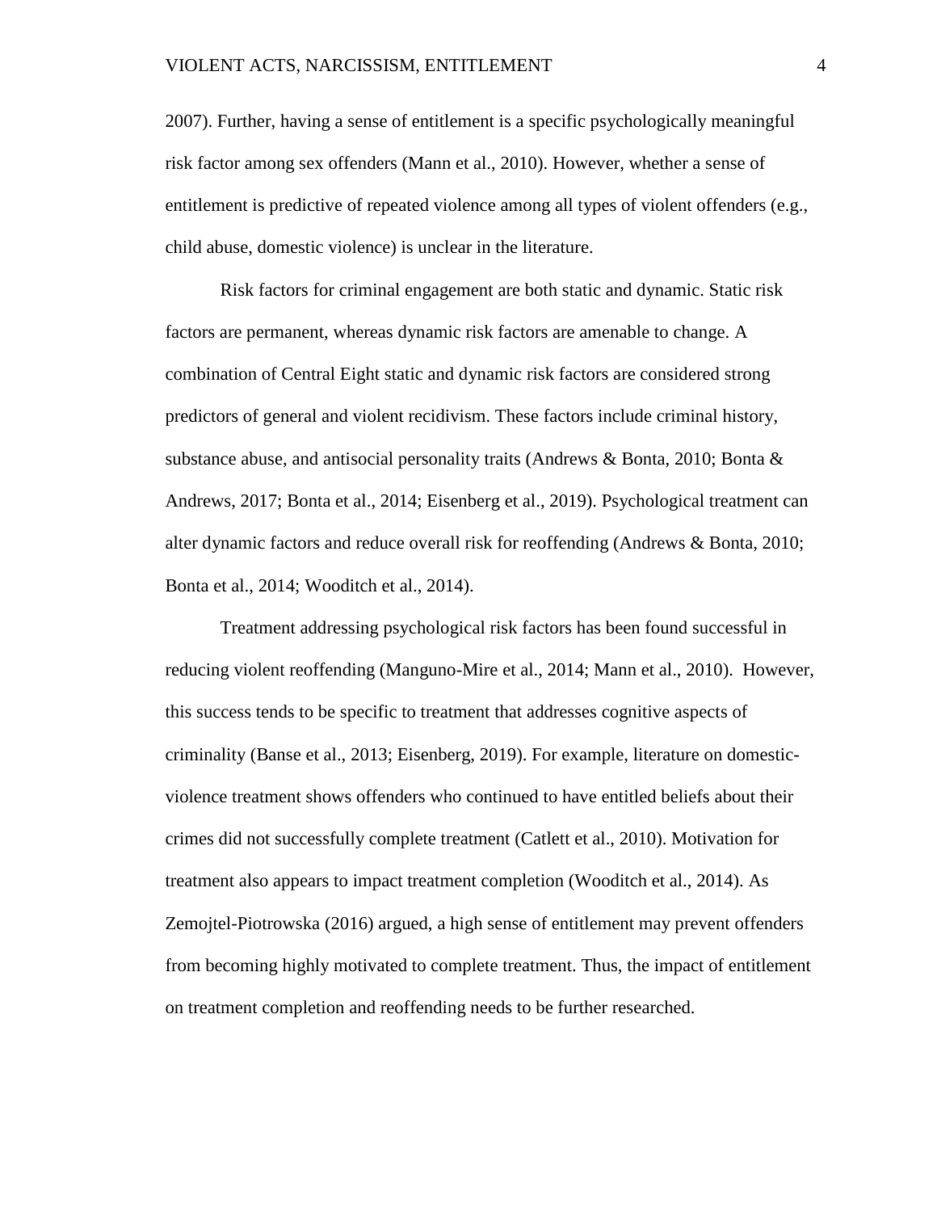2007). Further, having a sense of entitlement is a specific psychologically meaningful risk factor among sex offenders (Mann et al., 2010). However, whether a sense of entitlement is predictive of repeated violence among all types of violent offenders (e.g., child abuse, domestic violence) is unclear in the literature.

Risk factors for criminal engagement are both static and dynamic. Static risk factors are permanent, whereas dynamic risk factors are amenable to change. A combination of Central Eight static and dynamic risk factors are considered strong predictors of general and violent recidivism. These factors include criminal history, substance abuse, and antisocial personality traits (Andrews & Bonta, 2010; Bonta & Andrews, 2017; Bonta et al., 2014; Eisenberg et al., 2019). Psychological treatment can alter dynamic factors and reduce overall risk for reoffending (Andrews & Bonta, 2010; Bonta et al., 2014; Wooditch et al., 2014).

Treatment addressing psychological risk factors has been found successful in reducing violent reoffending (Manguno-Mire et al., 2014; Mann et al., 2010). However, this success tends to be specific to treatment that addresses cognitive aspects of criminality (Banse et al., 2013; Eisenberg, 2019). For example, literature on domestic-violence treatment shows offenders who continued to have entitled beliefs about their crimes did not successfully complete treatment (Catlett et al., 2010). Motivation for treatment also appears to impact treatment completion (Wooditch et al., 2014). As Zemojtel-Piotrowska (2016) argued, a high sense of entitlement may prevent offenders from becoming highly motivated to complete treatment. Thus, the impact of entitlement on treatment completion and reoffending needs to be further researched.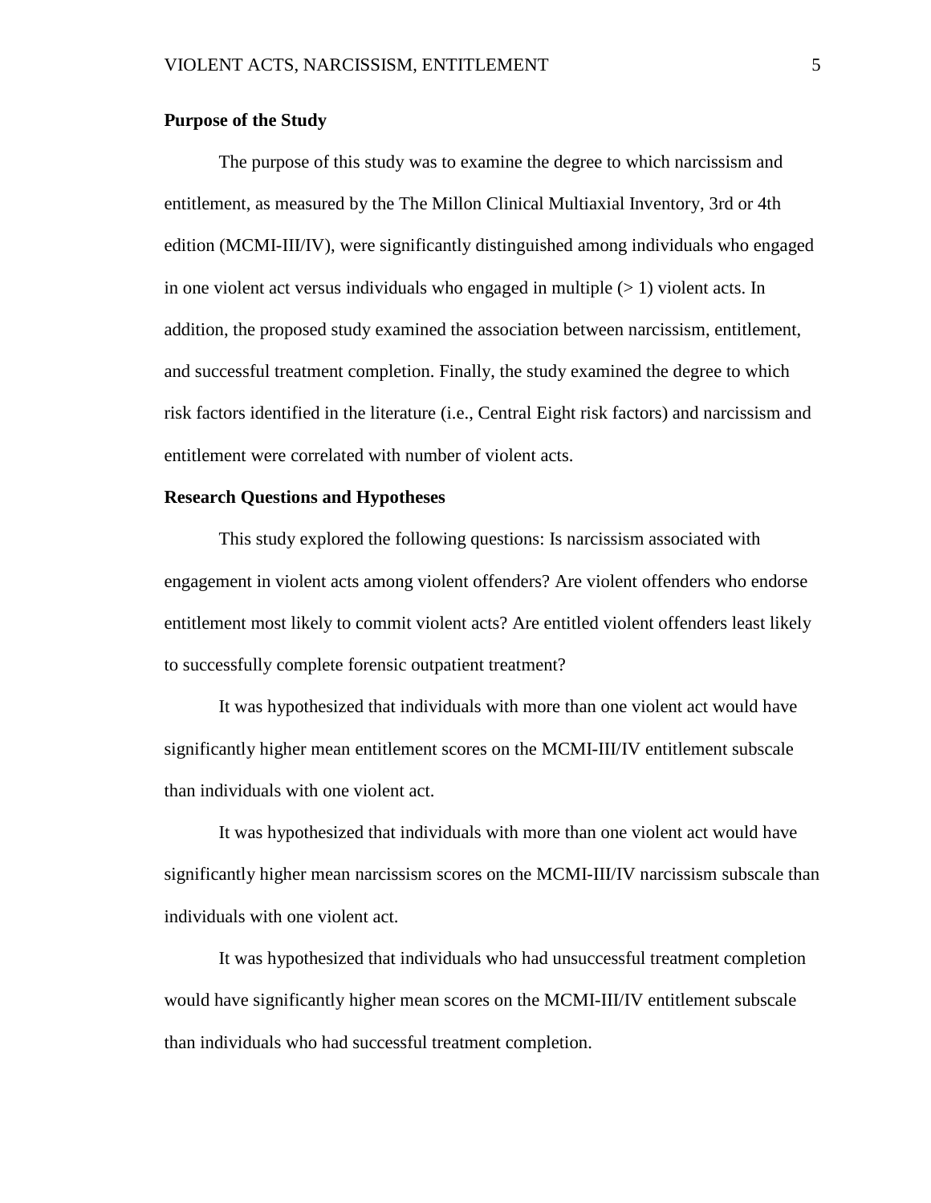**Purpose of the Study**

The purpose of this study was to examine the degree to which narcissism and entitlement, as measured by the The Millon Clinical Multiaxial Inventory, 3rd or 4th edition (MCMI-III/IV), were significantly distinguished among individuals who engaged in one violent act versus individuals who engaged in multiple (> 1) violent acts. In addition, the proposed study examined the association between narcissism, entitlement, and successful treatment completion. Finally, the study examined the degree to which risk factors identified in the literature (i.e., Central Eight risk factors) and narcissism and entitlement were correlated with number of violent acts.

**Research Questions and Hypotheses**

This study explored the following questions: Is narcissism associated with engagement in violent acts among violent offenders? Are violent offenders who endorse entitlement most likely to commit violent acts? Are entitled violent offenders least likely to successfully complete forensic outpatient treatment?

It was hypothesized that individuals with more than one violent act would have significantly higher mean entitlement scores on the MCMI-III/IV entitlement subscale than individuals with one violent act.

It was hypothesized that individuals with more than one violent act would have significantly higher mean narcissism scores on the MCMI-III/IV narcissism subscale than individuals with one violent act.

It was hypothesized that individuals who had unsuccessful treatment completion would have significantly higher mean scores on the MCMI-III/IV entitlement subscale than individuals who had successful treatment completion.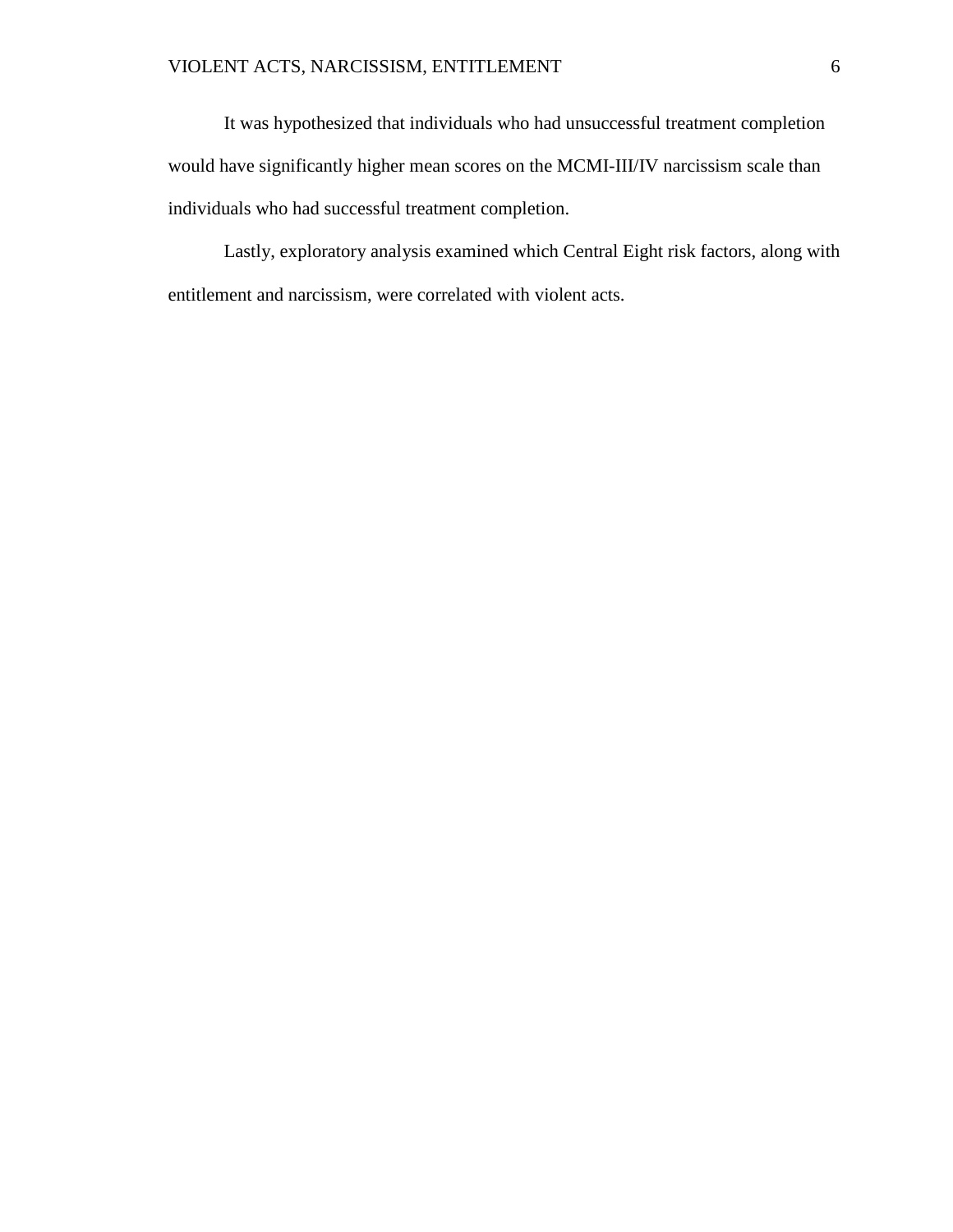It was hypothesized that individuals who had unsuccessful treatment completion would have significantly higher mean scores on the MCMI-III/IV narcissism scale than individuals who had successful treatment completion.

Lastly, exploratory analysis examined which Central Eight risk factors, along with entitlement and narcissism, were correlated with violent acts.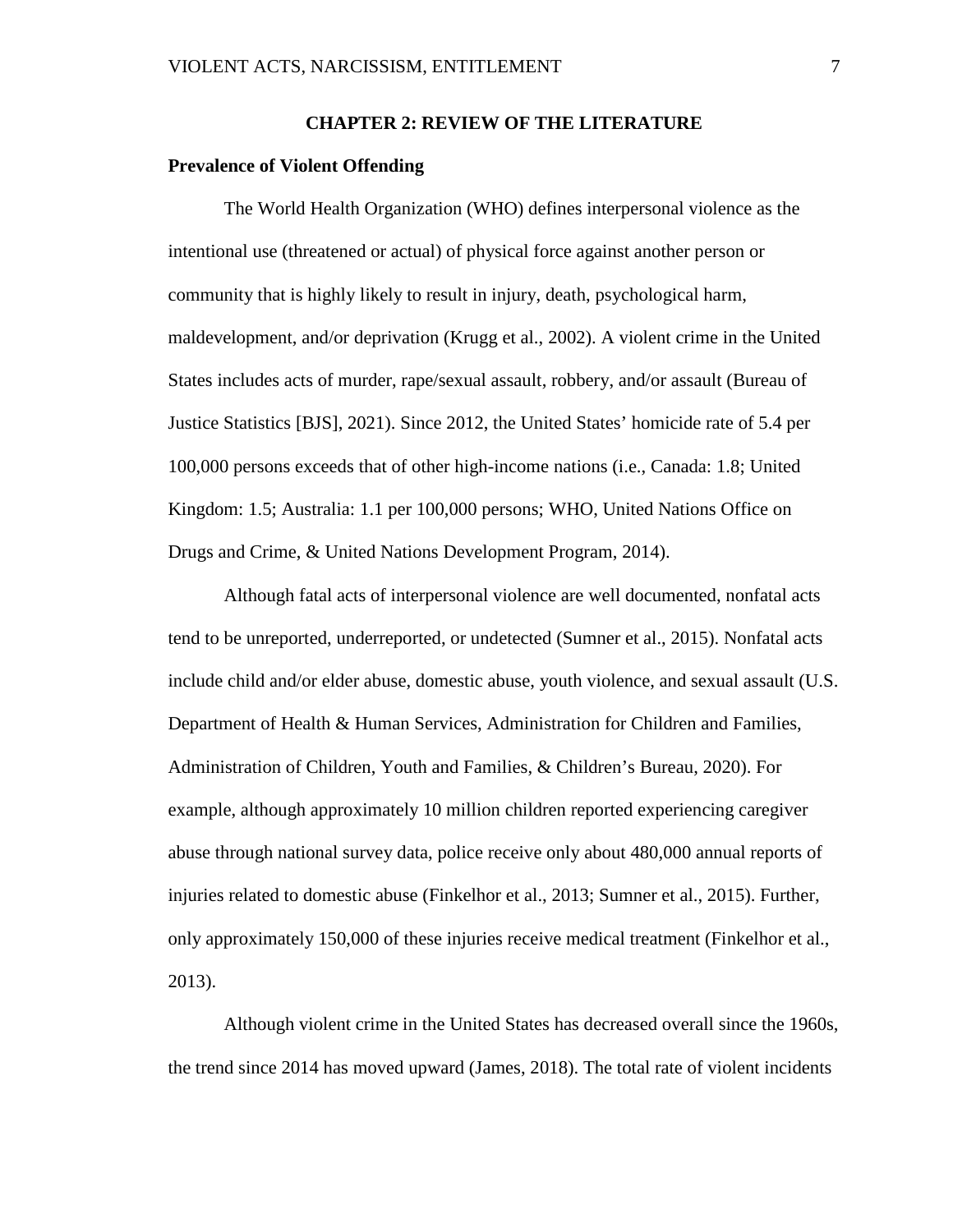# CHAPTER 2: REVIEW OF THE LITERATURE

## Prevalence of Violent Offending

The World Health Organization (WHO) defines interpersonal violence as the intentional use (threatened or actual) of physical force against another person or community that is highly likely to result in injury, death, psychological harm, maldevelopment, and/or deprivation (Krugg et al., 2002). A violent crime in the United States includes acts of murder, rape/sexual assault, robbery, and/or assault (Bureau of Justice Statistics [BJS], 2021). Since 2012, the United States' homicide rate of 5.4 per 100,000 persons exceeds that of other high-income nations (i.e., Canada: 1.8; United Kingdom: 1.5; Australia: 1.1 per 100,000 persons; WHO, United Nations Office on Drugs and Crime, & United Nations Development Program, 2014).

Although fatal acts of interpersonal violence are well documented, nonfatal acts tend to be unreported, underreported, or undetected (Sumner et al., 2015). Nonfatal acts include child and/or elder abuse, domestic abuse, youth violence, and sexual assault (U.S. Department of Health & Human Services, Administration for Children and Families, Administration of Children, Youth and Families, & Children's Bureau, 2020). For example, although approximately 10 million children reported experiencing caregiver abuse through national survey data, police receive only about 480,000 annual reports of injuries related to domestic abuse (Finkelhor et al., 2013; Sumner et al., 2015). Further, only approximately 150,000 of these injuries receive medical treatment (Finkelhor et al., 2013).

Although violent crime in the United States has decreased overall since the 1960s, the trend since 2014 has moved upward (James, 2018). The total rate of violent incidents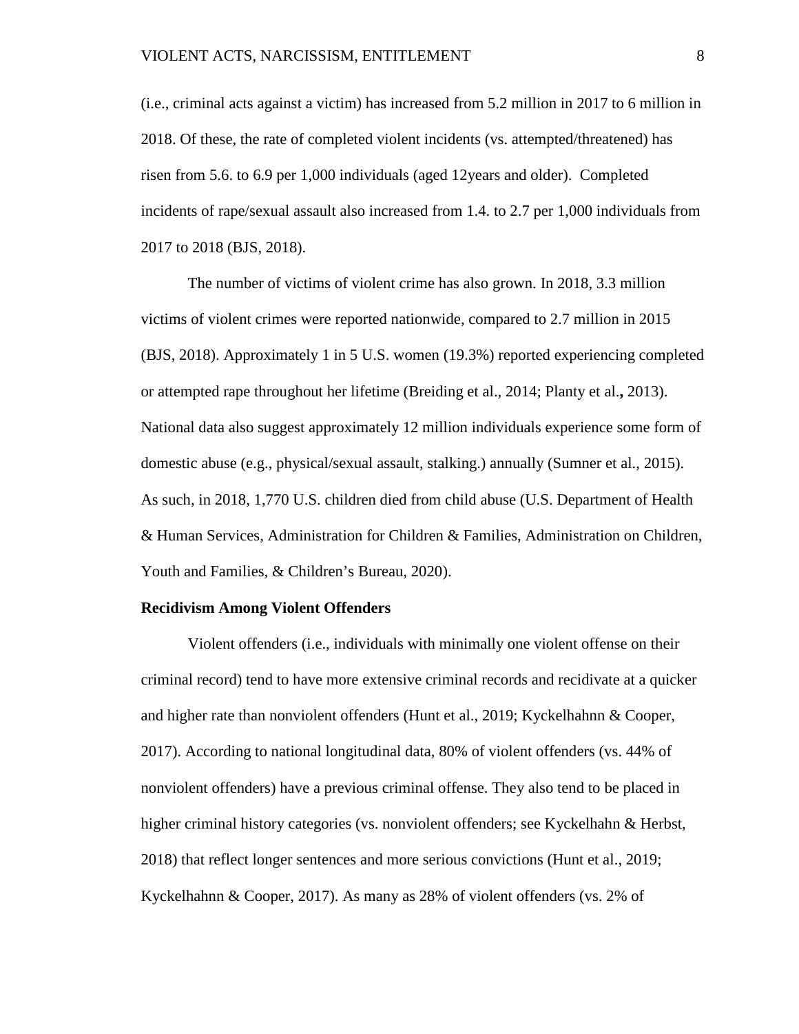(i.e., criminal acts against a victim) has increased from 5.2 million in 2017 to 6 million in 2018. Of these, the rate of completed violent incidents (vs. attempted/threatened) has risen from 5.6. to 6.9 per 1,000 individuals (aged 12years and older). Completed incidents of rape/sexual assault also increased from 1.4. to 2.7 per 1,000 individuals from 2017 to 2018 (BJS, 2018).

The number of victims of violent crime has also grown. In 2018, 3.3 million victims of violent crimes were reported nationwide, compared to 2.7 million in 2015 (BJS, 2018). Approximately 1 in 5 U.S. women (19.3%) reported experiencing completed or attempted rape throughout her lifetime (Breiding et al., 2014; Planty et al., 2013). National data also suggest approximately 12 million individuals experience some form of domestic abuse (e.g., physical/sexual assault, stalking.) annually (Sumner et al., 2015). As such, in 2018, 1,770 U.S. children died from child abuse (U.S. Department of Health & Human Services, Administration for Children & Families, Administration on Children, Youth and Families, & Children's Bureau, 2020).

## Recidivism Among Violent Offenders

Violent offenders (i.e., individuals with minimally one violent offense on their criminal record) tend to have more extensive criminal records and recidivate at a quicker and higher rate than nonviolent offenders (Hunt et al., 2019; Kyckelhahnn & Cooper, 2017). According to national longitudinal data, 80% of violent offenders (vs. 44% of nonviolent offenders) have a previous criminal offense. They also tend to be placed in higher criminal history categories (vs. nonviolent offenders; see Kyckelhahn & Herbst, 2018) that reflect longer sentences and more serious convictions (Hunt et al., 2019; Kyckelhahnn & Cooper, 2017). As many as 28% of violent offenders (vs. 2% of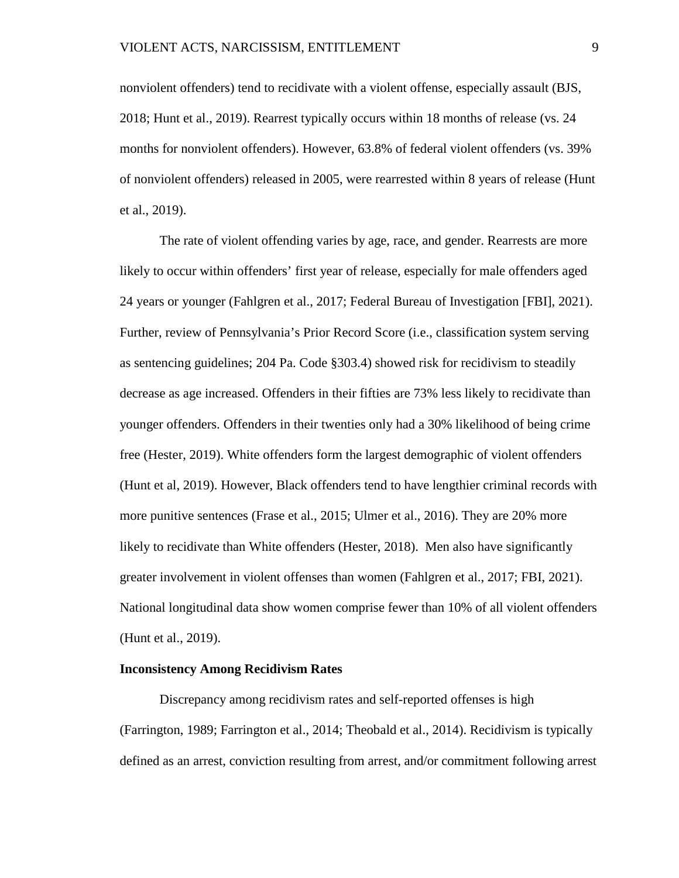nonviolent offenders) tend to recidivate with a violent offense, especially assault (BJS, 2018; Hunt et al., 2019). Rearrest typically occurs within 18 months of release (vs. 24 months for nonviolent offenders). However, 63.8% of federal violent offenders (vs. 39% of nonviolent offenders) released in 2005, were rearrested within 8 years of release (Hunt et al., 2019).

The rate of violent offending varies by age, race, and gender. Rearrests are more likely to occur within offenders' first year of release, especially for male offenders aged 24 years or younger (Fahlgren et al., 2017; Federal Bureau of Investigation [FBI], 2021). Further, review of Pennsylvania's Prior Record Score (i.e., classification system serving as sentencing guidelines; 204 Pa. Code §303.4) showed risk for recidivism to steadily decrease as age increased. Offenders in their fifties are 73% less likely to recidivate than younger offenders. Offenders in their twenties only had a 30% likelihood of being crime free (Hester, 2019). White offenders form the largest demographic of violent offenders (Hunt et al, 2019). However, Black offenders tend to have lengthier criminal records with more punitive sentences (Frase et al., 2015; Ulmer et al., 2016). They are 20% more likely to recidivate than White offenders (Hester, 2018). Men also have significantly greater involvement in violent offenses than women (Fahlgren et al., 2017; FBI, 2021). National longitudinal data show women comprise fewer than 10% of all violent offenders (Hunt et al., 2019).

**Inconsistency Among Recidivism Rates**

Discrepancy among recidivism rates and self-reported offenses is high (Farrington, 1989; Farrington et al., 2014; Theobald et al., 2014). Recidivism is typically defined as an arrest, conviction resulting from arrest, and/or commitment following arrest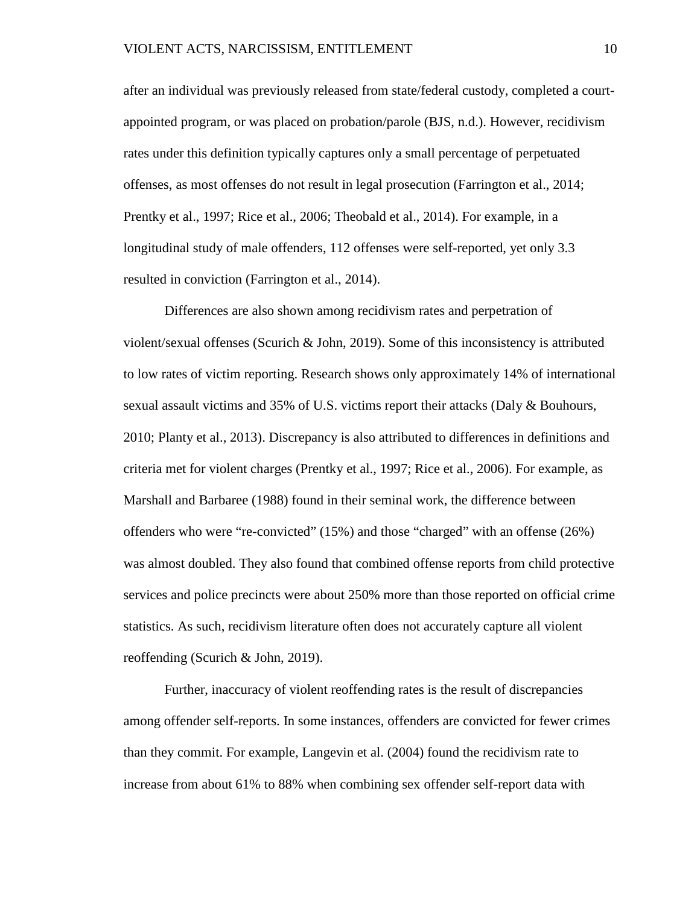after an individual was previously released from state/federal custody, completed a court-appointed program, or was placed on probation/parole (BJS, n.d.). However, recidivism rates under this definition typically captures only a small percentage of perpetuated offenses, as most offenses do not result in legal prosecution (Farrington et al., 2014; Prentky et al., 1997; Rice et al., 2006; Theobald et al., 2014). For example, in a longitudinal study of male offenders, 112 offenses were self-reported, yet only 3.3 resulted in conviction (Farrington et al., 2014).

Differences are also shown among recidivism rates and perpetration of violent/sexual offenses (Scurich & John, 2019). Some of this inconsistency is attributed to low rates of victim reporting. Research shows only approximately 14% of international sexual assault victims and 35% of U.S. victims report their attacks (Daly & Bouhours, 2010; Planty et al., 2013). Discrepancy is also attributed to differences in definitions and criteria met for violent charges (Prentky et al., 1997; Rice et al., 2006). For example, as Marshall and Barbaree (1988) found in their seminal work, the difference between offenders who were "re-convicted" (15%) and those "charged" with an offense (26%) was almost doubled. They also found that combined offense reports from child protective services and police precincts were about 250% more than those reported on official crime statistics. As such, recidivism literature often does not accurately capture all violent reoffending (Scurich & John, 2019).

Further, inaccuracy of violent reoffending rates is the result of discrepancies among offender self-reports. In some instances, offenders are convicted for fewer crimes than they commit. For example, Langevin et al. (2004) found the recidivism rate to increase from about 61% to 88% when combining sex offender self-report data with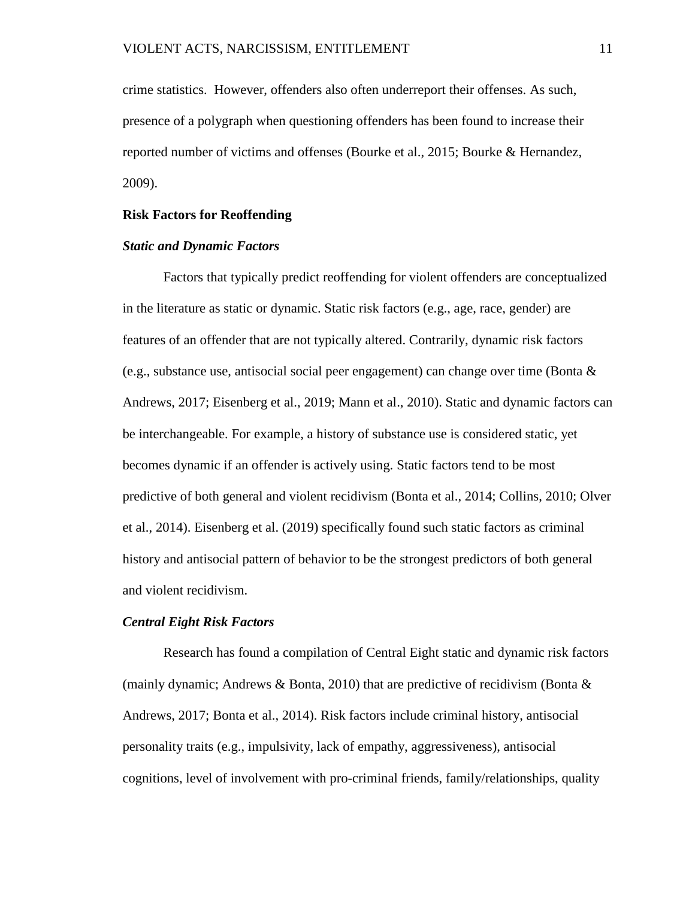crime statistics.  However, offenders also often underreport their offenses. As such, presence of a polygraph when questioning offenders has been found to increase their reported number of victims and offenses (Bourke et al., 2015; Bourke & Hernandez, 2009).

## Risk Factors for Reoffending

### *Static and Dynamic Factors*

Factors that typically predict reoffending for violent offenders are conceptualized in the literature as static or dynamic. Static risk factors (e.g., age, race, gender) are features of an offender that are not typically altered. Contrarily, dynamic risk factors (e.g., substance use, antisocial social peer engagement) can change over time (Bonta & Andrews, 2017; Eisenberg et al., 2019; Mann et al., 2010). Static and dynamic factors can be interchangeable. For example, a history of substance use is considered static, yet becomes dynamic if an offender is actively using. Static factors tend to be most predictive of both general and violent recidivism (Bonta et al., 2014; Collins, 2010; Olver et al., 2014). Eisenberg et al. (2019) specifically found such static factors as criminal history and antisocial pattern of behavior to be the strongest predictors of both general and violent recidivism.

### *Central Eight Risk Factors*

Research has found a compilation of Central Eight static and dynamic risk factors (mainly dynamic; Andrews & Bonta, 2010) that are predictive of recidivism (Bonta & Andrews, 2017; Bonta et al., 2014). Risk factors include criminal history, antisocial personality traits (e.g., impulsivity, lack of empathy, aggressiveness), antisocial cognitions, level of involvement with pro-criminal friends, family/relationships, quality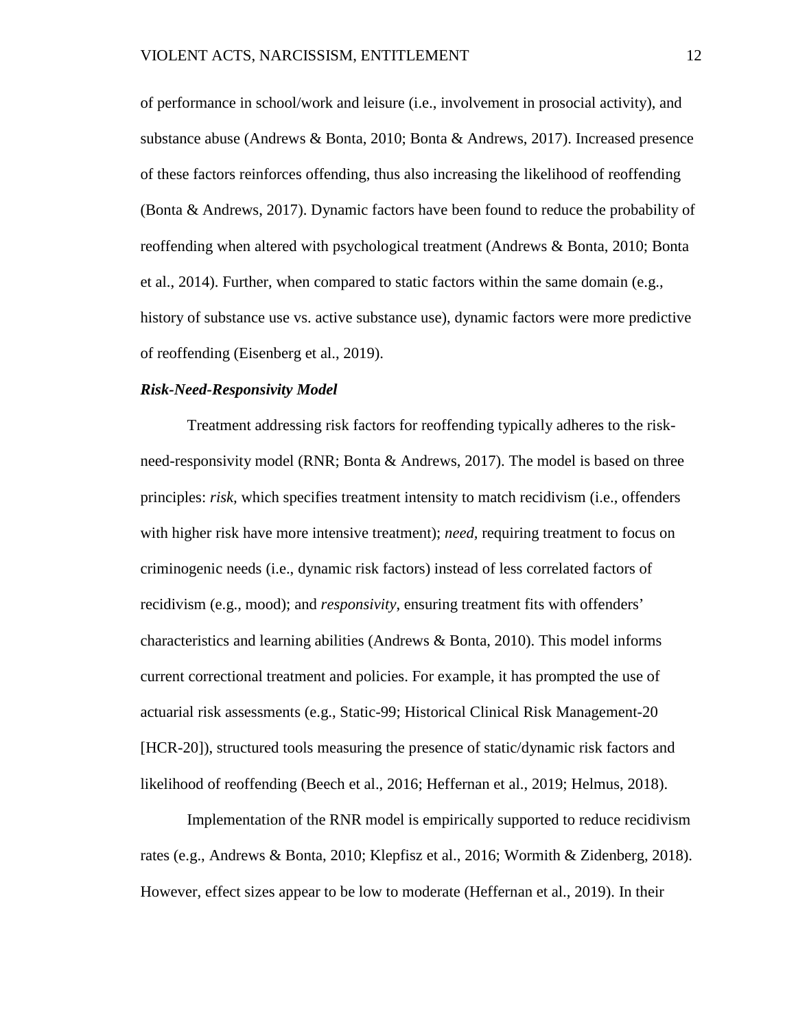of performance in school/work and leisure (i.e., involvement in prosocial activity), and substance abuse (Andrews & Bonta, 2010; Bonta & Andrews, 2017). Increased presence of these factors reinforces offending, thus also increasing the likelihood of reoffending (Bonta & Andrews, 2017). Dynamic factors have been found to reduce the probability of reoffending when altered with psychological treatment (Andrews & Bonta, 2010; Bonta et al., 2014). Further, when compared to static factors within the same domain (e.g., history of substance use vs. active substance use), dynamic factors were more predictive of reoffending (Eisenberg et al., 2019).

### ***Risk-Need-Responsivity Model***

Treatment addressing risk factors for reoffending typically adheres to the risk-need-responsivity model (RNR; Bonta & Andrews, 2017). The model is based on three principles: *risk,* which specifies treatment intensity to match recidivism (i.e., offenders with higher risk have more intensive treatment); *need,* requiring treatment to focus on criminogenic needs (i.e., dynamic risk factors) instead of less correlated factors of recidivism (e.g., mood); and *responsivity*, ensuring treatment fits with offenders' characteristics and learning abilities (Andrews & Bonta, 2010). This model informs current correctional treatment and policies. For example, it has prompted the use of actuarial risk assessments (e.g., Static-99; Historical Clinical Risk Management-20 [HCR-20]), structured tools measuring the presence of static/dynamic risk factors and likelihood of reoffending (Beech et al., 2016; Heffernan et al., 2019; Helmus, 2018).

Implementation of the RNR model is empirically supported to reduce recidivism rates (e.g., Andrews & Bonta, 2010; Klepfisz et al., 2016; Wormith & Zidenberg, 2018). However, effect sizes appear to be low to moderate (Heffernan et al., 2019). In their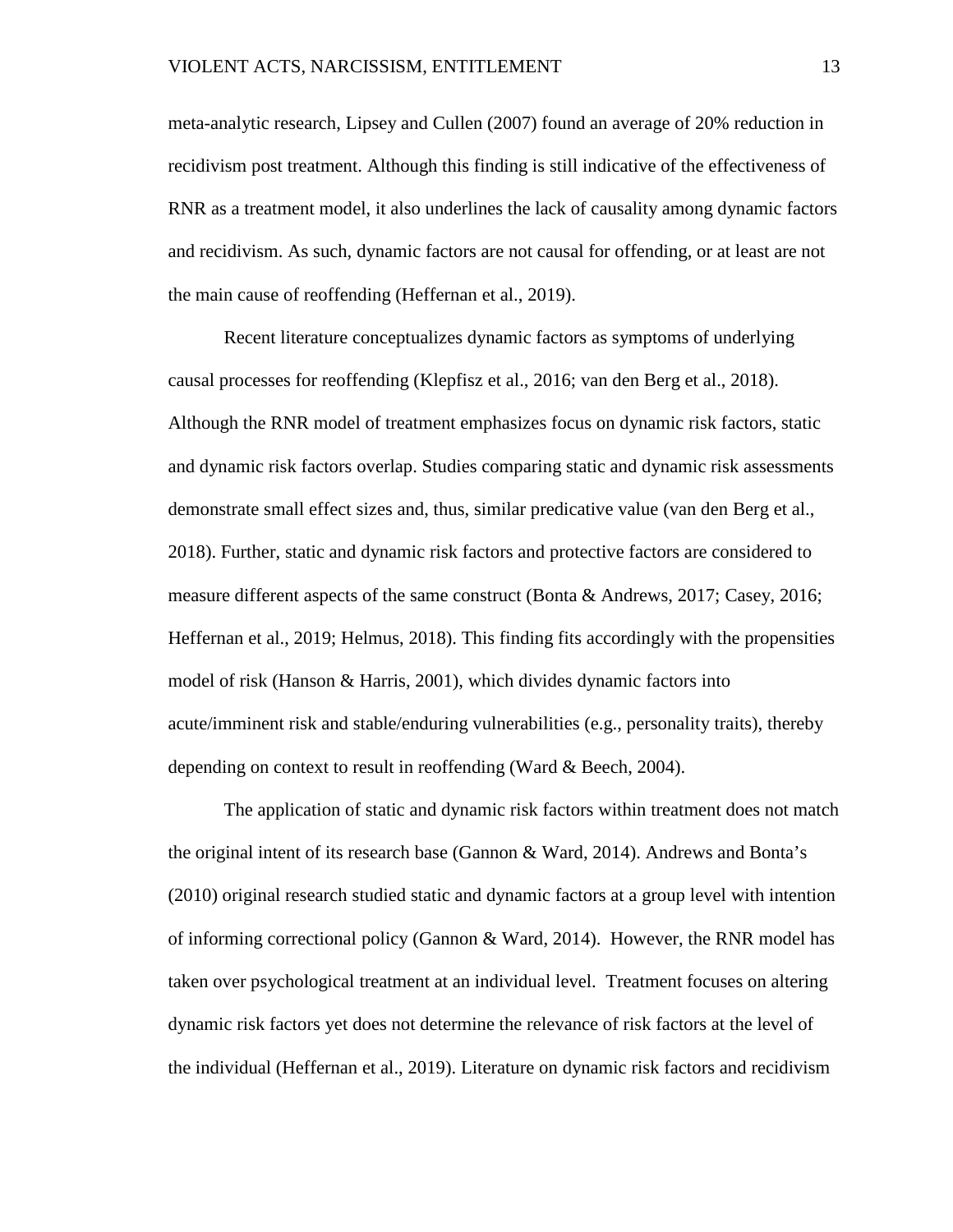meta-analytic research, Lipsey and Cullen (2007) found an average of 20% reduction in recidivism post treatment. Although this finding is still indicative of the effectiveness of RNR as a treatment model, it also underlines the lack of causality among dynamic factors and recidivism. As such, dynamic factors are not causal for offending, or at least are not the main cause of reoffending (Heffernan et al., 2019).

Recent literature conceptualizes dynamic factors as symptoms of underlying causal processes for reoffending (Klepfisz et al., 2016; van den Berg et al., 2018). Although the RNR model of treatment emphasizes focus on dynamic risk factors, static and dynamic risk factors overlap. Studies comparing static and dynamic risk assessments demonstrate small effect sizes and, thus, similar predicative value (van den Berg et al., 2018). Further, static and dynamic risk factors and protective factors are considered to measure different aspects of the same construct (Bonta & Andrews, 2017; Casey, 2016; Heffernan et al., 2019; Helmus, 2018). This finding fits accordingly with the propensities model of risk (Hanson & Harris, 2001), which divides dynamic factors into acute/imminent risk and stable/enduring vulnerabilities (e.g., personality traits), thereby depending on context to result in reoffending (Ward & Beech, 2004).

The application of static and dynamic risk factors within treatment does not match the original intent of its research base (Gannon & Ward, 2014). Andrews and Bonta's (2010) original research studied static and dynamic factors at a group level with intention of informing correctional policy (Gannon & Ward, 2014). However, the RNR model has taken over psychological treatment at an individual level. Treatment focuses on altering dynamic risk factors yet does not determine the relevance of risk factors at the level of the individual (Heffernan et al., 2019). Literature on dynamic risk factors and recidivism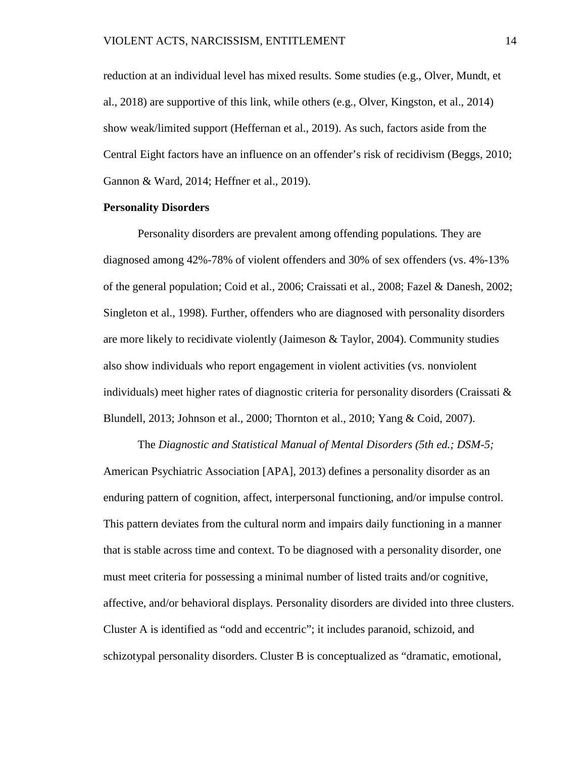reduction at an individual level has mixed results. Some studies (e.g., Olver, Mundt, et al., 2018) are supportive of this link, while others (e.g., Olver, Kingston, et al., 2014) show weak/limited support (Heffernan et al., 2019). As such, factors aside from the Central Eight factors have an influence on an offender's risk of recidivism (Beggs, 2010; Gannon & Ward, 2014; Heffner et al., 2019).

**Personality Disorders**

Personality disorders are prevalent among offending populations. They are diagnosed among 42%-78% of violent offenders and 30% of sex offenders (vs. 4%-13% of the general population; Coid et al., 2006; Craissati et al., 2008; Fazel & Danesh, 2002; Singleton et al., 1998). Further, offenders who are diagnosed with personality disorders are more likely to recidivate violently (Jaimeson & Taylor, 2004). Community studies also show individuals who report engagement in violent activities (vs. nonviolent individuals) meet higher rates of diagnostic criteria for personality disorders (Craissati & Blundell, 2013; Johnson et al., 2000; Thornton et al., 2010; Yang & Coid, 2007).

The *Diagnostic and Statistical Manual of Mental Disorders (5th ed.; DSM-5;* American Psychiatric Association [APA], 2013) defines a personality disorder as an enduring pattern of cognition, affect, interpersonal functioning, and/or impulse control. This pattern deviates from the cultural norm and impairs daily functioning in a manner that is stable across time and context. To be diagnosed with a personality disorder, one must meet criteria for possessing a minimal number of listed traits and/or cognitive, affective, and/or behavioral displays. Personality disorders are divided into three clusters. Cluster A is identified as "odd and eccentric"; it includes paranoid, schizoid, and schizotypal personality disorders. Cluster B is conceptualized as "dramatic, emotional,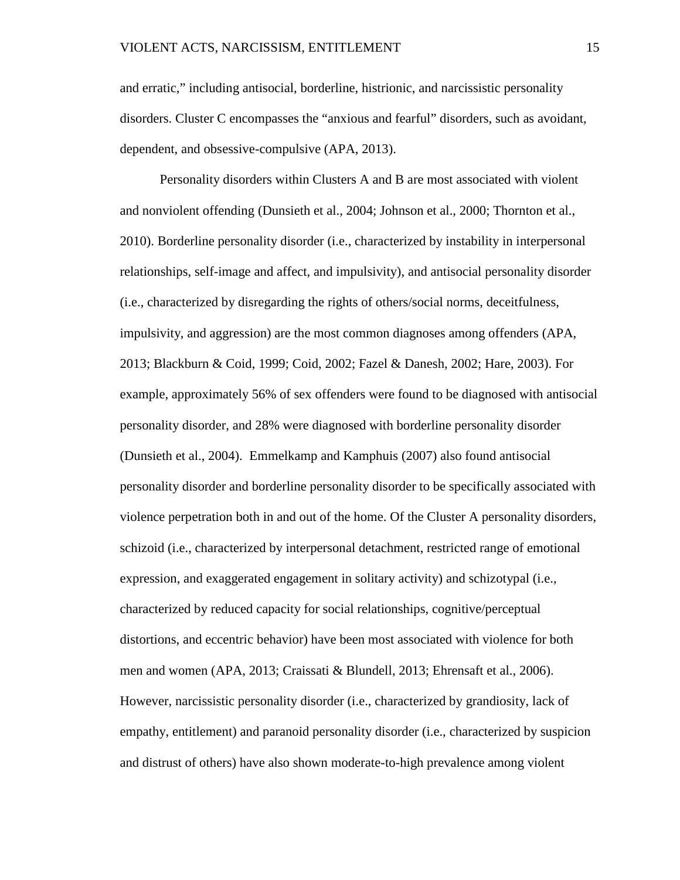and erratic," including antisocial, borderline, histrionic, and narcissistic personality disorders. Cluster C encompasses the "anxious and fearful" disorders, such as avoidant, dependent, and obsessive-compulsive (APA, 2013).

Personality disorders within Clusters A and B are most associated with violent and nonviolent offending (Dunsieth et al., 2004; Johnson et al., 2000; Thornton et al., 2010). Borderline personality disorder (i.e., characterized by instability in interpersonal relationships, self-image and affect, and impulsivity), and antisocial personality disorder (i.e., characterized by disregarding the rights of others/social norms, deceitfulness, impulsivity, and aggression) are the most common diagnoses among offenders (APA, 2013; Blackburn & Coid, 1999; Coid, 2002; Fazel & Danesh, 2002; Hare, 2003). For example, approximately 56% of sex offenders were found to be diagnosed with antisocial personality disorder, and 28% were diagnosed with borderline personality disorder (Dunsieth et al., 2004). Emmelkamp and Kamphuis (2007) also found antisocial personality disorder and borderline personality disorder to be specifically associated with violence perpetration both in and out of the home. Of the Cluster A personality disorders, schizoid (i.e., characterized by interpersonal detachment, restricted range of emotional expression, and exaggerated engagement in solitary activity) and schizotypal (i.e., characterized by reduced capacity for social relationships, cognitive/perceptual distortions, and eccentric behavior) have been most associated with violence for both men and women (APA, 2013; Craissati & Blundell, 2013; Ehrensaft et al., 2006). However, narcissistic personality disorder (i.e., characterized by grandiosity, lack of empathy, entitlement) and paranoid personality disorder (i.e., characterized by suspicion and distrust of others) have also shown moderate-to-high prevalence among violent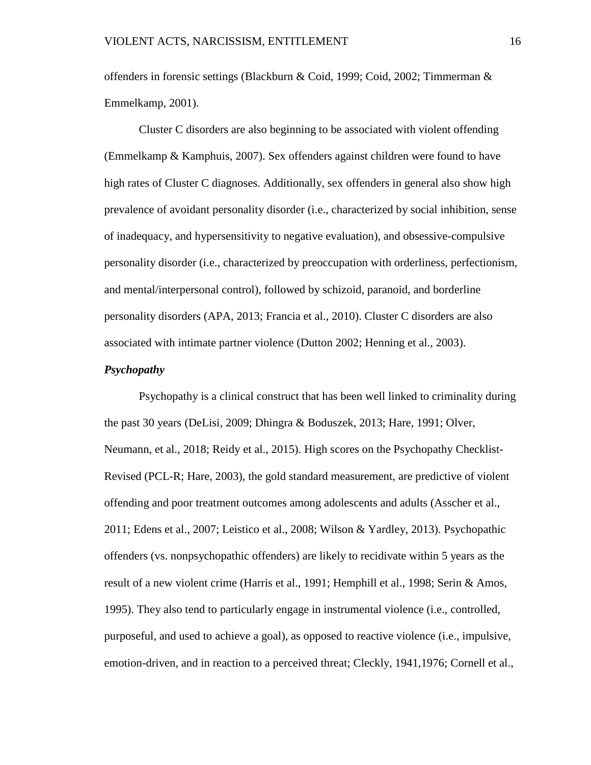offenders in forensic settings (Blackburn & Coid, 1999; Coid, 2002; Timmerman & Emmelkamp, 2001).

Cluster C disorders are also beginning to be associated with violent offending (Emmelkamp & Kamphuis, 2007). Sex offenders against children were found to have high rates of Cluster C diagnoses. Additionally, sex offenders in general also show high prevalence of avoidant personality disorder (i.e., characterized by social inhibition, sense of inadequacy, and hypersensitivity to negative evaluation), and obsessive-compulsive personality disorder (i.e., characterized by preoccupation with orderliness, perfectionism, and mental/interpersonal control), followed by schizoid, paranoid, and borderline personality disorders (APA, 2013; Francia et al., 2010). Cluster C disorders are also associated with intimate partner violence (Dutton 2002; Henning et al., 2003).

### *Psychopathy*

Psychopathy is a clinical construct that has been well linked to criminality during the past 30 years (DeLisi, 2009; Dhingra & Boduszek, 2013; Hare, 1991; Olver, Neumann, et al., 2018; Reidy et al., 2015). High scores on the Psychopathy Checklist-Revised (PCL-R; Hare, 2003), the gold standard measurement, are predictive of violent offending and poor treatment outcomes among adolescents and adults (Asscher et al., 2011; Edens et al., 2007; Leistico et al., 2008; Wilson & Yardley, 2013). Psychopathic offenders (vs. nonpsychopathic offenders) are likely to recidivate within 5 years as the result of a new violent crime (Harris et al., 1991; Hemphill et al., 1998; Serin & Amos, 1995). They also tend to particularly engage in instrumental violence (i.e., controlled, purposeful, and used to achieve a goal), as opposed to reactive violence (i.e., impulsive, emotion-driven, and in reaction to a perceived threat; Cleckly, 1941,1976; Cornell et al.,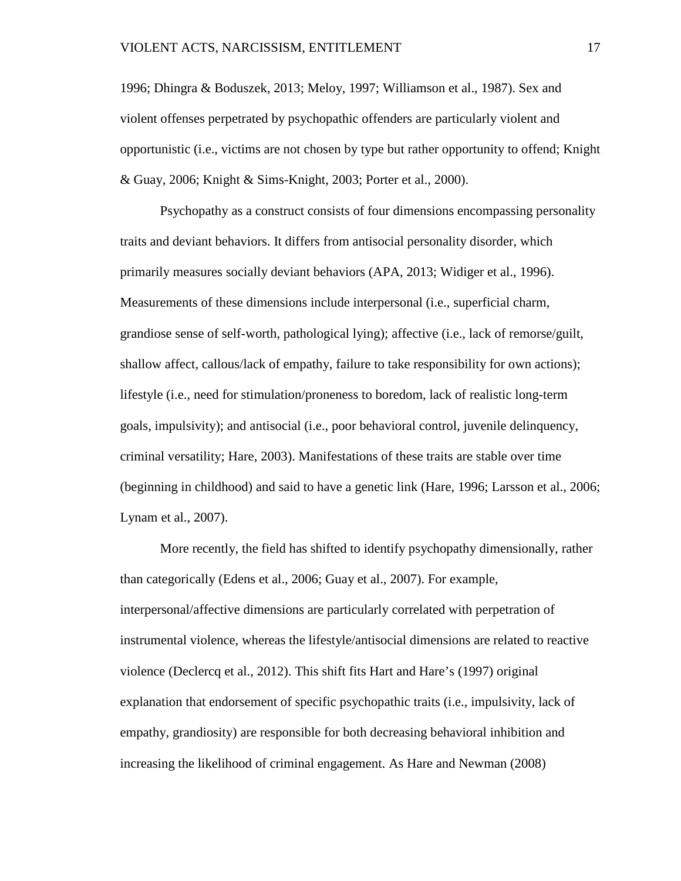1996; Dhingra & Boduszek, 2013; Meloy, 1997; Williamson et al., 1987). Sex and violent offenses perpetrated by psychopathic offenders are particularly violent and opportunistic (i.e., victims are not chosen by type but rather opportunity to offend; Knight & Guay, 2006; Knight & Sims-Knight, 2003; Porter et al., 2000).

Psychopathy as a construct consists of four dimensions encompassing personality traits and deviant behaviors. It differs from antisocial personality disorder, which primarily measures socially deviant behaviors (APA, 2013; Widiger et al., 1996). Measurements of these dimensions include interpersonal (i.e., superficial charm, grandiose sense of self-worth, pathological lying); affective (i.e., lack of remorse/guilt, shallow affect, callous/lack of empathy, failure to take responsibility for own actions); lifestyle (i.e., need for stimulation/proneness to boredom, lack of realistic long-term goals, impulsivity); and antisocial (i.e., poor behavioral control, juvenile delinquency, criminal versatility; Hare, 2003). Manifestations of these traits are stable over time (beginning in childhood) and said to have a genetic link (Hare, 1996; Larsson et al., 2006; Lynam et al., 2007).

More recently, the field has shifted to identify psychopathy dimensionally, rather than categorically (Edens et al., 2006; Guay et al., 2007). For example, interpersonal/affective dimensions are particularly correlated with perpetration of instrumental violence, whereas the lifestyle/antisocial dimensions are related to reactive violence (Declercq et al., 2012). This shift fits Hart and Hare's (1997) original explanation that endorsement of specific psychopathic traits (i.e., impulsivity, lack of empathy, grandiosity) are responsible for both decreasing behavioral inhibition and increasing the likelihood of criminal engagement. As Hare and Newman (2008)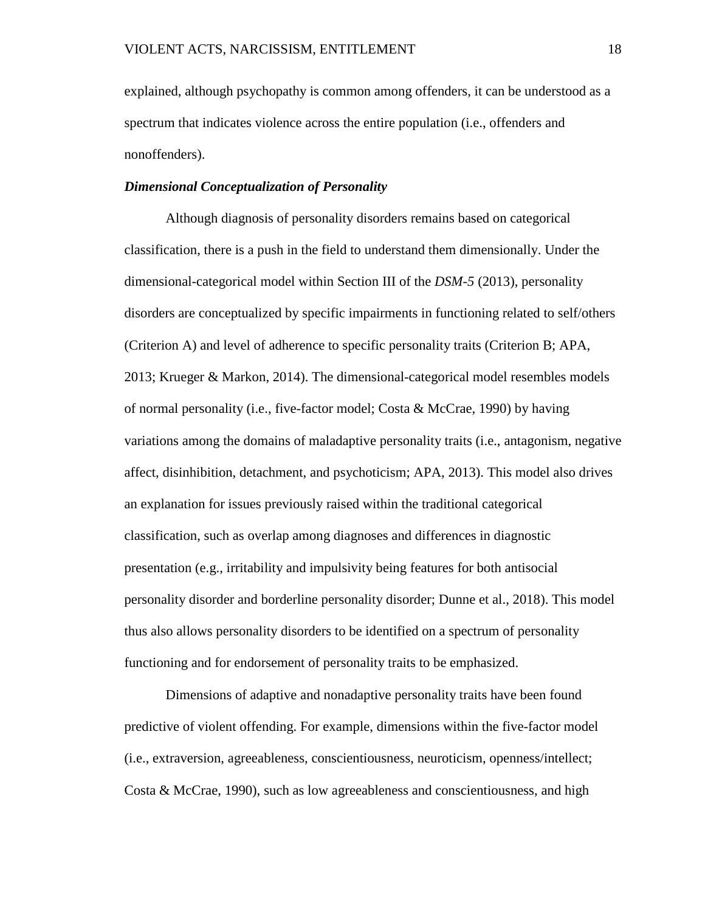explained, although psychopathy is common among offenders, it can be understood as a spectrum that indicates violence across the entire population (i.e., offenders and nonoffenders).

### ***Dimensional Conceptualization of Personality***

Although diagnosis of personality disorders remains based on categorical classification, there is a push in the field to understand them dimensionally. Under the dimensional-categorical model within Section III of the *DSM-5* (2013), personality disorders are conceptualized by specific impairments in functioning related to self/others (Criterion A) and level of adherence to specific personality traits (Criterion B; APA, 2013; Krueger & Markon, 2014). The dimensional-categorical model resembles models of normal personality (i.e., five-factor model; Costa & McCrae, 1990) by having variations among the domains of maladaptive personality traits (i.e., antagonism, negative affect, disinhibition, detachment, and psychoticism; APA, 2013). This model also drives an explanation for issues previously raised within the traditional categorical classification, such as overlap among diagnoses and differences in diagnostic presentation (e.g., irritability and impulsivity being features for both antisocial personality disorder and borderline personality disorder; Dunne et al., 2018). This model thus also allows personality disorders to be identified on a spectrum of personality functioning and for endorsement of personality traits to be emphasized.

Dimensions of adaptive and nonadaptive personality traits have been found predictive of violent offending. For example, dimensions within the five-factor model (i.e., extraversion, agreeableness, conscientiousness, neuroticism, openness/intellect; Costa & McCrae, 1990), such as low agreeableness and conscientiousness, and high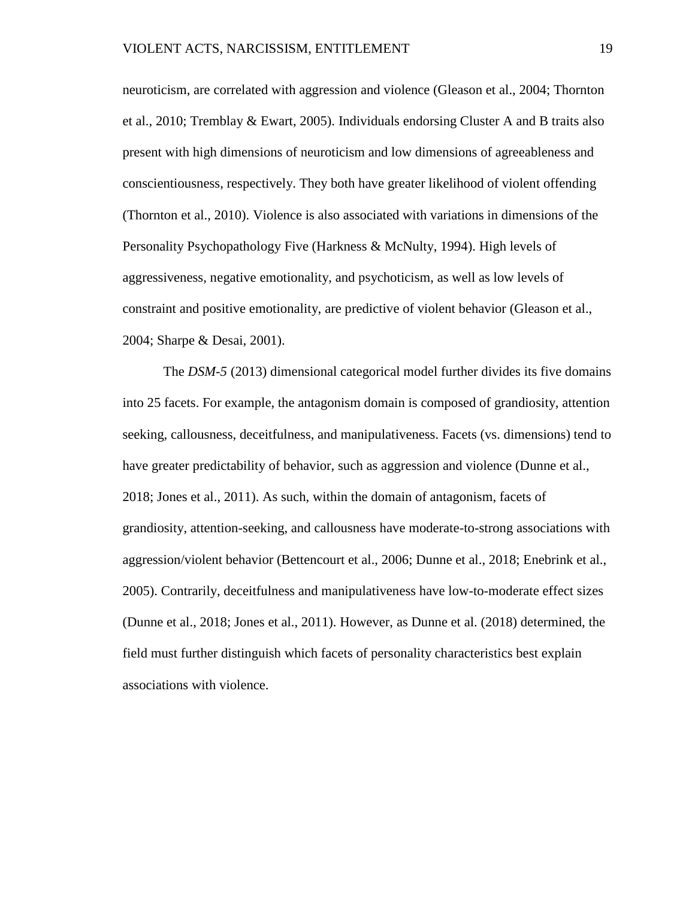neuroticism, are correlated with aggression and violence (Gleason et al., 2004; Thornton et al., 2010; Tremblay & Ewart, 2005). Individuals endorsing Cluster A and B traits also present with high dimensions of neuroticism and low dimensions of agreeableness and conscientiousness, respectively. They both have greater likelihood of violent offending (Thornton et al., 2010). Violence is also associated with variations in dimensions of the Personality Psychopathology Five (Harkness & McNulty, 1994). High levels of aggressiveness, negative emotionality, and psychoticism, as well as low levels of constraint and positive emotionality, are predictive of violent behavior (Gleason et al., 2004; Sharpe & Desai, 2001).

The *DSM-5* (2013) dimensional categorical model further divides its five domains into 25 facets. For example, the antagonism domain is composed of grandiosity, attention seeking, callousness, deceitfulness, and manipulativeness. Facets (vs. dimensions) tend to have greater predictability of behavior, such as aggression and violence (Dunne et al., 2018; Jones et al., 2011). As such, within the domain of antagonism, facets of grandiosity, attention-seeking, and callousness have moderate-to-strong associations with aggression/violent behavior (Bettencourt et al., 2006; Dunne et al., 2018; Enebrink et al., 2005). Contrarily, deceitfulness and manipulativeness have low-to-moderate effect sizes (Dunne et al., 2018; Jones et al., 2011). However, as Dunne et al. (2018) determined, the field must further distinguish which facets of personality characteristics best explain associations with violence.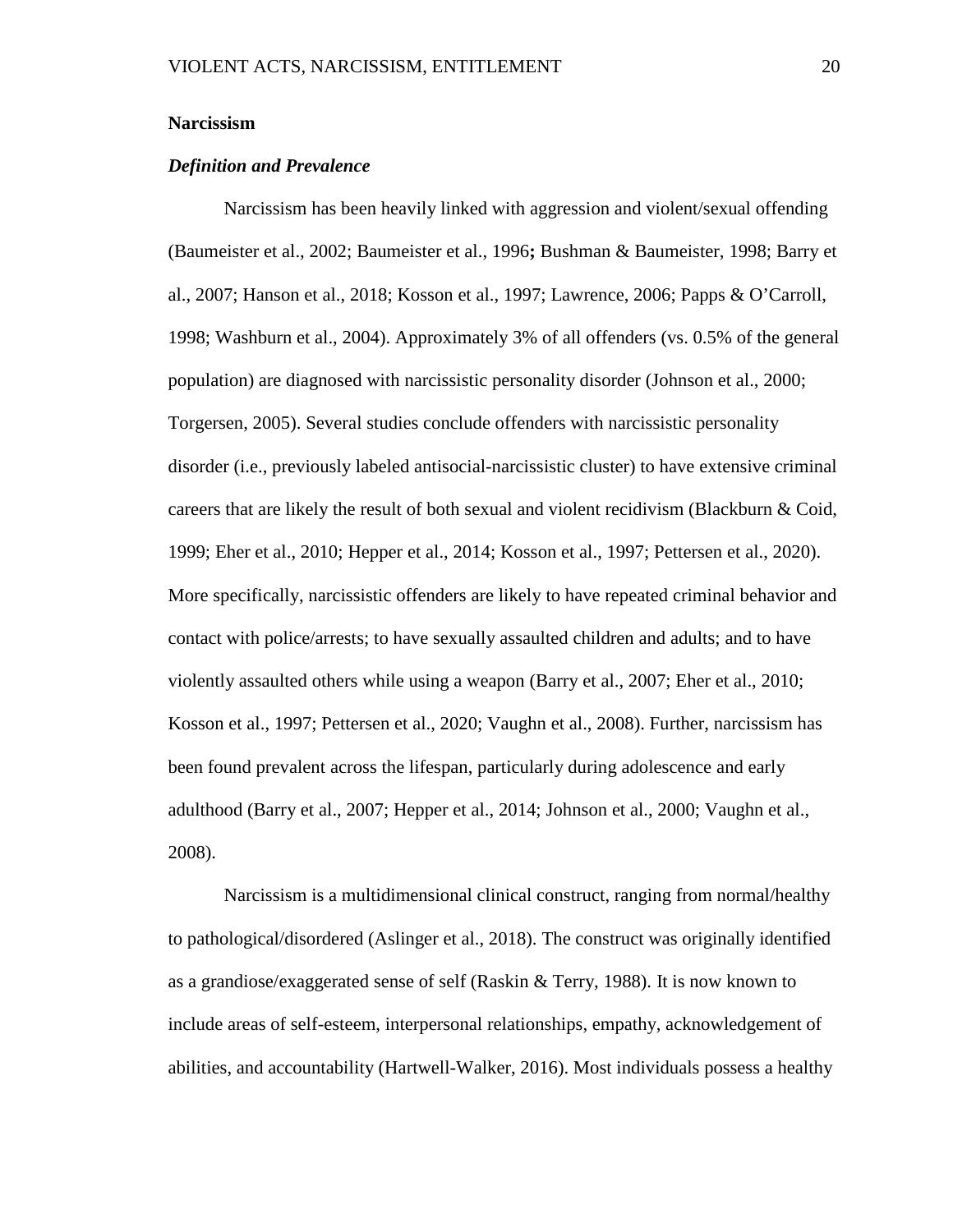## Narcissism

### *Definition and Prevalence*

Narcissism has been heavily linked with aggression and violent/sexual offending (Baumeister et al., 2002; Baumeister et al., 1996**;** Bushman & Baumeister, 1998; Barry et al., 2007; Hanson et al., 2018; Kosson et al., 1997; Lawrence, 2006; Papps & O'Carroll, 1998; Washburn et al., 2004). Approximately 3% of all offenders (vs. 0.5% of the general population) are diagnosed with narcissistic personality disorder (Johnson et al., 2000; Torgersen, 2005). Several studies conclude offenders with narcissistic personality disorder (i.e., previously labeled antisocial-narcissistic cluster) to have extensive criminal careers that are likely the result of both sexual and violent recidivism (Blackburn & Coid, 1999; Eher et al., 2010; Hepper et al., 2014; Kosson et al., 1997; Pettersen et al., 2020). More specifically, narcissistic offenders are likely to have repeated criminal behavior and contact with police/arrests; to have sexually assaulted children and adults; and to have violently assaulted others while using a weapon (Barry et al., 2007; Eher et al., 2010; Kosson et al., 1997; Pettersen et al., 2020; Vaughn et al., 2008). Further, narcissism has been found prevalent across the lifespan, particularly during adolescence and early adulthood (Barry et al., 2007; Hepper et al., 2014; Johnson et al., 2000; Vaughn et al., 2008).

Narcissism is a multidimensional clinical construct, ranging from normal/healthy to pathological/disordered (Aslinger et al., 2018). The construct was originally identified as a grandiose/exaggerated sense of self (Raskin & Terry, 1988). It is now known to include areas of self-esteem, interpersonal relationships, empathy, acknowledgement of abilities, and accountability (Hartwell-Walker, 2016). Most individuals possess a healthy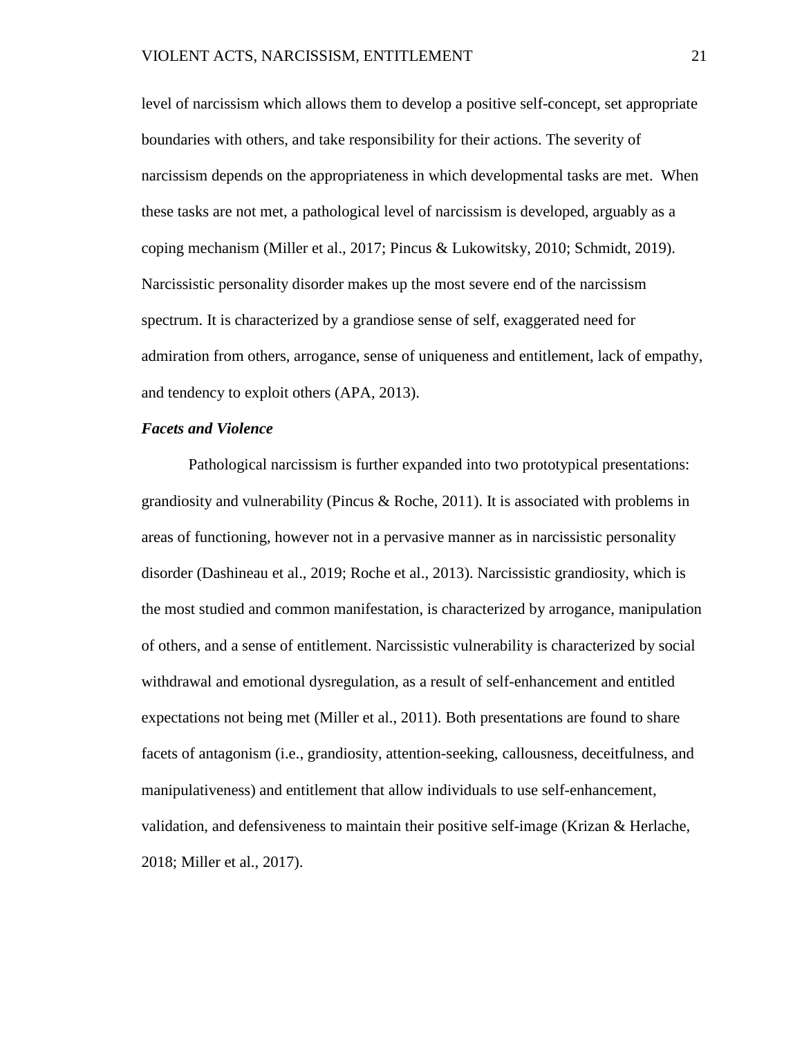level of narcissism which allows them to develop a positive self-concept, set appropriate boundaries with others, and take responsibility for their actions. The severity of narcissism depends on the appropriateness in which developmental tasks are met. When these tasks are not met, a pathological level of narcissism is developed, arguably as a coping mechanism (Miller et al., 2017; Pincus & Lukowitsky, 2010; Schmidt, 2019). Narcissistic personality disorder makes up the most severe end of the narcissism spectrum. It is characterized by a grandiose sense of self, exaggerated need for admiration from others, arrogance, sense of uniqueness and entitlement, lack of empathy, and tendency to exploit others (APA, 2013).

### ***Facets and Violence***

Pathological narcissism is further expanded into two prototypical presentations: grandiosity and vulnerability (Pincus & Roche, 2011). It is associated with problems in areas of functioning, however not in a pervasive manner as in narcissistic personality disorder (Dashineau et al., 2019; Roche et al., 2013). Narcissistic grandiosity, which is the most studied and common manifestation, is characterized by arrogance, manipulation of others, and a sense of entitlement. Narcissistic vulnerability is characterized by social withdrawal and emotional dysregulation, as a result of self-enhancement and entitled expectations not being met (Miller et al., 2011). Both presentations are found to share facets of antagonism (i.e., grandiosity, attention-seeking, callousness, deceitfulness, and manipulativeness) and entitlement that allow individuals to use self-enhancement, validation, and defensiveness to maintain their positive self-image (Krizan & Herlache, 2018; Miller et al., 2017).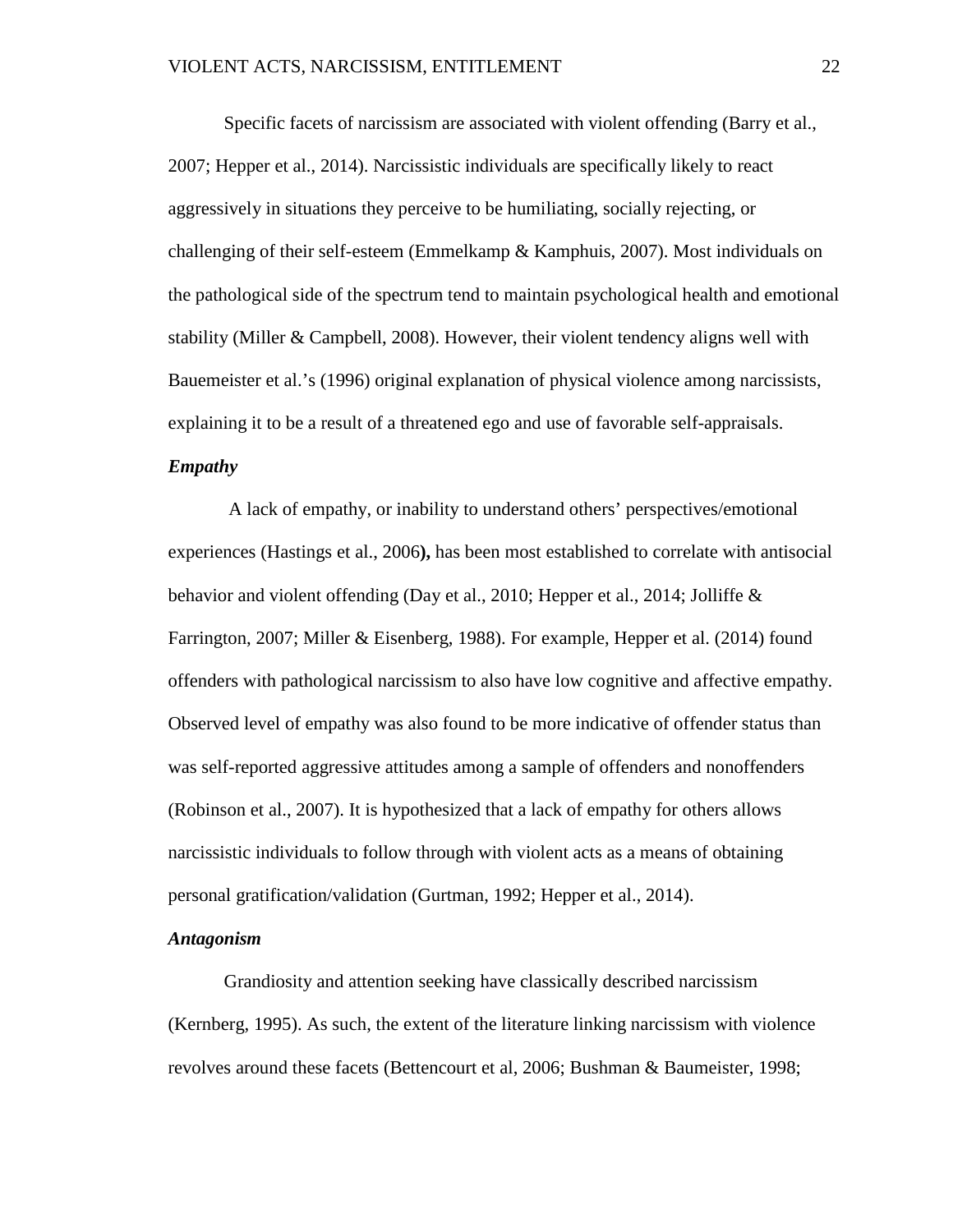Specific facets of narcissism are associated with violent offending (Barry et al., 2007; Hepper et al., 2014). Narcissistic individuals are specifically likely to react aggressively in situations they perceive to be humiliating, socially rejecting, or challenging of their self-esteem (Emmelkamp & Kamphuis, 2007). Most individuals on the pathological side of the spectrum tend to maintain psychological health and emotional stability (Miller & Campbell, 2008). However, their violent tendency aligns well with Bauemeister et al.'s (1996) original explanation of physical violence among narcissists, explaining it to be a result of a threatened ego and use of favorable self-appraisals.

### *Empathy*

A lack of empathy, or inability to understand others' perspectives/emotional experiences (Hastings et al., 2006**),** has been most established to correlate with antisocial behavior and violent offending (Day et al., 2010; Hepper et al., 2014; Jolliffe & Farrington, 2007; Miller & Eisenberg, 1988). For example, Hepper et al. (2014) found offenders with pathological narcissism to also have low cognitive and affective empathy. Observed level of empathy was also found to be more indicative of offender status than was self-reported aggressive attitudes among a sample of offenders and nonoffenders (Robinson et al., 2007). It is hypothesized that a lack of empathy for others allows narcissistic individuals to follow through with violent acts as a means of obtaining personal gratification/validation (Gurtman, 1992; Hepper et al., 2014).

### *Antagonism*

Grandiosity and attention seeking have classically described narcissism (Kernberg, 1995). As such, the extent of the literature linking narcissism with violence revolves around these facets (Bettencourt et al, 2006; Bushman & Baumeister, 1998;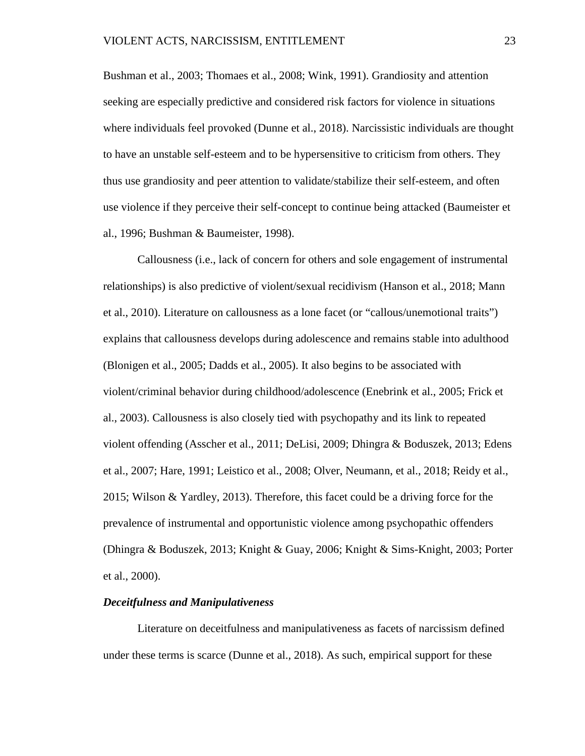Bushman et al., 2003; Thomaes et al., 2008; Wink, 1991). Grandiosity and attention seeking are especially predictive and considered risk factors for violence in situations where individuals feel provoked (Dunne et al., 2018). Narcissistic individuals are thought to have an unstable self-esteem and to be hypersensitive to criticism from others. They thus use grandiosity and peer attention to validate/stabilize their self-esteem, and often use violence if they perceive their self-concept to continue being attacked (Baumeister et al., 1996; Bushman & Baumeister, 1998).

Callousness (i.e., lack of concern for others and sole engagement of instrumental relationships) is also predictive of violent/sexual recidivism (Hanson et al., 2018; Mann et al., 2010). Literature on callousness as a lone facet (or "callous/unemotional traits") explains that callousness develops during adolescence and remains stable into adulthood (Blonigen et al., 2005; Dadds et al., 2005). It also begins to be associated with violent/criminal behavior during childhood/adolescence (Enebrink et al., 2005; Frick et al., 2003). Callousness is also closely tied with psychopathy and its link to repeated violent offending (Asscher et al., 2011; DeLisi, 2009; Dhingra & Boduszek, 2013; Edens et al., 2007; Hare, 1991; Leistico et al., 2008; Olver, Neumann, et al., 2018; Reidy et al., 2015; Wilson & Yardley, 2013). Therefore, this facet could be a driving force for the prevalence of instrumental and opportunistic violence among psychopathic offenders (Dhingra & Boduszek, 2013; Knight & Guay, 2006; Knight & Sims-Knight, 2003; Porter et al., 2000).

### *Deceitfulness and Manipulativeness*

Literature on deceitfulness and manipulativeness as facets of narcissism defined under these terms is scarce (Dunne et al., 2018). As such, empirical support for these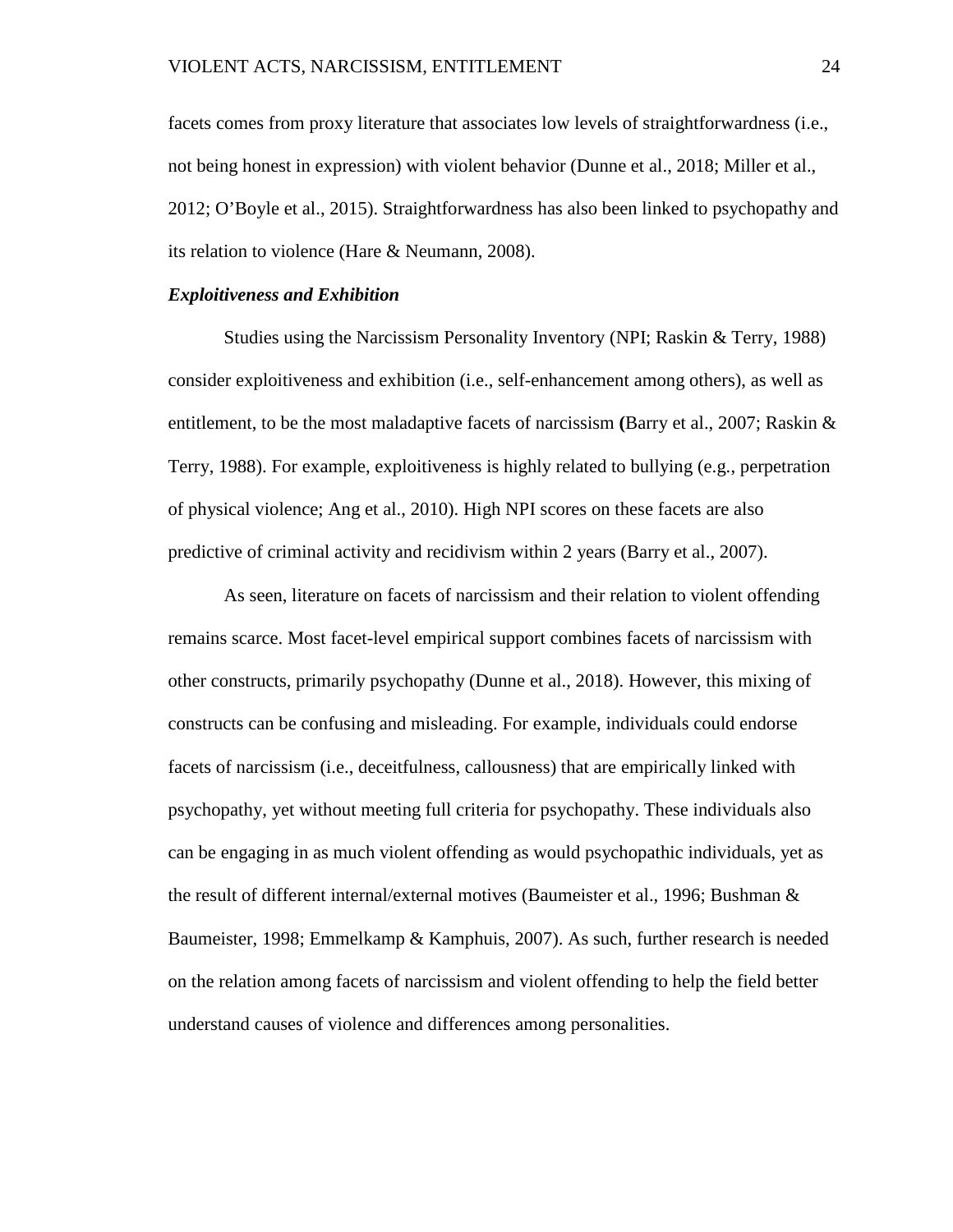facets comes from proxy literature that associates low levels of straightforwardness (i.e., not being honest in expression) with violent behavior (Dunne et al., 2018; Miller et al., 2012; O'Boyle et al., 2015). Straightforwardness has also been linked to psychopathy and its relation to violence (Hare & Neumann, 2008).

### *Exploitiveness and Exhibition*

Studies using the Narcissism Personality Inventory (NPI; Raskin & Terry, 1988) consider exploitiveness and exhibition (i.e., self-enhancement among others), as well as entitlement, to be the most maladaptive facets of narcissism **(**Barry et al., 2007; Raskin & Terry, 1988). For example, exploitiveness is highly related to bullying (e.g., perpetration of physical violence; Ang et al., 2010). High NPI scores on these facets are also predictive of criminal activity and recidivism within 2 years (Barry et al., 2007).

As seen, literature on facets of narcissism and their relation to violent offending remains scarce. Most facet-level empirical support combines facets of narcissism with other constructs, primarily psychopathy (Dunne et al., 2018). However, this mixing of constructs can be confusing and misleading. For example, individuals could endorse facets of narcissism (i.e., deceitfulness, callousness) that are empirically linked with psychopathy, yet without meeting full criteria for psychopathy. These individuals also can be engaging in as much violent offending as would psychopathic individuals, yet as the result of different internal/external motives (Baumeister et al., 1996; Bushman & Baumeister, 1998; Emmelkamp & Kamphuis, 2007). As such, further research is needed on the relation among facets of narcissism and violent offending to help the field better understand causes of violence and differences among personalities.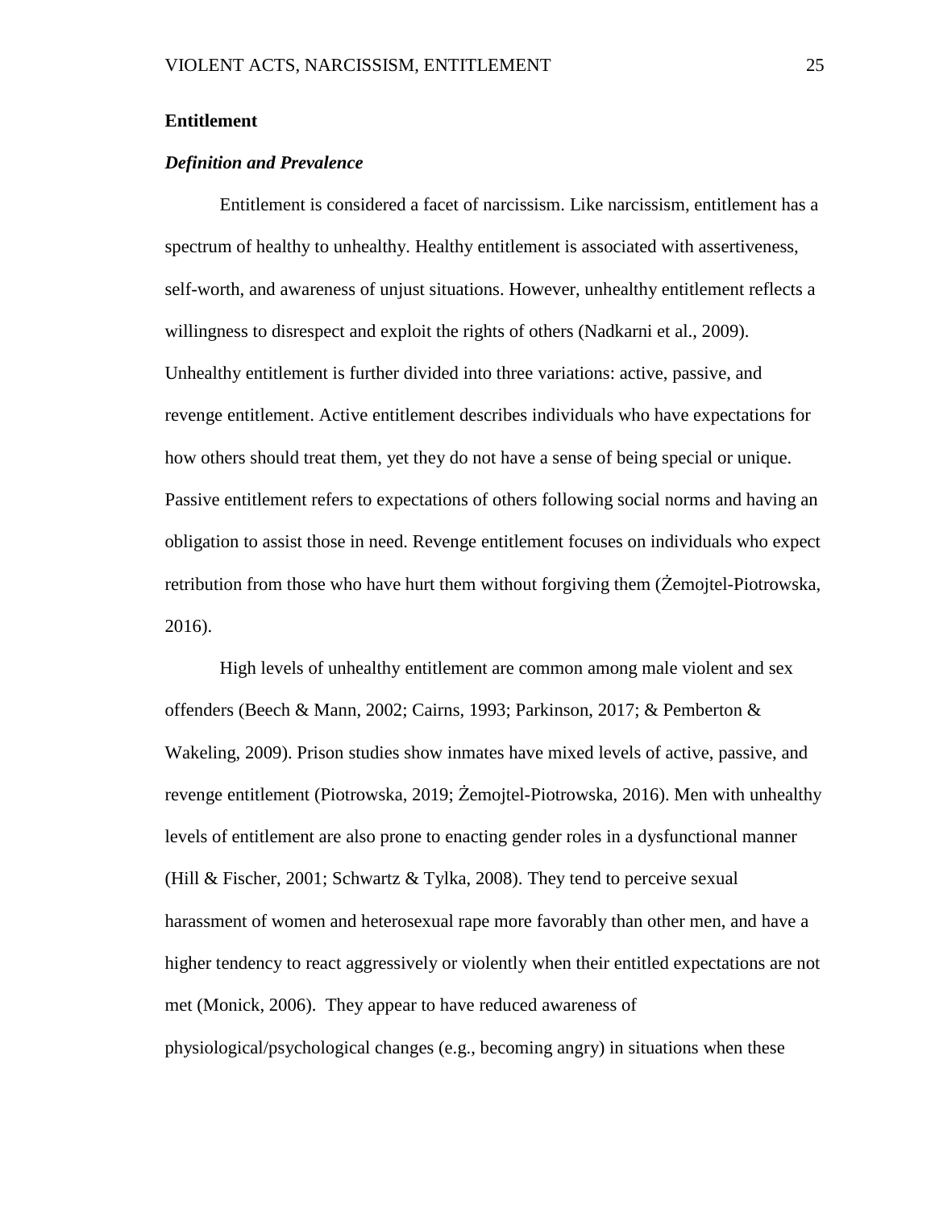## Entitlement

### *Definition and Prevalence*

Entitlement is considered a facet of narcissism. Like narcissism, entitlement has a spectrum of healthy to unhealthy. Healthy entitlement is associated with assertiveness, self-worth, and awareness of unjust situations. However, unhealthy entitlement reflects a willingness to disrespect and exploit the rights of others (Nadkarni et al., 2009). Unhealthy entitlement is further divided into three variations: active, passive, and revenge entitlement. Active entitlement describes individuals who have expectations for how others should treat them, yet they do not have a sense of being special or unique. Passive entitlement refers to expectations of others following social norms and having an obligation to assist those in need. Revenge entitlement focuses on individuals who expect retribution from those who have hurt them without forgiving them (Żemojtel-Piotrowska, 2016).

High levels of unhealthy entitlement are common among male violent and sex offenders (Beech & Mann, 2002; Cairns, 1993; Parkinson, 2017; & Pemberton & Wakeling, 2009). Prison studies show inmates have mixed levels of active, passive, and revenge entitlement (Piotrowska, 2019; Żemojtel-Piotrowska, 2016). Men with unhealthy levels of entitlement are also prone to enacting gender roles in a dysfunctional manner (Hill & Fischer, 2001; Schwartz & Tylka, 2008). They tend to perceive sexual harassment of women and heterosexual rape more favorably than other men, and have a higher tendency to react aggressively or violently when their entitled expectations are not met (Monick, 2006). They appear to have reduced awareness of physiological/psychological changes (e.g., becoming angry) in situations when these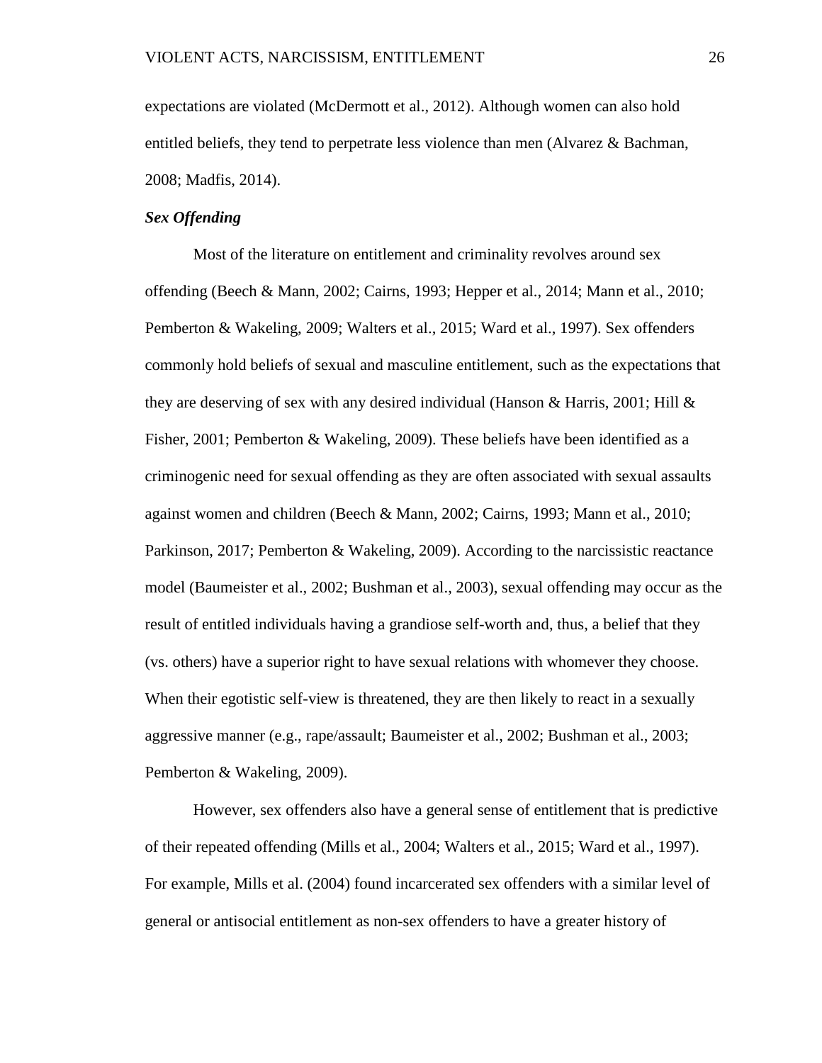expectations are violated (McDermott et al., 2012). Although women can also hold entitled beliefs, they tend to perpetrate less violence than men (Alvarez & Bachman, 2008; Madfis, 2014).

### ***Sex Offending***

Most of the literature on entitlement and criminality revolves around sex offending (Beech & Mann, 2002; Cairns, 1993; Hepper et al., 2014; Mann et al., 2010; Pemberton & Wakeling, 2009; Walters et al., 2015; Ward et al., 1997). Sex offenders commonly hold beliefs of sexual and masculine entitlement, such as the expectations that they are deserving of sex with any desired individual (Hanson & Harris, 2001; Hill & Fisher, 2001; Pemberton & Wakeling, 2009). These beliefs have been identified as a criminogenic need for sexual offending as they are often associated with sexual assaults against women and children (Beech & Mann, 2002; Cairns, 1993; Mann et al., 2010; Parkinson, 2017; Pemberton & Wakeling, 2009). According to the narcissistic reactance model (Baumeister et al., 2002; Bushman et al., 2003), sexual offending may occur as the result of entitled individuals having a grandiose self-worth and, thus, a belief that they (vs. others) have a superior right to have sexual relations with whomever they choose. When their egotistic self-view is threatened, they are then likely to react in a sexually aggressive manner (e.g., rape/assault; Baumeister et al., 2002; Bushman et al., 2003; Pemberton & Wakeling, 2009).

However, sex offenders also have a general sense of entitlement that is predictive of their repeated offending (Mills et al., 2004; Walters et al., 2015; Ward et al., 1997). For example, Mills et al. (2004) found incarcerated sex offenders with a similar level of general or antisocial entitlement as non-sex offenders to have a greater history of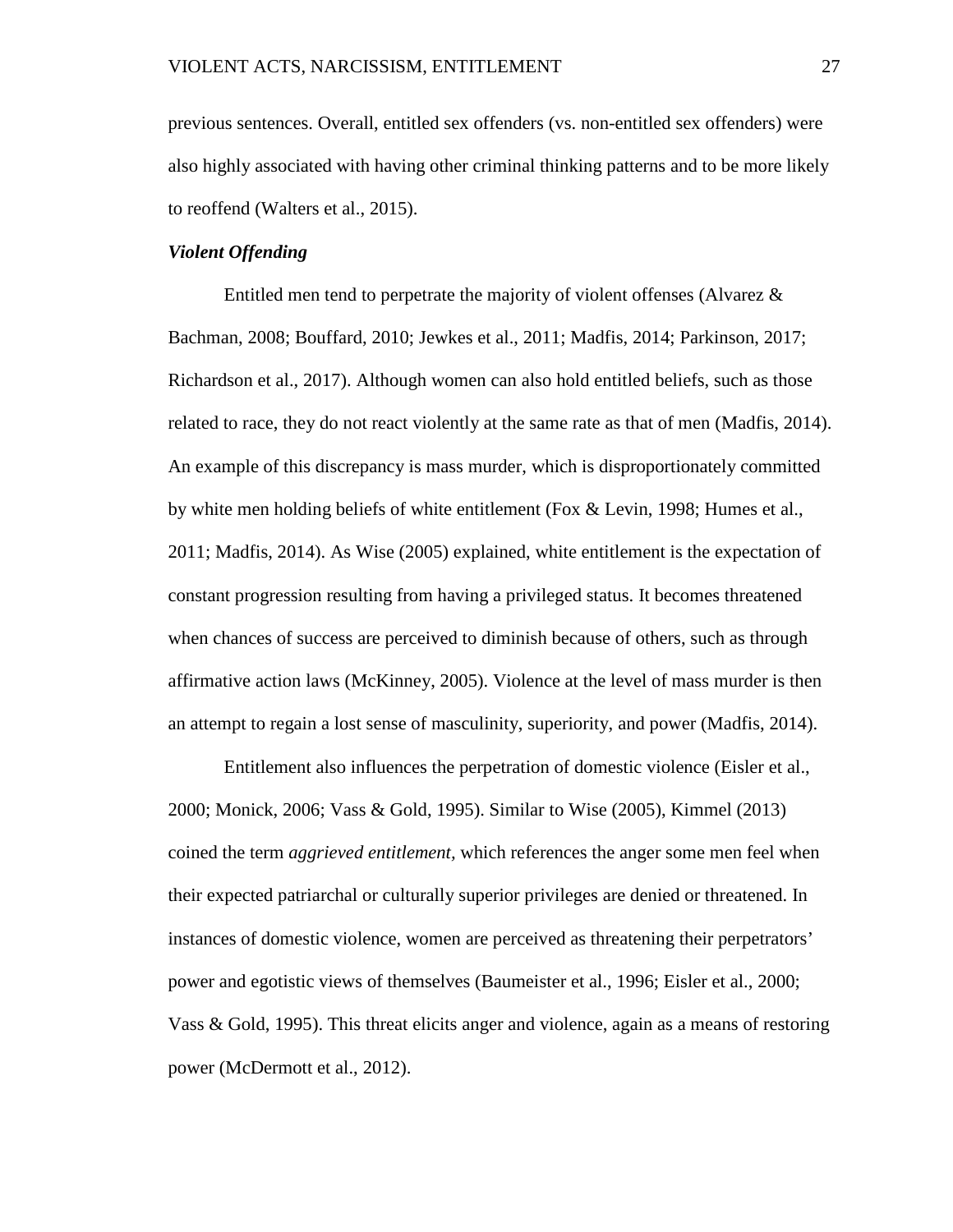previous sentences. Overall, entitled sex offenders (vs. non-entitled sex offenders) were also highly associated with having other criminal thinking patterns and to be more likely to reoffend (Walters et al., 2015).

### ***Violent Offending***

Entitled men tend to perpetrate the majority of violent offenses (Alvarez & Bachman, 2008; Bouffard, 2010; Jewkes et al., 2011; Madfis, 2014; Parkinson, 2017; Richardson et al., 2017). Although women can also hold entitled beliefs, such as those related to race, they do not react violently at the same rate as that of men (Madfis, 2014). An example of this discrepancy is mass murder, which is disproportionately committed by white men holding beliefs of white entitlement (Fox & Levin, 1998; Humes et al., 2011; Madfis, 2014). As Wise (2005) explained, white entitlement is the expectation of constant progression resulting from having a privileged status. It becomes threatened when chances of success are perceived to diminish because of others, such as through affirmative action laws (McKinney, 2005). Violence at the level of mass murder is then an attempt to regain a lost sense of masculinity, superiority, and power (Madfis, 2014).

Entitlement also influences the perpetration of domestic violence (Eisler et al., 2000; Monick, 2006; Vass & Gold, 1995). Similar to Wise (2005), Kimmel (2013) coined the term *aggrieved entitlement*, which references the anger some men feel when their expected patriarchal or culturally superior privileges are denied or threatened. In instances of domestic violence, women are perceived as threatening their perpetrators' power and egotistic views of themselves (Baumeister et al., 1996; Eisler et al., 2000; Vass & Gold, 1995). This threat elicits anger and violence, again as a means of restoring power (McDermott et al., 2012).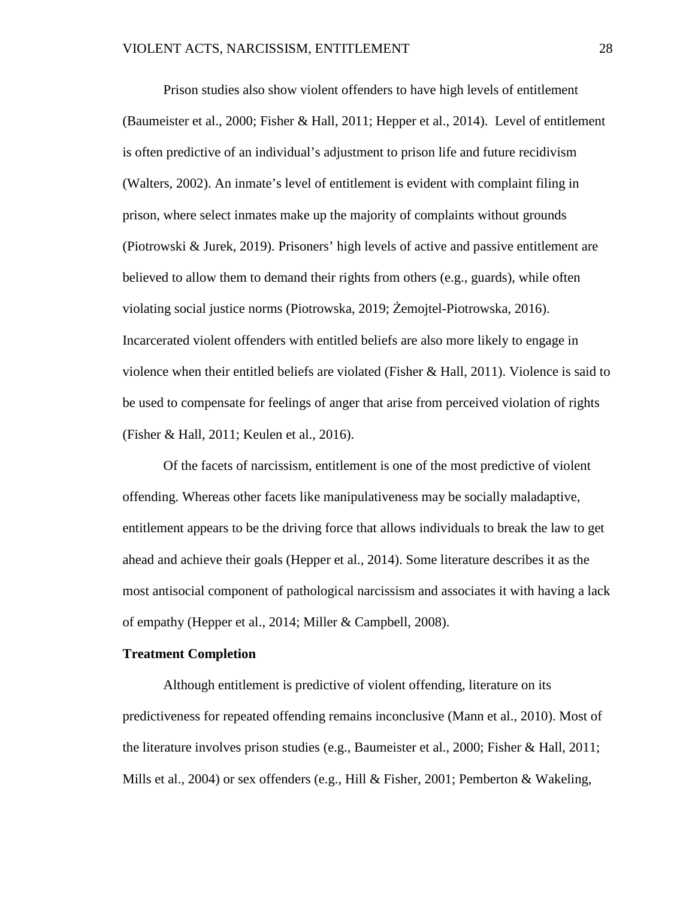Prison studies also show violent offenders to have high levels of entitlement (Baumeister et al., 2000; Fisher & Hall, 2011; Hepper et al., 2014). Level of entitlement is often predictive of an individual's adjustment to prison life and future recidivism (Walters, 2002). An inmate's level of entitlement is evident with complaint filing in prison, where select inmates make up the majority of complaints without grounds (Piotrowski & Jurek, 2019). Prisoners' high levels of active and passive entitlement are believed to allow them to demand their rights from others (e.g., guards), while often violating social justice norms (Piotrowska, 2019; Żemojtel-Piotrowska, 2016). Incarcerated violent offenders with entitled beliefs are also more likely to engage in violence when their entitled beliefs are violated (Fisher & Hall, 2011). Violence is said to be used to compensate for feelings of anger that arise from perceived violation of rights (Fisher & Hall, 2011; Keulen et al., 2016).

Of the facets of narcissism, entitlement is one of the most predictive of violent offending. Whereas other facets like manipulativeness may be socially maladaptive, entitlement appears to be the driving force that allows individuals to break the law to get ahead and achieve their goals (Hepper et al., 2014). Some literature describes it as the most antisocial component of pathological narcissism and associates it with having a lack of empathy (Hepper et al., 2014; Miller & Campbell, 2008).

**Treatment Completion**

Although entitlement is predictive of violent offending, literature on its predictiveness for repeated offending remains inconclusive (Mann et al., 2010). Most of the literature involves prison studies (e.g., Baumeister et al., 2000; Fisher & Hall, 2011; Mills et al., 2004) or sex offenders (e.g., Hill & Fisher, 2001; Pemberton & Wakeling,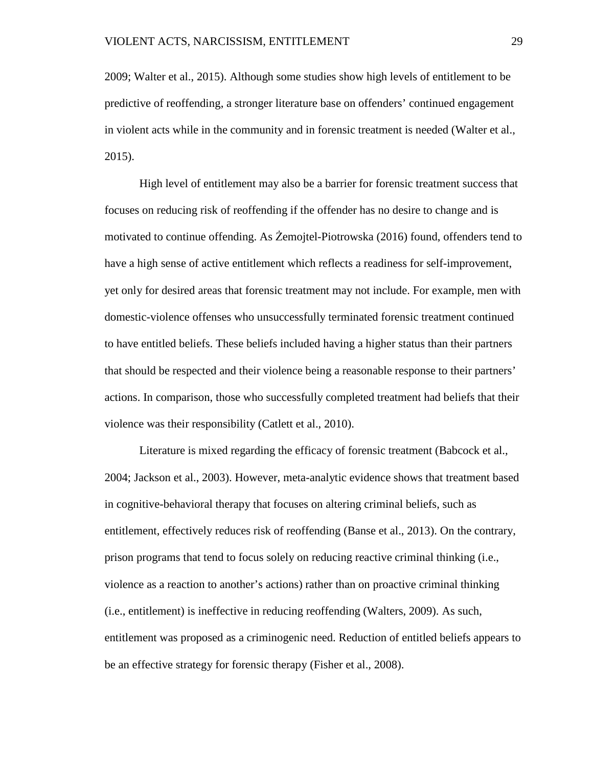2009; Walter et al., 2015). Although some studies show high levels of entitlement to be predictive of reoffending, a stronger literature base on offenders' continued engagement in violent acts while in the community and in forensic treatment is needed (Walter et al., 2015).

High level of entitlement may also be a barrier for forensic treatment success that focuses on reducing risk of reoffending if the offender has no desire to change and is motivated to continue offending. As Żemojtel-Piotrowska (2016) found, offenders tend to have a high sense of active entitlement which reflects a readiness for self-improvement, yet only for desired areas that forensic treatment may not include. For example, men with domestic-violence offenses who unsuccessfully terminated forensic treatment continued to have entitled beliefs. These beliefs included having a higher status than their partners that should be respected and their violence being a reasonable response to their partners' actions. In comparison, those who successfully completed treatment had beliefs that their violence was their responsibility (Catlett et al., 2010).

Literature is mixed regarding the efficacy of forensic treatment (Babcock et al., 2004; Jackson et al., 2003). However, meta-analytic evidence shows that treatment based in cognitive-behavioral therapy that focuses on altering criminal beliefs, such as entitlement, effectively reduces risk of reoffending (Banse et al., 2013). On the contrary, prison programs that tend to focus solely on reducing reactive criminal thinking (i.e., violence as a reaction to another's actions) rather than on proactive criminal thinking (i.e., entitlement) is ineffective in reducing reoffending (Walters, 2009). As such, entitlement was proposed as a criminogenic need. Reduction of entitled beliefs appears to be an effective strategy for forensic therapy (Fisher et al., 2008).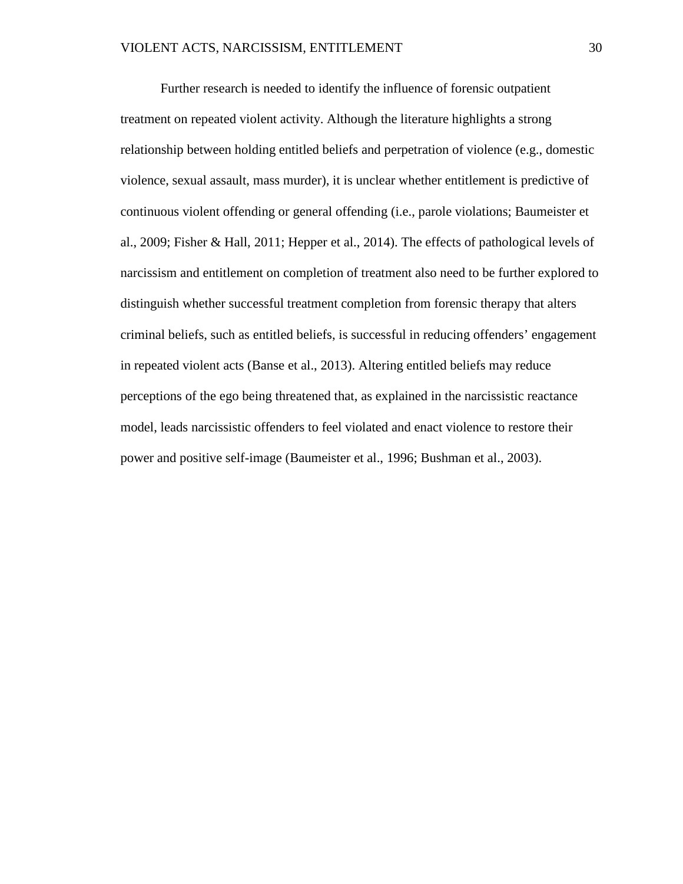Further research is needed to identify the influence of forensic outpatient treatment on repeated violent activity. Although the literature highlights a strong relationship between holding entitled beliefs and perpetration of violence (e.g., domestic violence, sexual assault, mass murder), it is unclear whether entitlement is predictive of continuous violent offending or general offending (i.e., parole violations; Baumeister et al., 2009; Fisher & Hall, 2011; Hepper et al., 2014). The effects of pathological levels of narcissism and entitlement on completion of treatment also need to be further explored to distinguish whether successful treatment completion from forensic therapy that alters criminal beliefs, such as entitled beliefs, is successful in reducing offenders' engagement in repeated violent acts (Banse et al., 2013). Altering entitled beliefs may reduce perceptions of the ego being threatened that, as explained in the narcissistic reactance model, leads narcissistic offenders to feel violated and enact violence to restore their power and positive self-image (Baumeister et al., 1996; Bushman et al., 2003).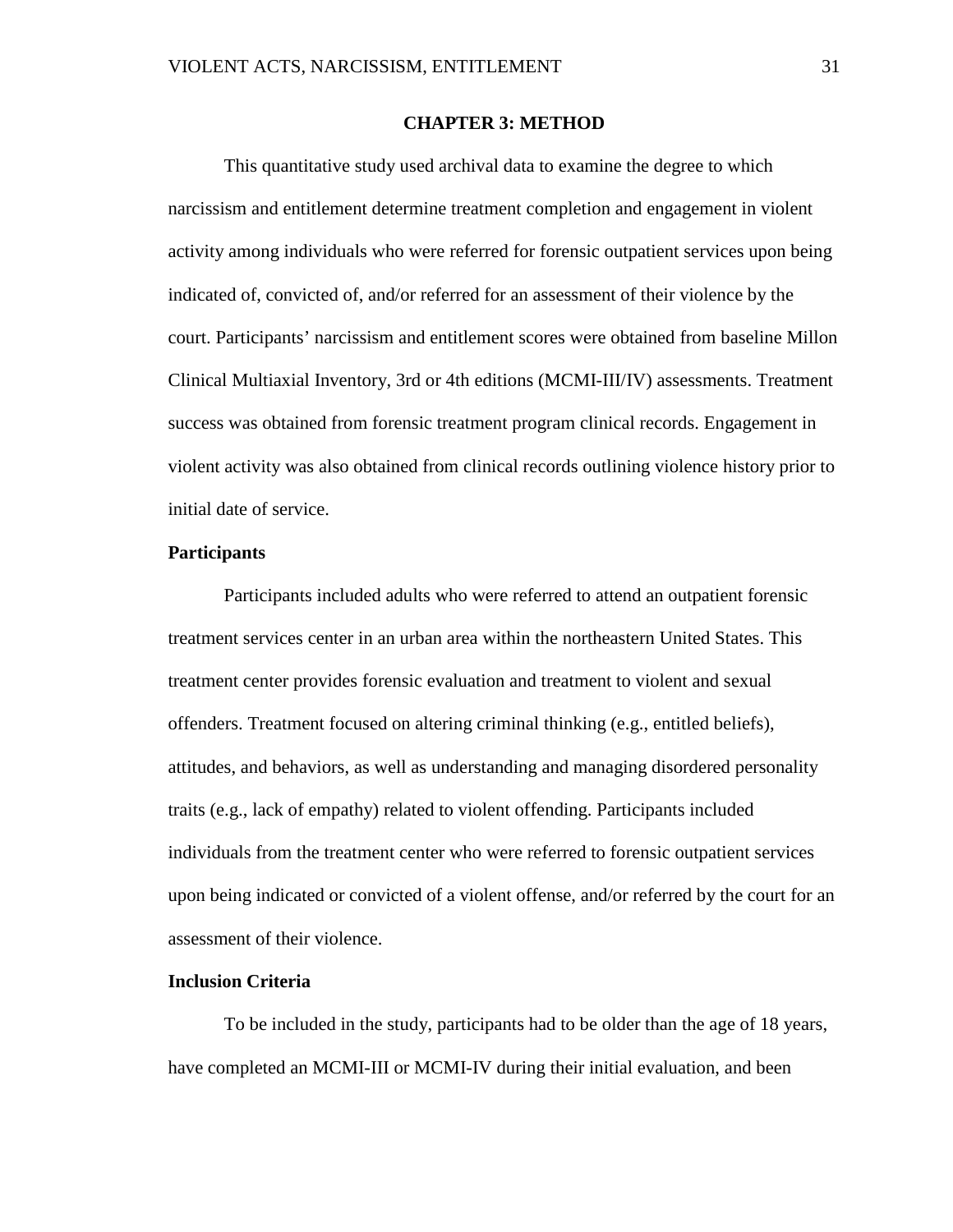# CHAPTER 3: METHOD

This quantitative study used archival data to examine the degree to which narcissism and entitlement determine treatment completion and engagement in violent activity among individuals who were referred for forensic outpatient services upon being indicated of, convicted of, and/or referred for an assessment of their violence by the court. Participants' narcissism and entitlement scores were obtained from baseline Millon Clinical Multiaxial Inventory, 3rd or 4th editions (MCMI-III/IV) assessments. Treatment success was obtained from forensic treatment program clinical records. Engagement in violent activity was also obtained from clinical records outlining violence history prior to initial date of service.

## Participants

Participants included adults who were referred to attend an outpatient forensic treatment services center in an urban area within the northeastern United States. This treatment center provides forensic evaluation and treatment to violent and sexual offenders. Treatment focused on altering criminal thinking (e.g., entitled beliefs), attitudes, and behaviors, as well as understanding and managing disordered personality traits (e.g., lack of empathy) related to violent offending. Participants included individuals from the treatment center who were referred to forensic outpatient services upon being indicated or convicted of a violent offense, and/or referred by the court for an assessment of their violence.

## Inclusion Criteria

To be included in the study, participants had to be older than the age of 18 years, have completed an MCMI-III or MCMI-IV during their initial evaluation, and been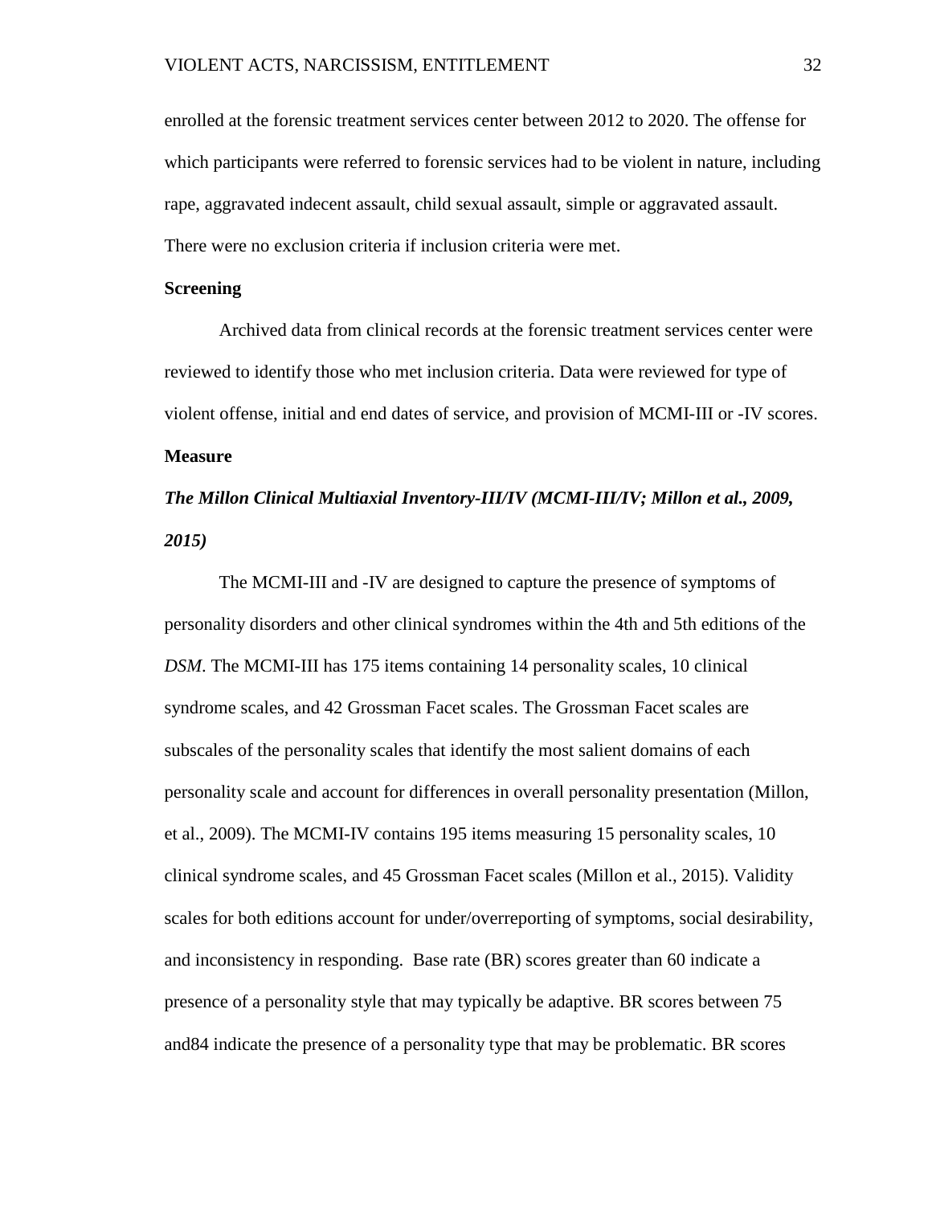enrolled at the forensic treatment services center between 2012 to 2020. The offense for which participants were referred to forensic services had to be violent in nature, including rape, aggravated indecent assault, child sexual assault, simple or aggravated assault. There were no exclusion criteria if inclusion criteria were met.

## Screening

Archived data from clinical records at the forensic treatment services center were reviewed to identify those who met inclusion criteria. Data were reviewed for type of violent offense, initial and end dates of service, and provision of MCMI-III or -IV scores.

## Measure

### *The Millon Clinical Multiaxial Inventory-III/IV (MCMI-III/IV; Millon et al., 2009, 2015)*

The MCMI-III and -IV are designed to capture the presence of symptoms of personality disorders and other clinical syndromes within the 4th and 5th editions of the *DSM*. The MCMI-III has 175 items containing 14 personality scales, 10 clinical syndrome scales, and 42 Grossman Facet scales. The Grossman Facet scales are subscales of the personality scales that identify the most salient domains of each personality scale and account for differences in overall personality presentation (Millon, et al., 2009). The MCMI-IV contains 195 items measuring 15 personality scales, 10 clinical syndrome scales, and 45 Grossman Facet scales (Millon et al., 2015). Validity scales for both editions account for under/overreporting of symptoms, social desirability, and inconsistency in responding.  Base rate (BR) scores greater than 60 indicate a presence of a personality style that may typically be adaptive. BR scores between 75 and84 indicate the presence of a personality type that may be problematic. BR scores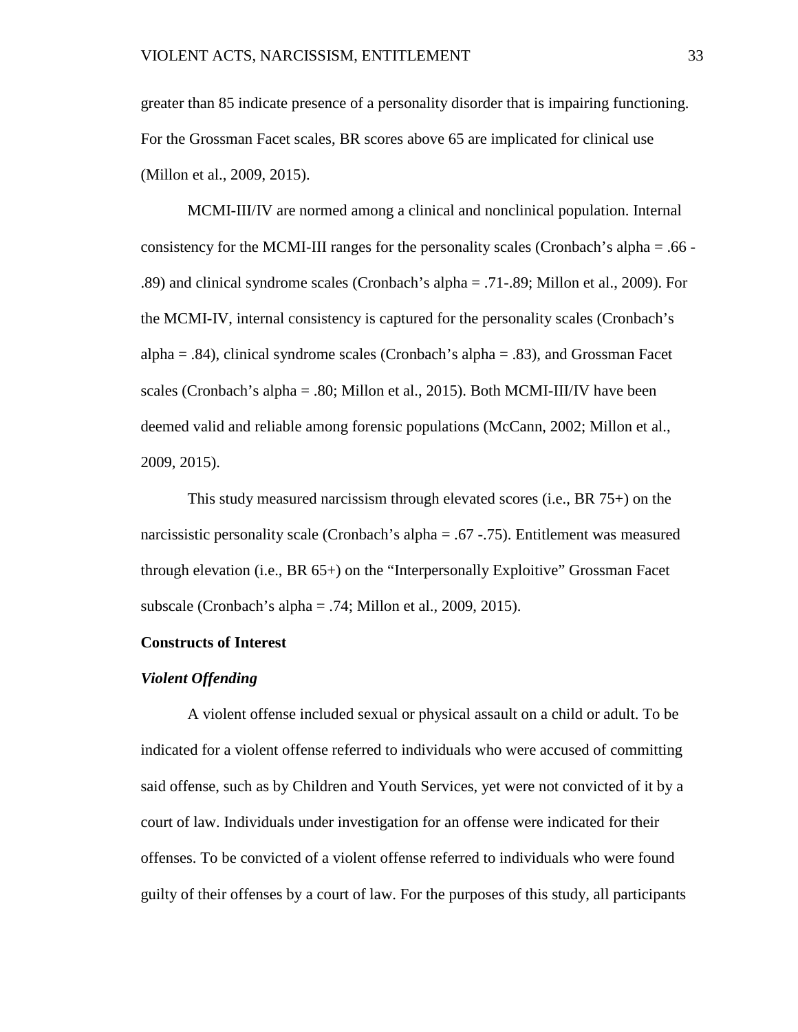greater than 85 indicate presence of a personality disorder that is impairing functioning. For the Grossman Facet scales, BR scores above 65 are implicated for clinical use (Millon et al., 2009, 2015).

MCMI-III/IV are normed among a clinical and nonclinical population. Internal consistency for the MCMI-III ranges for the personality scales (Cronbach's alpha = .66 - .89) and clinical syndrome scales (Cronbach's alpha = .71-.89; Millon et al., 2009). For the MCMI-IV, internal consistency is captured for the personality scales (Cronbach's alpha = .84), clinical syndrome scales (Cronbach's alpha = .83), and Grossman Facet scales (Cronbach's alpha = .80; Millon et al., 2015). Both MCMI-III/IV have been deemed valid and reliable among forensic populations (McCann, 2002; Millon et al., 2009, 2015).

This study measured narcissism through elevated scores (i.e., BR 75+) on the narcissistic personality scale (Cronbach's alpha = .67 -.75). Entitlement was measured through elevation (i.e., BR 65+) on the "Interpersonally Exploitive" Grossman Facet subscale (Cronbach's alpha = .74; Millon et al., 2009, 2015).

## Constructs of Interest

### *Violent Offending*

A violent offense included sexual or physical assault on a child or adult. To be indicated for a violent offense referred to individuals who were accused of committing said offense, such as by Children and Youth Services, yet were not convicted of it by a court of law. Individuals under investigation for an offense were indicated for their offenses. To be convicted of a violent offense referred to individuals who were found guilty of their offenses by a court of law. For the purposes of this study, all participants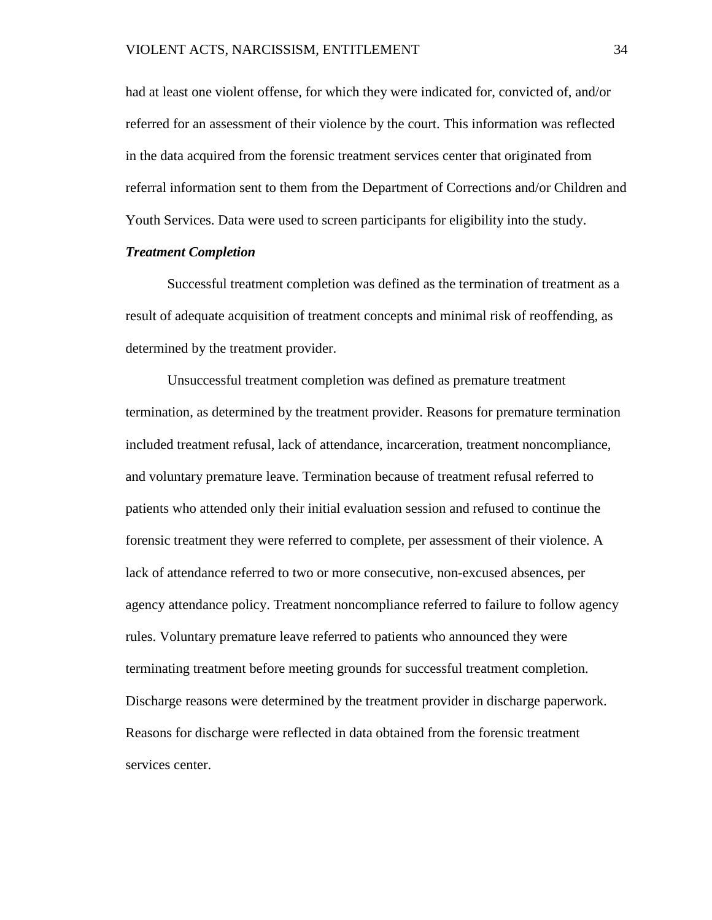had at least one violent offense, for which they were indicated for, convicted of, and/or referred for an assessment of their violence by the court. This information was reflected in the data acquired from the forensic treatment services center that originated from referral information sent to them from the Department of Corrections and/or Children and Youth Services. Data were used to screen participants for eligibility into the study.

### ***Treatment Completion***

Successful treatment completion was defined as the termination of treatment as a result of adequate acquisition of treatment concepts and minimal risk of reoffending, as determined by the treatment provider.

Unsuccessful treatment completion was defined as premature treatment termination, as determined by the treatment provider. Reasons for premature termination included treatment refusal, lack of attendance, incarceration, treatment noncompliance, and voluntary premature leave. Termination because of treatment refusal referred to patients who attended only their initial evaluation session and refused to continue the forensic treatment they were referred to complete, per assessment of their violence. A lack of attendance referred to two or more consecutive, non-excused absences, per agency attendance policy. Treatment noncompliance referred to failure to follow agency rules. Voluntary premature leave referred to patients who announced they were terminating treatment before meeting grounds for successful treatment completion. Discharge reasons were determined by the treatment provider in discharge paperwork. Reasons for discharge were reflected in data obtained from the forensic treatment services center.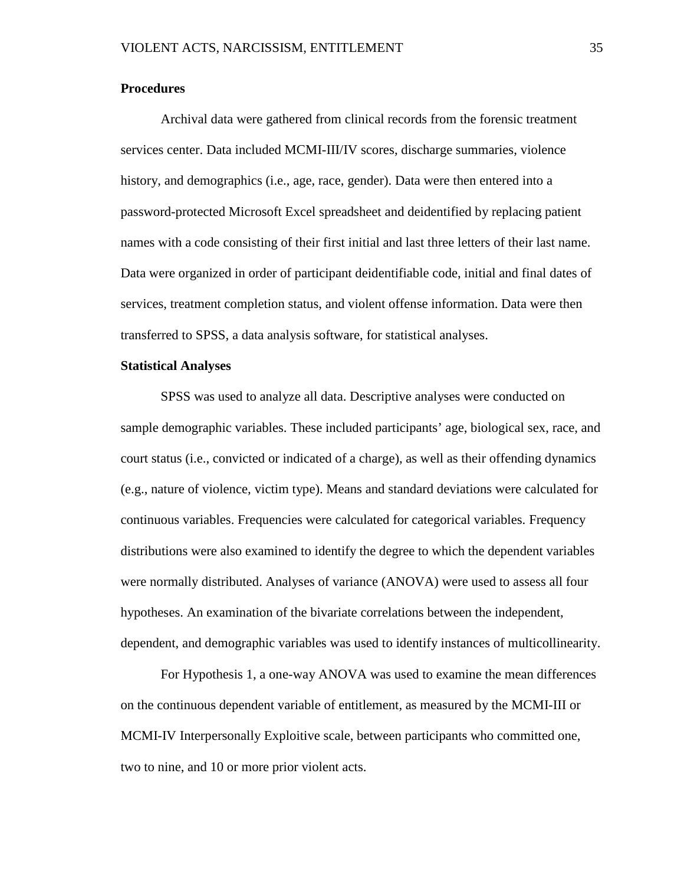**Procedures**

Archival data were gathered from clinical records from the forensic treatment services center. Data included MCMI-III/IV scores, discharge summaries, violence history, and demographics (i.e., age, race, gender). Data were then entered into a password-protected Microsoft Excel spreadsheet and deidentified by replacing patient names with a code consisting of their first initial and last three letters of their last name. Data were organized in order of participant deidentifiable code, initial and final dates of services, treatment completion status, and violent offense information. Data were then transferred to SPSS, a data analysis software, for statistical analyses.

**Statistical Analyses**

SPSS was used to analyze all data. Descriptive analyses were conducted on sample demographic variables. These included participants' age, biological sex, race, and court status (i.e., convicted or indicated of a charge), as well as their offending dynamics (e.g., nature of violence, victim type). Means and standard deviations were calculated for continuous variables. Frequencies were calculated for categorical variables. Frequency distributions were also examined to identify the degree to which the dependent variables were normally distributed. Analyses of variance (ANOVA) were used to assess all four hypotheses. An examination of the bivariate correlations between the independent, dependent, and demographic variables was used to identify instances of multicollinearity.

For Hypothesis 1, a one-way ANOVA was used to examine the mean differences on the continuous dependent variable of entitlement, as measured by the MCMI-III or MCMI-IV Interpersonally Exploitive scale, between participants who committed one, two to nine, and 10 or more prior violent acts.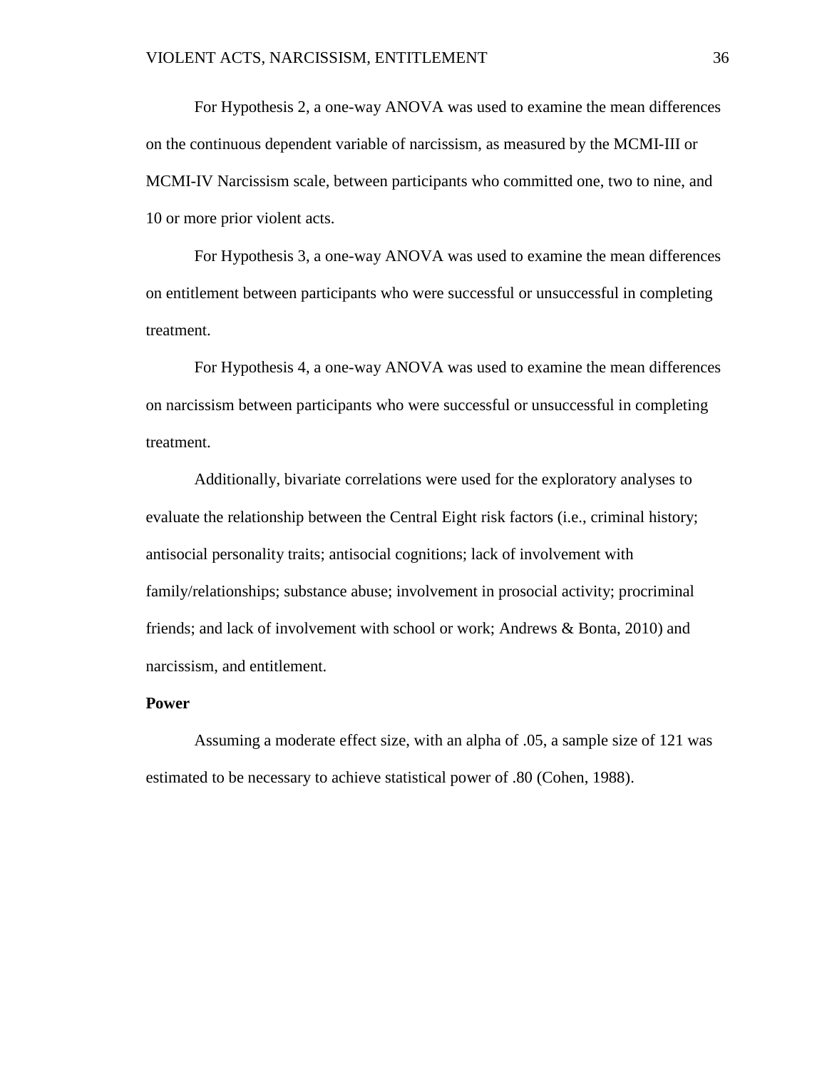For Hypothesis 2, a one-way ANOVA was used to examine the mean differences on the continuous dependent variable of narcissism, as measured by the MCMI-III or MCMI-IV Narcissism scale, between participants who committed one, two to nine, and 10 or more prior violent acts.

For Hypothesis 3, a one-way ANOVA was used to examine the mean differences on entitlement between participants who were successful or unsuccessful in completing treatment.

For Hypothesis 4, a one-way ANOVA was used to examine the mean differences on narcissism between participants who were successful or unsuccessful in completing treatment.

Additionally, bivariate correlations were used for the exploratory analyses to evaluate the relationship between the Central Eight risk factors (i.e., criminal history; antisocial personality traits; antisocial cognitions; lack of involvement with family/relationships; substance abuse; involvement in prosocial activity; procriminal friends; and lack of involvement with school or work; Andrews & Bonta, 2010) and narcissism, and entitlement.

**Power**

Assuming a moderate effect size, with an alpha of .05, a sample size of 121 was estimated to be necessary to achieve statistical power of .80 (Cohen, 1988).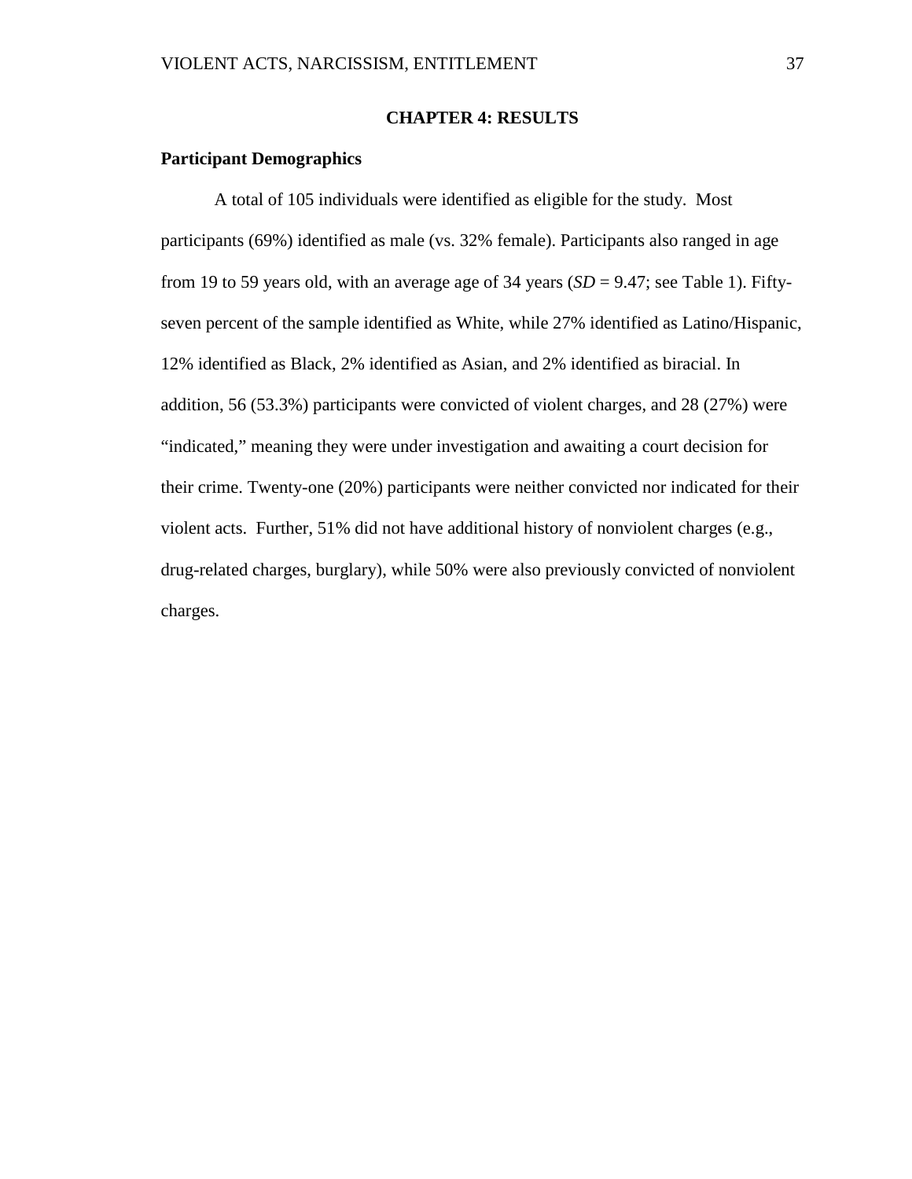# CHAPTER 4: RESULTS

## Participant Demographics

A total of 105 individuals were identified as eligible for the study. Most participants (69%) identified as male (vs. 32% female). Participants also ranged in age from 19 to 59 years old, with an average age of 34 years (*SD* = 9.47; see Table 1). Fifty-seven percent of the sample identified as White, while 27% identified as Latino/Hispanic, 12% identified as Black, 2% identified as Asian, and 2% identified as biracial. In addition, 56 (53.3%) participants were convicted of violent charges, and 28 (27%) were "indicated," meaning they were under investigation and awaiting a court decision for their crime. Twenty-one (20%) participants were neither convicted nor indicated for their violent acts. Further, 51% did not have additional history of nonviolent charges (e.g., drug-related charges, burglary), while 50% were also previously convicted of nonviolent charges.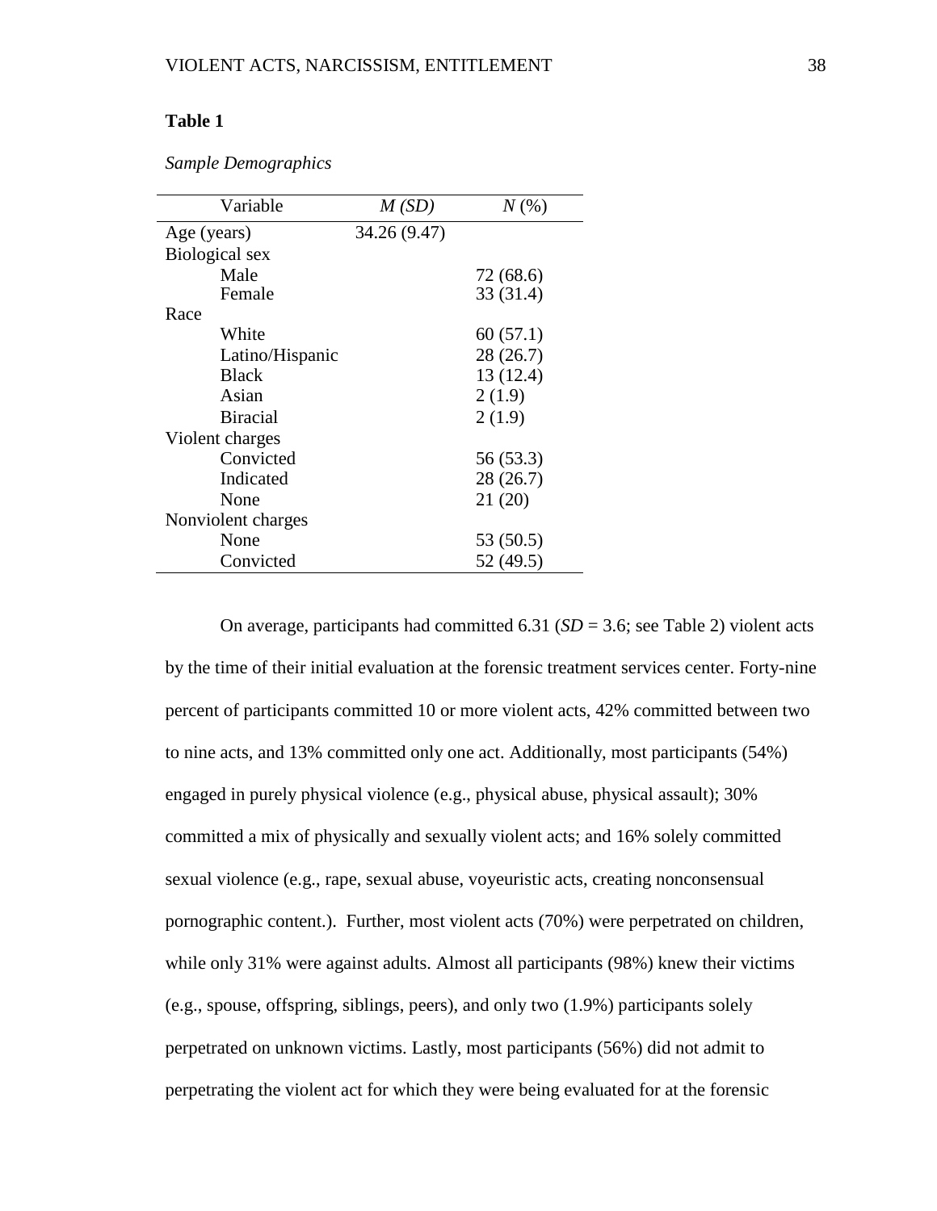**Table 1**

*Sample Demographics*

| Variable | *M (SD)* | *N* (%) |
|---|---|---|
| Age (years) | 34.26 (9.47) | |
| Biological sex | | |
| Male | | 72 (68.6) |
| Female | | 33 (31.4) |
| Race | | |
| White | | 60 (57.1) |
| Latino/Hispanic | | 28 (26.7) |
| Black | | 13 (12.4) |
| Asian | | 2 (1.9) |
| Biracial | | 2 (1.9) |
| Violent charges | | |
| Convicted | | 56 (53.3) |
| Indicated | | 28 (26.7) |
| None | | 21 (20) |
| Nonviolent charges | | |
| None | | 53 (50.5) |
| Convicted | | 52 (49.5) |

On average, participants had committed 6.31 (*SD* = 3.6; see Table 2) violent acts by the time of their initial evaluation at the forensic treatment services center. Forty-nine percent of participants committed 10 or more violent acts, 42% committed between two to nine acts, and 13% committed only one act. Additionally, most participants (54%) engaged in purely physical violence (e.g., physical abuse, physical assault); 30% committed a mix of physically and sexually violent acts; and 16% solely committed sexual violence (e.g., rape, sexual abuse, voyeuristic acts, creating nonconsensual pornographic content.). Further, most violent acts (70%) were perpetrated on children, while only 31% were against adults. Almost all participants (98%) knew their victims (e.g., spouse, offspring, siblings, peers), and only two (1.9%) participants solely perpetrated on unknown victims. Lastly, most participants (56%) did not admit to perpetrating the violent act for which they were being evaluated for at the forensic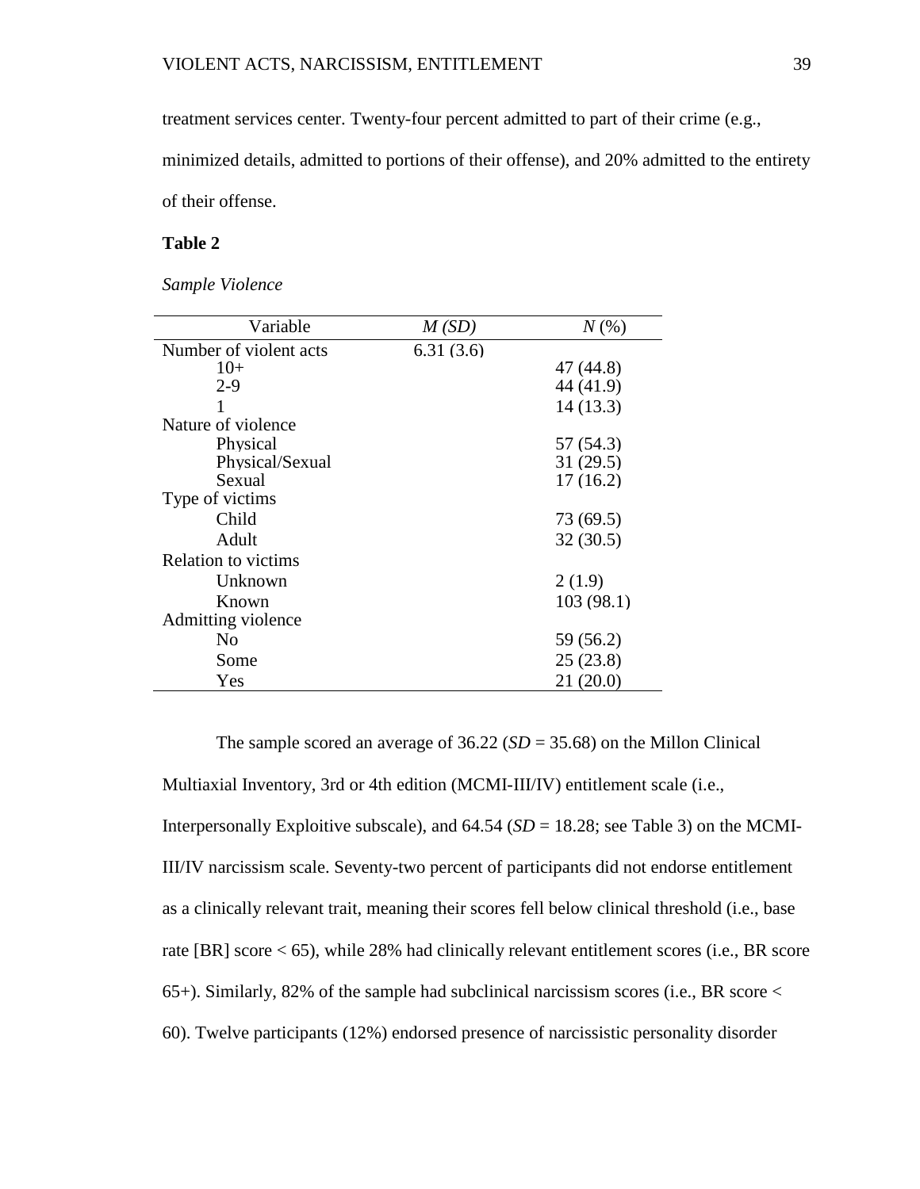treatment services center. Twenty-four percent admitted to part of their crime (e.g., minimized details, admitted to portions of their offense), and 20% admitted to the entirety of their offense.

**Table 2**

*Sample Violence*

| Variable | *M (SD)* | *N* (%) |
|---|---|---|
| Number of violent acts | 6.31 (3.6) | |
| 10+ | | 47 (44.8) |
| 2-9 | | 44 (41.9) |
| 1 | | 14 (13.3) |
| Nature of violence | | |
| Physical | | 57 (54.3) |
| Physical/Sexual | | 31 (29.5) |
| Sexual | | 17 (16.2) |
| Type of victims | | |
| Child | | 73 (69.5) |
| Adult | | 32 (30.5) |
| Relation to victims | | |
| Unknown | | 2 (1.9) |
| Known | | 103 (98.1) |
| Admitting violence | | |
| No | | 59 (56.2) |
| Some | | 25 (23.8) |
| Yes | | 21 (20.0) |

The sample scored an average of 36.22 (*SD* = 35.68) on the Millon Clinical Multiaxial Inventory, 3rd or 4th edition (MCMI-III/IV) entitlement scale (i.e., Interpersonally Exploitive subscale), and 64.54 (*SD* = 18.28; see Table 3) on the MCMI-III/IV narcissism scale. Seventy-two percent of participants did not endorse entitlement as a clinically relevant trait, meaning their scores fell below clinical threshold (i.e., base rate [BR] score < 65), while 28% had clinically relevant entitlement scores (i.e., BR score 65+). Similarly, 82% of the sample had subclinical narcissism scores (i.e., BR score < 60). Twelve participants (12%) endorsed presence of narcissistic personality disorder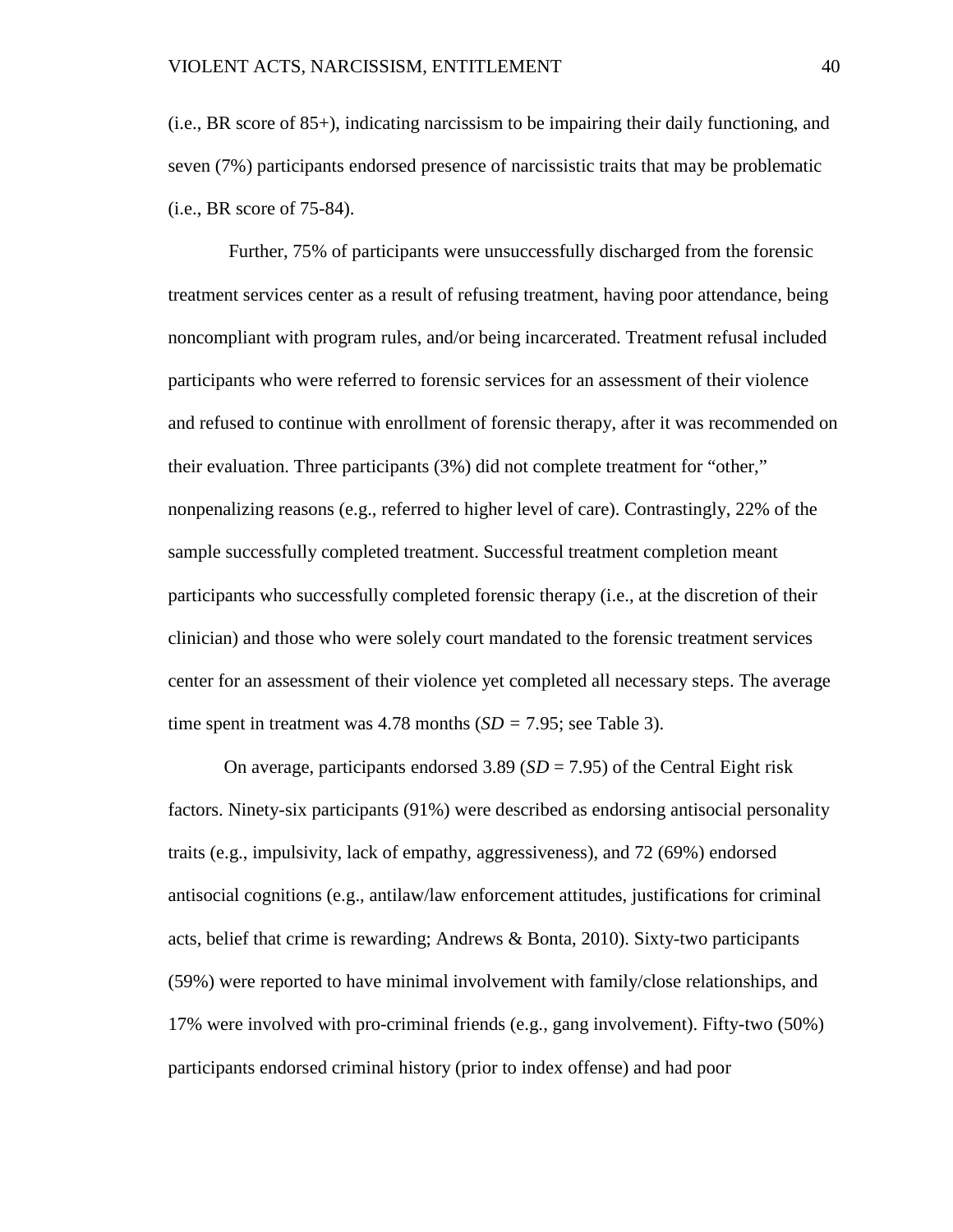(i.e., BR score of 85+), indicating narcissism to be impairing their daily functioning, and seven (7%) participants endorsed presence of narcissistic traits that may be problematic (i.e., BR score of 75-84).

Further, 75% of participants were unsuccessfully discharged from the forensic treatment services center as a result of refusing treatment, having poor attendance, being noncompliant with program rules, and/or being incarcerated. Treatment refusal included participants who were referred to forensic services for an assessment of their violence and refused to continue with enrollment of forensic therapy, after it was recommended on their evaluation. Three participants (3%) did not complete treatment for "other," nonpenalizing reasons (e.g., referred to higher level of care). Contrastingly, 22% of the sample successfully completed treatment. Successful treatment completion meant participants who successfully completed forensic therapy (i.e., at the discretion of their clinician) and those who were solely court mandated to the forensic treatment services center for an assessment of their violence yet completed all necessary steps. The average time spent in treatment was 4.78 months (*SD* = 7.95; see Table 3).

On average, participants endorsed 3.89 (*SD* = 7.95) of the Central Eight risk factors. Ninety-six participants (91%) were described as endorsing antisocial personality traits (e.g., impulsivity, lack of empathy, aggressiveness), and 72 (69%) endorsed antisocial cognitions (e.g., antilaw/law enforcement attitudes, justifications for criminal acts, belief that crime is rewarding; Andrews & Bonta, 2010). Sixty-two participants (59%) were reported to have minimal involvement with family/close relationships, and 17% were involved with pro-criminal friends (e.g., gang involvement). Fifty-two (50%) participants endorsed criminal history (prior to index offense) and had poor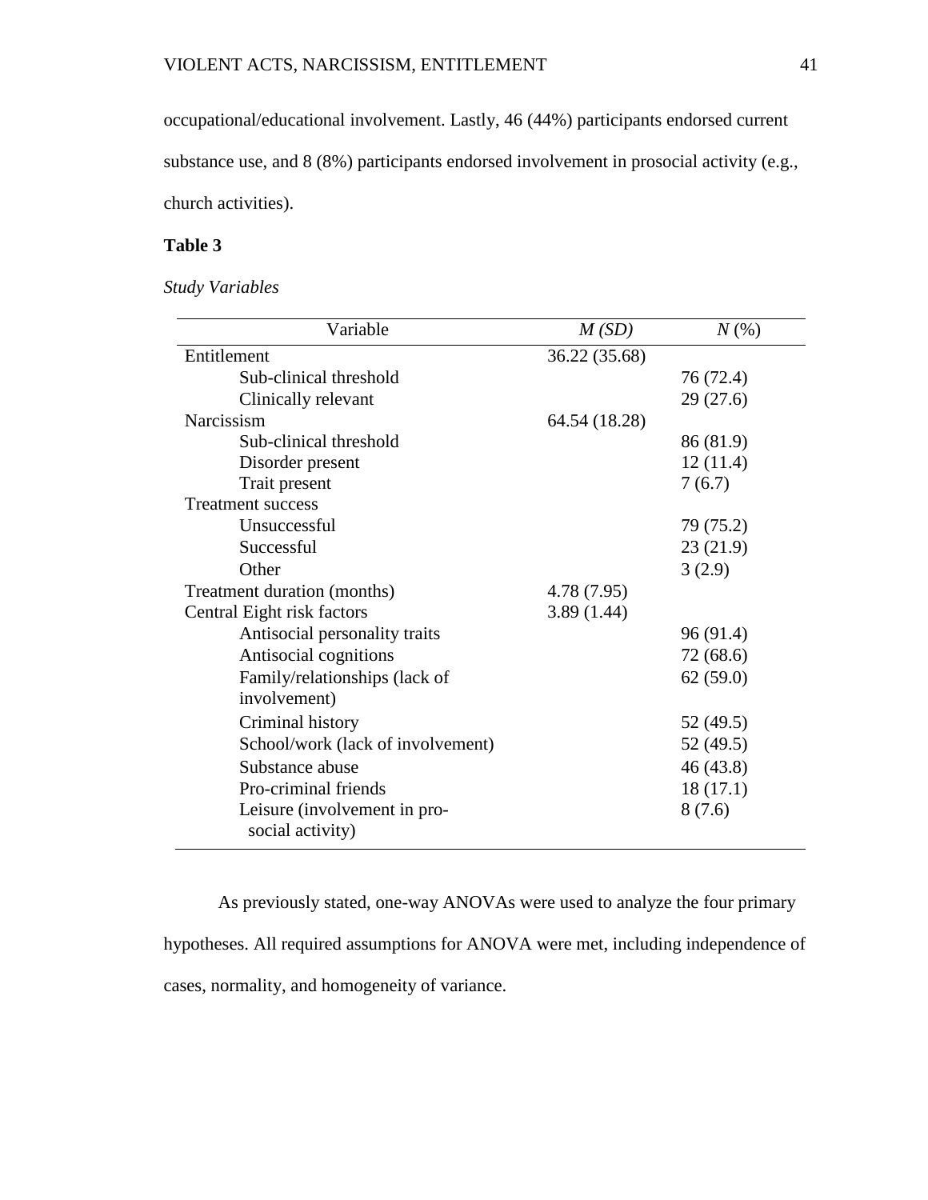occupational/educational involvement. Lastly, 46 (44%) participants endorsed current substance use, and 8 (8%) participants endorsed involvement in prosocial activity (e.g., church activities).

**Table 3**

*Study Variables*

| Variable | *M (SD)* | *N* (%) |
|---|---|---|
| Entitlement | 36.22 (35.68) | |
| Sub-clinical threshold | | 76 (72.4) |
| Clinically relevant | | 29 (27.6) |
| Narcissism | 64.54 (18.28) | |
| Sub-clinical threshold | | 86 (81.9) |
| Disorder present | | 12 (11.4) |
| Trait present | | 7 (6.7) |
| Treatment success | | |
| Unsuccessful | | 79 (75.2) |
| Successful | | 23 (21.9) |
| Other | | 3 (2.9) |
| Treatment duration (months) | 4.78 (7.95) | |
| Central Eight risk factors | 3.89 (1.44) | |
| Antisocial personality traits | | 96 (91.4) |
| Antisocial cognitions | | 72 (68.6) |
| Family/relationships (lack of involvement) | | 62 (59.0) |
| Criminal history | | 52 (49.5) |
| School/work (lack of involvement) | | 52 (49.5) |
| Substance abuse | | 46 (43.8) |
| Pro-criminal friends | | 18 (17.1) |
| Leisure (involvement in pro-social activity) | | 8 (7.6) |

As previously stated, one-way ANOVAs were used to analyze the four primary hypotheses. All required assumptions for ANOVA were met, including independence of cases, normality, and homogeneity of variance.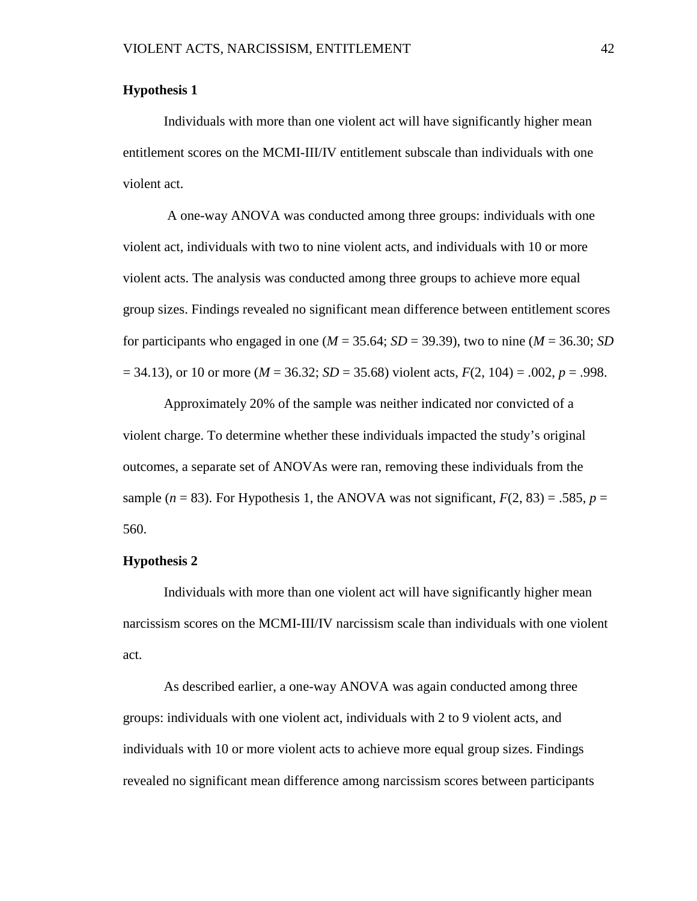**Hypothesis 1**

Individuals with more than one violent act will have significantly higher mean entitlement scores on the MCMI-III/IV entitlement subscale than individuals with one violent act.

A one-way ANOVA was conducted among three groups: individuals with one violent act, individuals with two to nine violent acts, and individuals with 10 or more violent acts. The analysis was conducted among three groups to achieve more equal group sizes. Findings revealed no significant mean difference between entitlement scores for participants who engaged in one ($M$ = 35.64; $SD$ = 39.39), two to nine ($M$ = 36.30; $SD$ = 34.13), or 10 or more ($M$ = 36.32; $SD$ = 35.68) violent acts, $F(2, 104) = .002$, $p = .998$.

Approximately 20% of the sample was neither indicated nor convicted of a violent charge. To determine whether these individuals impacted the study's original outcomes, a separate set of ANOVAs were ran, removing these individuals from the sample ($n$ = 83). For Hypothesis 1, the ANOVA was not significant, $F(2, 83) = .585$, $p$ = 560.

**Hypothesis 2**

Individuals with more than one violent act will have significantly higher mean narcissism scores on the MCMI-III/IV narcissism scale than individuals with one violent act.

As described earlier, a one-way ANOVA was again conducted among three groups: individuals with one violent act, individuals with 2 to 9 violent acts, and individuals with 10 or more violent acts to achieve more equal group sizes. Findings revealed no significant mean difference among narcissism scores between participants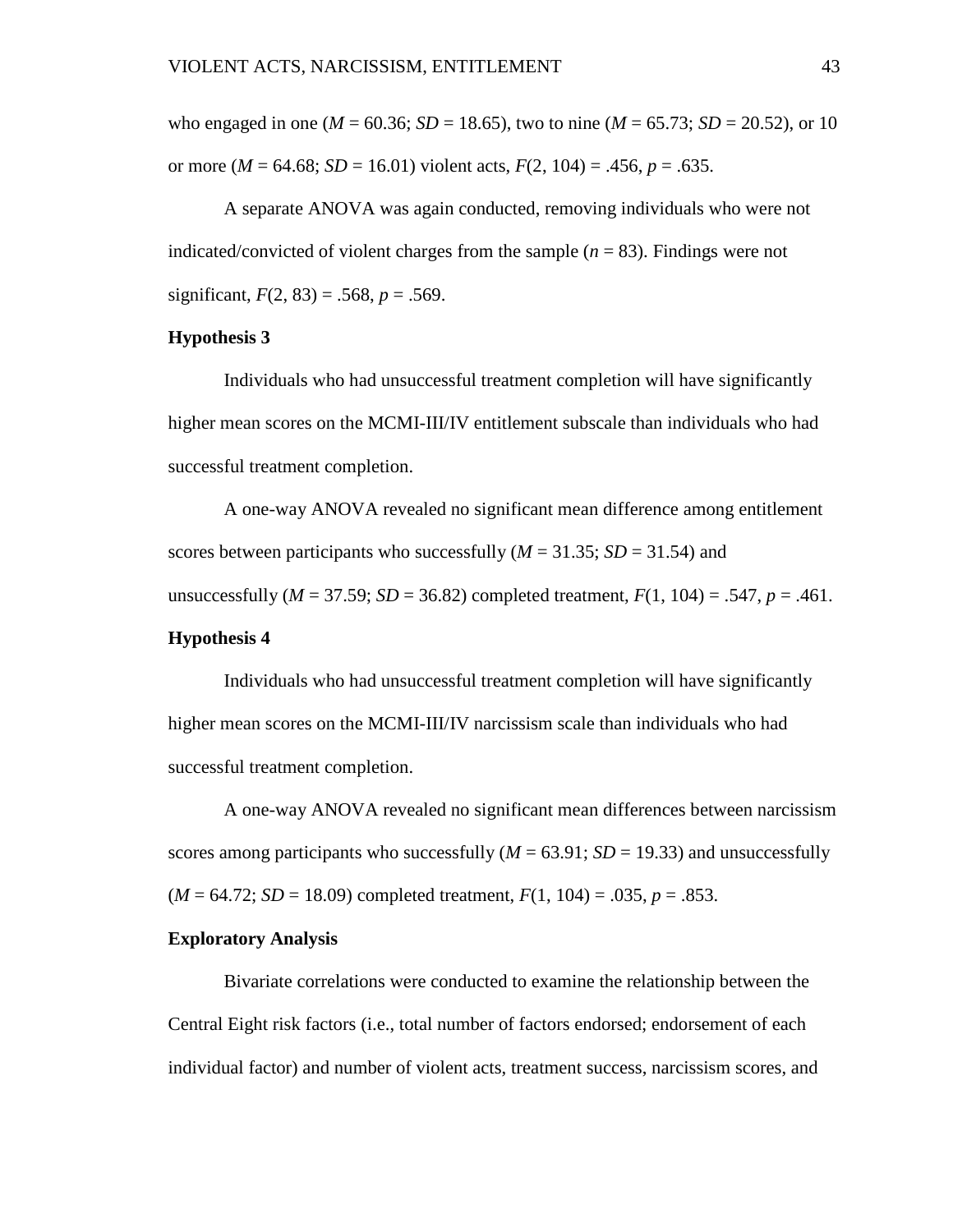who engaged in one (*M* = 60.36; *SD* = 18.65), two to nine (*M* = 65.73; *SD* = 20.52), or 10 or more (*M* = 64.68; *SD* = 16.01) violent acts, $F(2, 104) = .456$, $p = .635$.

A separate ANOVA was again conducted, removing individuals who were not indicated/convicted of violent charges from the sample ($n = 83$). Findings were not significant, $F(2, 83) = .568$, $p = .569$.

**Hypothesis 3**

Individuals who had unsuccessful treatment completion will have significantly higher mean scores on the MCMI-III/IV entitlement subscale than individuals who had successful treatment completion.

A one-way ANOVA revealed no significant mean difference among entitlement scores between participants who successfully (*M* = 31.35; *SD* = 31.54) and unsuccessfully (*M* = 37.59; *SD* = 36.82) completed treatment, $F(1, 104) = .547$, $p = .461$.

**Hypothesis 4**

Individuals who had unsuccessful treatment completion will have significantly higher mean scores on the MCMI-III/IV narcissism scale than individuals who had successful treatment completion.

A one-way ANOVA revealed no significant mean differences between narcissism scores among participants who successfully (*M* = 63.91; *SD* = 19.33) and unsuccessfully (*M* = 64.72; *SD* = 18.09) completed treatment, $F(1, 104) = .035$, $p = .853$.

**Exploratory Analysis**

Bivariate correlations were conducted to examine the relationship between the Central Eight risk factors (i.e., total number of factors endorsed; endorsement of each individual factor) and number of violent acts, treatment success, narcissism scores, and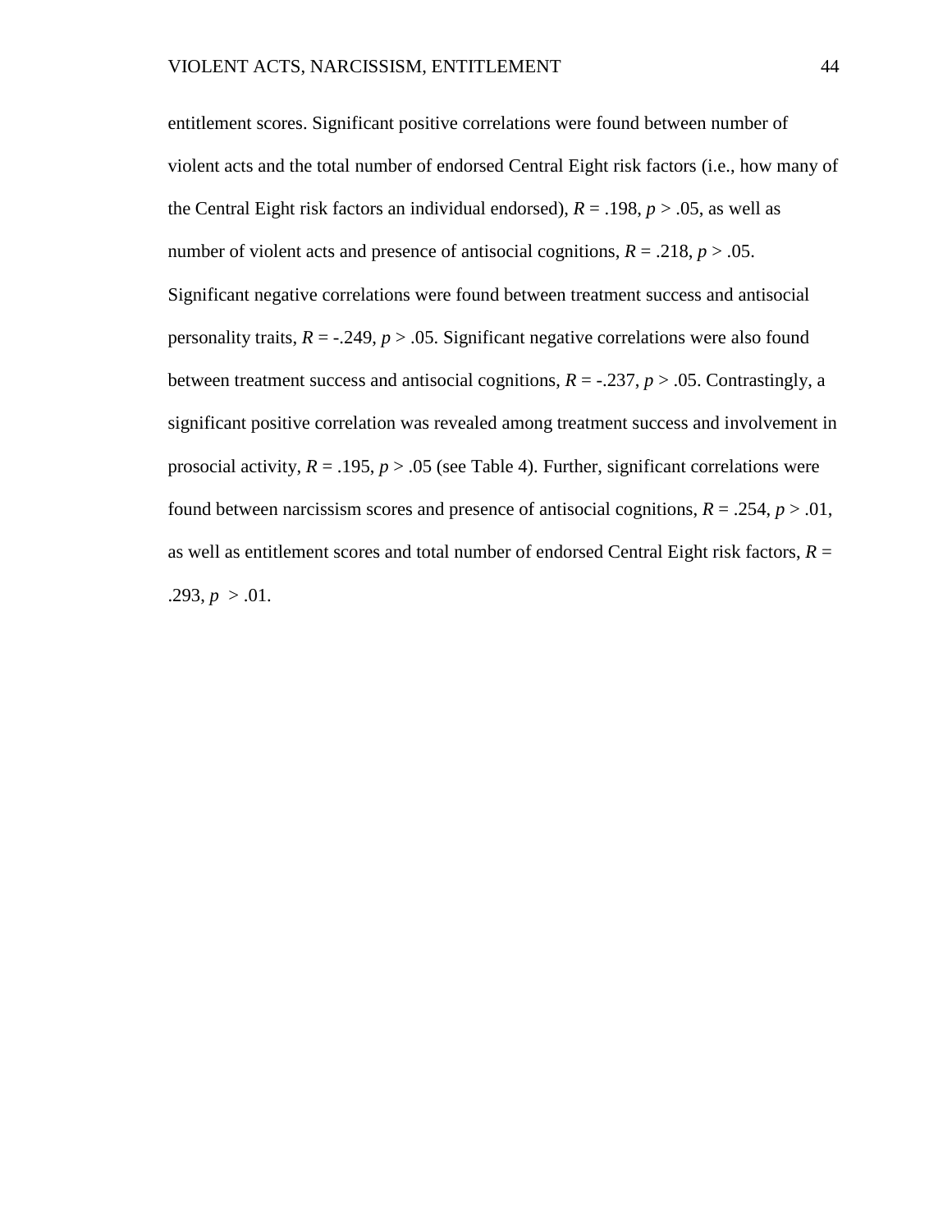entitlement scores. Significant positive correlations were found between number of violent acts and the total number of endorsed Central Eight risk factors (i.e., how many of the Central Eight risk factors an individual endorsed), $R = .198$, $p > .05$, as well as number of violent acts and presence of antisocial cognitions, $R = .218$, $p > .05$. Significant negative correlations were found between treatment success and antisocial personality traits, $R = -.249$, $p > .05$. Significant negative correlations were also found between treatment success and antisocial cognitions, $R = -.237$, $p > .05$. Contrastingly, a significant positive correlation was revealed among treatment success and involvement in prosocial activity, $R = .195$, $p > .05$ (see Table 4). Further, significant correlations were found between narcissism scores and presence of antisocial cognitions, $R = .254$, $p > .01$, as well as entitlement scores and total number of endorsed Central Eight risk factors, $R = .293$, $p > .01$.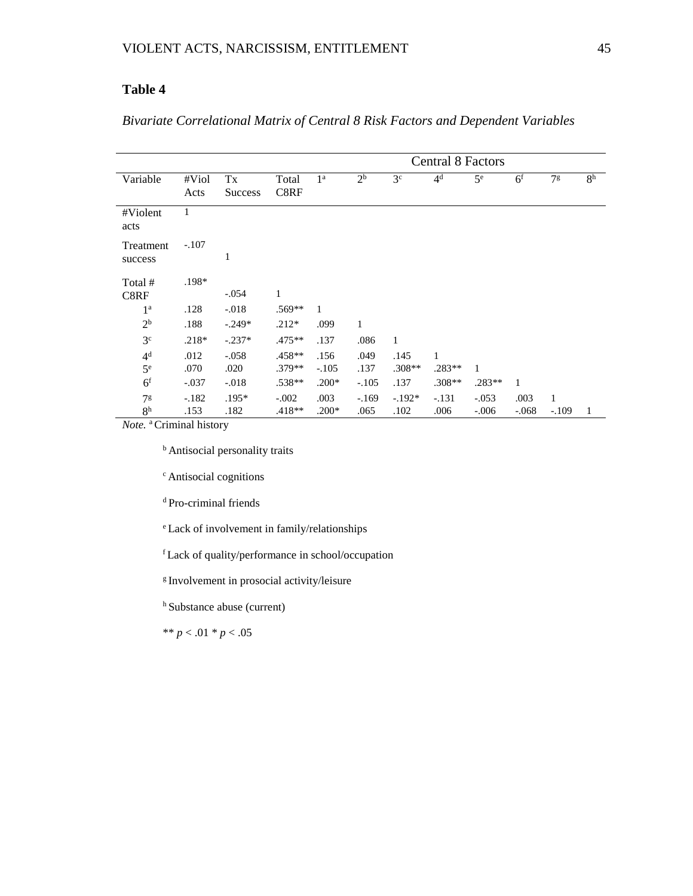**Table 4**

*Bivariate Correlational Matrix of Central 8 Risk Factors and Dependent Variables*

| | | | | Central 8 Factors | | | | | | | |
|---|---|---|---|---|---|---|---|---|---|---|---|
| Variable | #Viol Acts | Tx Success | Total C8RF | 1[a] | 2[b] | 3[c] | 4[d] | 5[e] | 6[f] | 7[g] | 8[h] |
| #Violent acts | 1 | | | | | | | | | | |
| Treatment success | -.107 | 1 | | | | | | | | | |
| Total # C8RF | .198* | -.054 | 1 | | | | | | | | |
| 1[a] | .128 | -.018 | .569** | 1 | | | | | | | |
| 2[b] | .188 | -.249* | .212* | .099 | 1 | | | | | | |
| 3[c] | .218* | -.237* | .475** | .137 | .086 | 1 | | | | | |
| 4[d] | .012 | -.058 | .458** | .156 | .049 | .145 | 1 | | | | |
| 5[e] | .070 | .020 | .379** | -.105 | .137 | .308** | .283** | 1 | | | |
| 6[f] | -.037 | -.018 | .538** | .200* | -.105 | .137 | .308** | .283** | 1 | | |
| 7[g] | -.182 | .195* | -.002 | .003 | -.169 | -.192* | -.131 | -.053 | .003 | 1 | |
| 8[h] | .153 | .182 | .418** | .200* | .065 | .102 | .006 | -.006 | -.068 | -.109 | 1 |

*Note.* [a] Criminal history

[b] Antisocial personality traits

[c] Antisocial cognitions

[d] Pro-criminal friends

[e] Lack of involvement in family/relationships

[f] Lack of quality/performance in school/occupation

[g] Involvement in prosocial activity/leisure

[h] Substance abuse (current)

** $p < .01$ * $p < .05$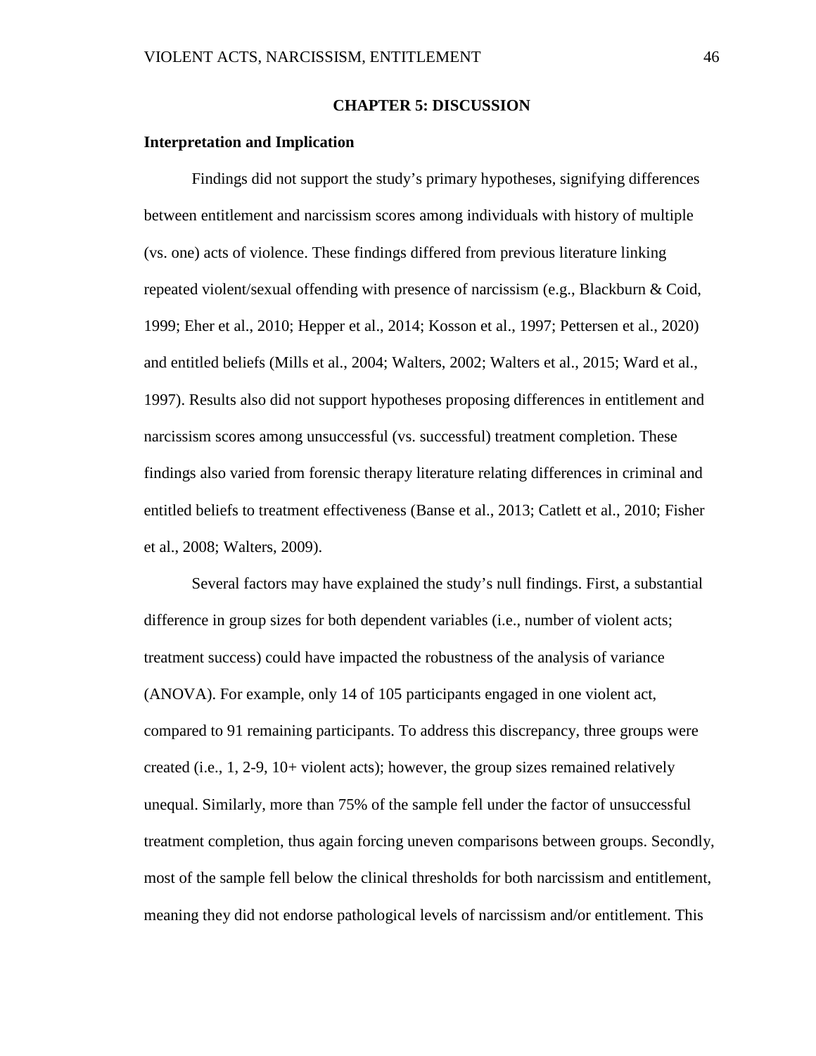# CHAPTER 5: DISCUSSION

## Interpretation and Implication

Findings did not support the study's primary hypotheses, signifying differences between entitlement and narcissism scores among individuals with history of multiple (vs. one) acts of violence. These findings differed from previous literature linking repeated violent/sexual offending with presence of narcissism (e.g., Blackburn & Coid, 1999; Eher et al., 2010; Hepper et al., 2014; Kosson et al., 1997; Pettersen et al., 2020) and entitled beliefs (Mills et al., 2004; Walters, 2002; Walters et al., 2015; Ward et al., 1997). Results also did not support hypotheses proposing differences in entitlement and narcissism scores among unsuccessful (vs. successful) treatment completion. These findings also varied from forensic therapy literature relating differences in criminal and entitled beliefs to treatment effectiveness (Banse et al., 2013; Catlett et al., 2010; Fisher et al., 2008; Walters, 2009).

Several factors may have explained the study's null findings. First, a substantial difference in group sizes for both dependent variables (i.e., number of violent acts; treatment success) could have impacted the robustness of the analysis of variance (ANOVA). For example, only 14 of 105 participants engaged in one violent act, compared to 91 remaining participants. To address this discrepancy, three groups were created (i.e., 1, 2-9, 10+ violent acts); however, the group sizes remained relatively unequal. Similarly, more than 75% of the sample fell under the factor of unsuccessful treatment completion, thus again forcing uneven comparisons between groups. Secondly, most of the sample fell below the clinical thresholds for both narcissism and entitlement, meaning they did not endorse pathological levels of narcissism and/or entitlement. This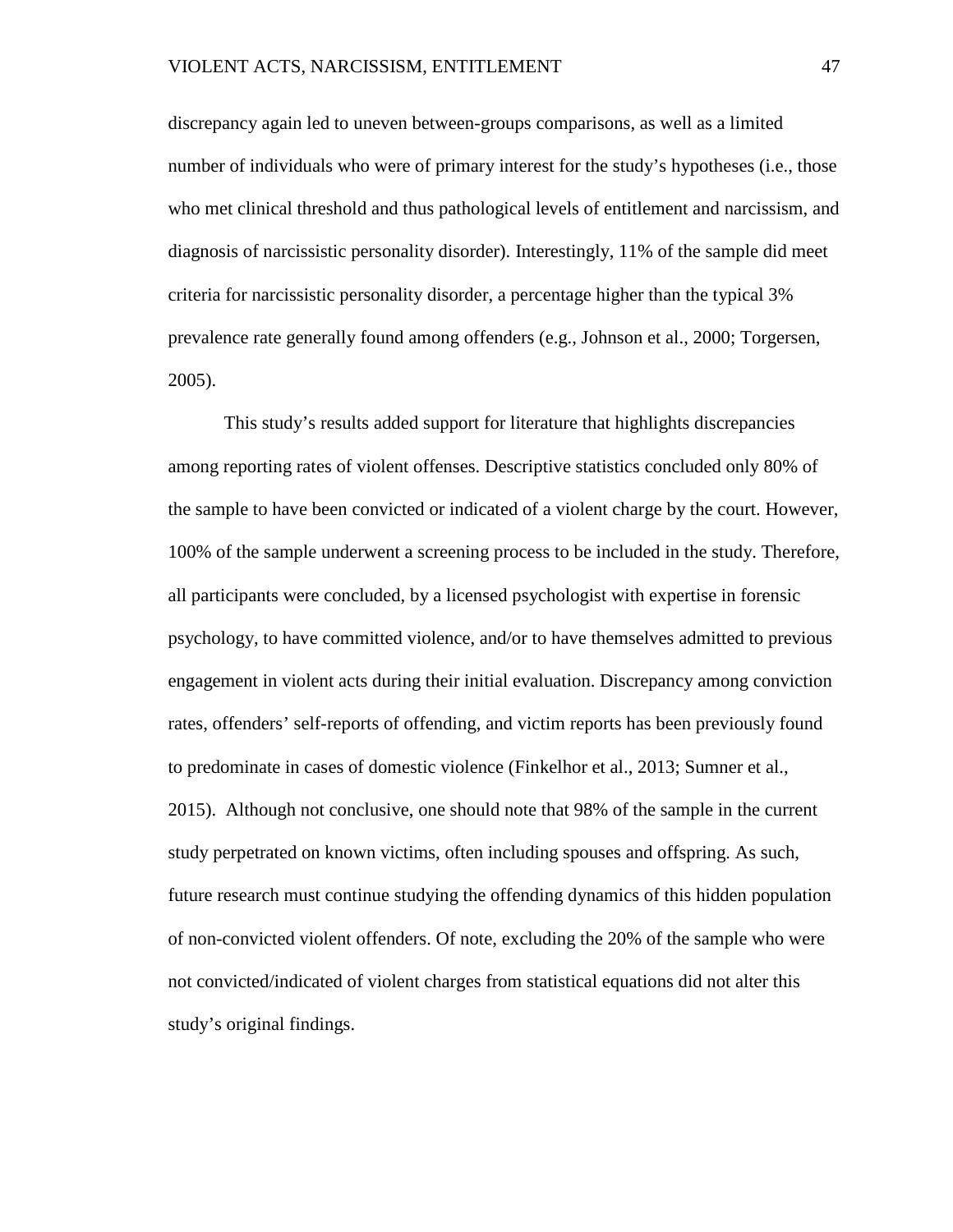discrepancy again led to uneven between-groups comparisons, as well as a limited number of individuals who were of primary interest for the study's hypotheses (i.e., those who met clinical threshold and thus pathological levels of entitlement and narcissism, and diagnosis of narcissistic personality disorder). Interestingly, 11% of the sample did meet criteria for narcissistic personality disorder, a percentage higher than the typical 3% prevalence rate generally found among offenders (e.g., Johnson et al., 2000; Torgersen, 2005).

This study's results added support for literature that highlights discrepancies among reporting rates of violent offenses. Descriptive statistics concluded only 80% of the sample to have been convicted or indicated of a violent charge by the court. However, 100% of the sample underwent a screening process to be included in the study. Therefore, all participants were concluded, by a licensed psychologist with expertise in forensic psychology, to have committed violence, and/or to have themselves admitted to previous engagement in violent acts during their initial evaluation. Discrepancy among conviction rates, offenders' self-reports of offending, and victim reports has been previously found to predominate in cases of domestic violence (Finkelhor et al., 2013; Sumner et al., 2015). Although not conclusive, one should note that 98% of the sample in the current study perpetrated on known victims, often including spouses and offspring. As such, future research must continue studying the offending dynamics of this hidden population of non-convicted violent offenders. Of note, excluding the 20% of the sample who were not convicted/indicated of violent charges from statistical equations did not alter this study's original findings.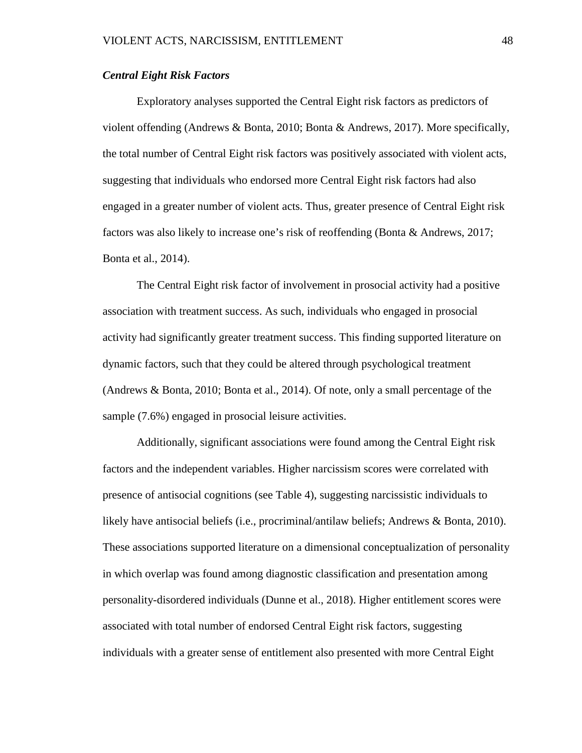### *Central Eight Risk Factors*

Exploratory analyses supported the Central Eight risk factors as predictors of violent offending (Andrews & Bonta, 2010; Bonta & Andrews, 2017). More specifically, the total number of Central Eight risk factors was positively associated with violent acts, suggesting that individuals who endorsed more Central Eight risk factors had also engaged in a greater number of violent acts. Thus, greater presence of Central Eight risk factors was also likely to increase one's risk of reoffending (Bonta & Andrews, 2017; Bonta et al., 2014).

The Central Eight risk factor of involvement in prosocial activity had a positive association with treatment success. As such, individuals who engaged in prosocial activity had significantly greater treatment success. This finding supported literature on dynamic factors, such that they could be altered through psychological treatment (Andrews & Bonta, 2010; Bonta et al., 2014). Of note, only a small percentage of the sample (7.6%) engaged in prosocial leisure activities.

Additionally, significant associations were found among the Central Eight risk factors and the independent variables. Higher narcissism scores were correlated with presence of antisocial cognitions (see Table 4), suggesting narcissistic individuals to likely have antisocial beliefs (i.e., procriminal/antilaw beliefs; Andrews & Bonta, 2010). These associations supported literature on a dimensional conceptualization of personality in which overlap was found among diagnostic classification and presentation among personality-disordered individuals (Dunne et al., 2018). Higher entitlement scores were associated with total number of endorsed Central Eight risk factors, suggesting individuals with a greater sense of entitlement also presented with more Central Eight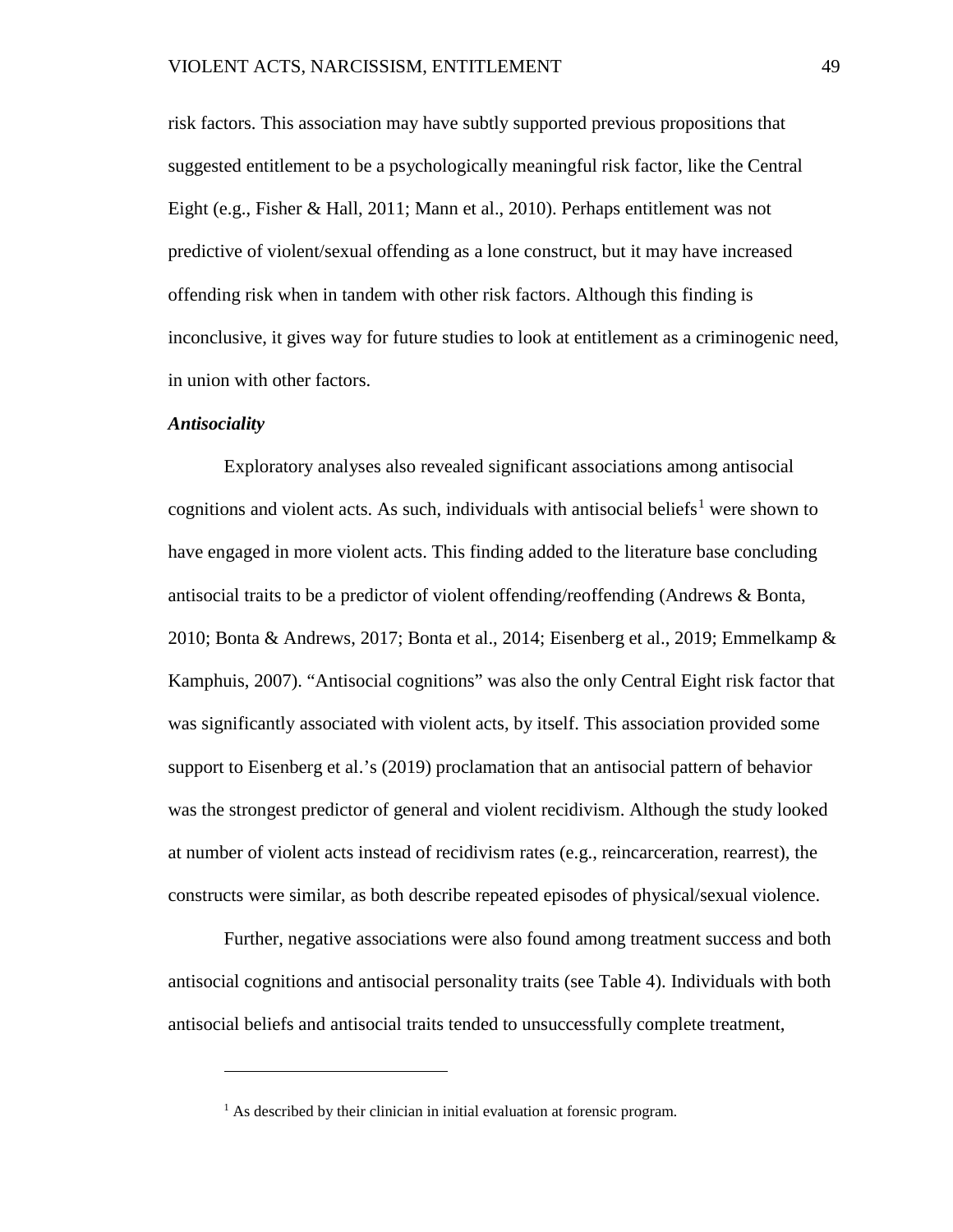risk factors. This association may have subtly supported previous propositions that suggested entitlement to be a psychologically meaningful risk factor, like the Central Eight (e.g., Fisher & Hall, 2011; Mann et al., 2010). Perhaps entitlement was not predictive of violent/sexual offending as a lone construct, but it may have increased offending risk when in tandem with other risk factors. Although this finding is inconclusive, it gives way for future studies to look at entitlement as a criminogenic need, in union with other factors.

***Antisociality***

Exploratory analyses also revealed significant associations among antisocial cognitions and violent acts. As such, individuals with antisocial beliefs[1] were shown to have engaged in more violent acts. This finding added to the literature base concluding antisocial traits to be a predictor of violent offending/reoffending (Andrews & Bonta, 2010; Bonta & Andrews, 2017; Bonta et al., 2014; Eisenberg et al., 2019; Emmelkamp & Kamphuis, 2007). "Antisocial cognitions" was also the only Central Eight risk factor that was significantly associated with violent acts, by itself. This association provided some support to Eisenberg et al.'s (2019) proclamation that an antisocial pattern of behavior was the strongest predictor of general and violent recidivism. Although the study looked at number of violent acts instead of recidivism rates (e.g., reincarceration, rearrest), the constructs were similar, as both describe repeated episodes of physical/sexual violence.

Further, negative associations were also found among treatment success and both antisocial cognitions and antisocial personality traits (see Table 4). Individuals with both antisocial beliefs and antisocial traits tended to unsuccessfully complete treatment,

---

[1] As described by their clinician in initial evaluation at forensic program.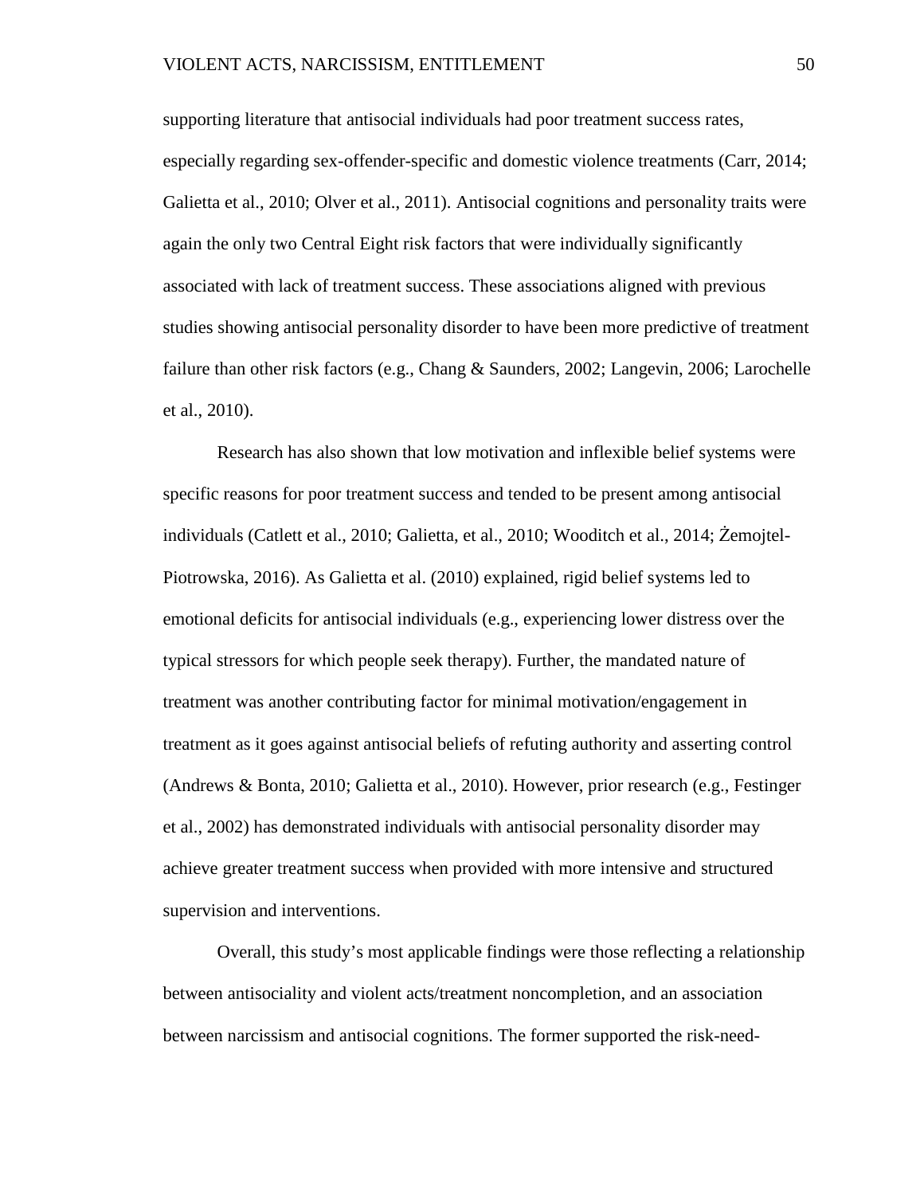supporting literature that antisocial individuals had poor treatment success rates, especially regarding sex-offender-specific and domestic violence treatments (Carr, 2014; Galietta et al., 2010; Olver et al., 2011). Antisocial cognitions and personality traits were again the only two Central Eight risk factors that were individually significantly associated with lack of treatment success. These associations aligned with previous studies showing antisocial personality disorder to have been more predictive of treatment failure than other risk factors (e.g., Chang & Saunders, 2002; Langevin, 2006; Larochelle et al., 2010).

Research has also shown that low motivation and inflexible belief systems were specific reasons for poor treatment success and tended to be present among antisocial individuals (Catlett et al., 2010; Galietta, et al., 2010; Wooditch et al., 2014; Żemojtel-Piotrowska, 2016). As Galietta et al. (2010) explained, rigid belief systems led to emotional deficits for antisocial individuals (e.g., experiencing lower distress over the typical stressors for which people seek therapy). Further, the mandated nature of treatment was another contributing factor for minimal motivation/engagement in treatment as it goes against antisocial beliefs of refuting authority and asserting control (Andrews & Bonta, 2010; Galietta et al., 2010). However, prior research (e.g., Festinger et al., 2002) has demonstrated individuals with antisocial personality disorder may achieve greater treatment success when provided with more intensive and structured supervision and interventions.

Overall, this study's most applicable findings were those reflecting a relationship between antisociality and violent acts/treatment noncompletion, and an association between narcissism and antisocial cognitions. The former supported the risk-need-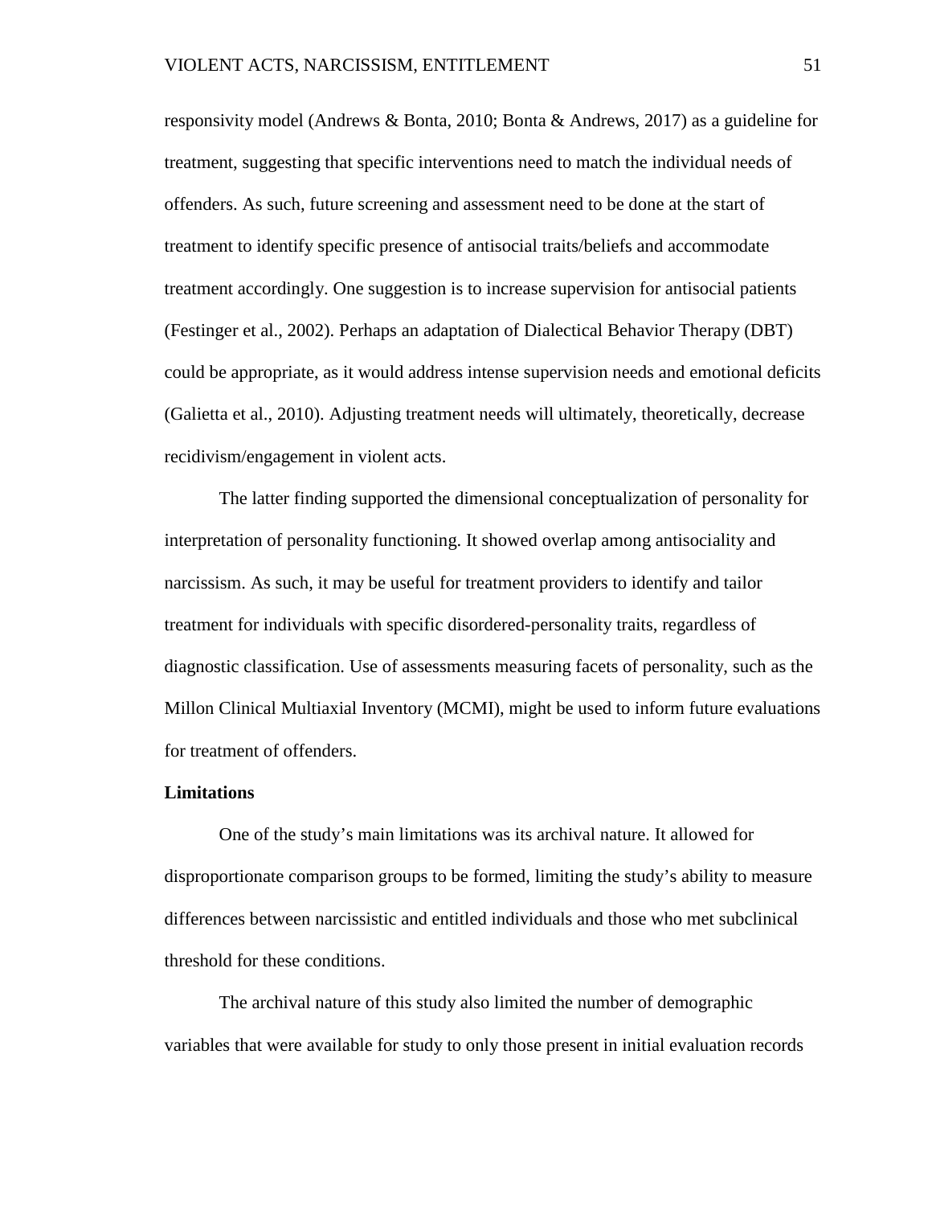responsivity model (Andrews & Bonta, 2010; Bonta & Andrews, 2017) as a guideline for treatment, suggesting that specific interventions need to match the individual needs of offenders. As such, future screening and assessment need to be done at the start of treatment to identify specific presence of antisocial traits/beliefs and accommodate treatment accordingly. One suggestion is to increase supervision for antisocial patients (Festinger et al., 2002). Perhaps an adaptation of Dialectical Behavior Therapy (DBT) could be appropriate, as it would address intense supervision needs and emotional deficits (Galietta et al., 2010). Adjusting treatment needs will ultimately, theoretically, decrease recidivism/engagement in violent acts.

The latter finding supported the dimensional conceptualization of personality for interpretation of personality functioning. It showed overlap among antisociality and narcissism. As such, it may be useful for treatment providers to identify and tailor treatment for individuals with specific disordered-personality traits, regardless of diagnostic classification. Use of assessments measuring facets of personality, such as the Millon Clinical Multiaxial Inventory (MCMI), might be used to inform future evaluations for treatment of offenders.

## Limitations

One of the study's main limitations was its archival nature. It allowed for disproportionate comparison groups to be formed, limiting the study's ability to measure differences between narcissistic and entitled individuals and those who met subclinical threshold for these conditions.

The archival nature of this study also limited the number of demographic variables that were available for study to only those present in initial evaluation records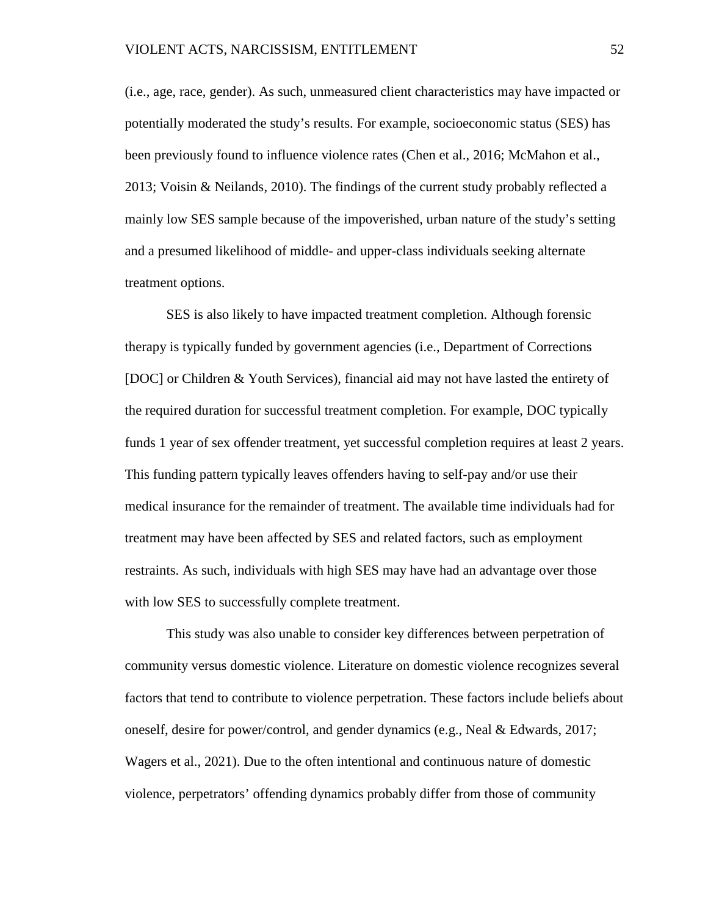(i.e., age, race, gender). As such, unmeasured client characteristics may have impacted or potentially moderated the study's results. For example, socioeconomic status (SES) has been previously found to influence violence rates (Chen et al., 2016; McMahon et al., 2013; Voisin & Neilands, 2010). The findings of the current study probably reflected a mainly low SES sample because of the impoverished, urban nature of the study's setting and a presumed likelihood of middle- and upper-class individuals seeking alternate treatment options.

SES is also likely to have impacted treatment completion. Although forensic therapy is typically funded by government agencies (i.e., Department of Corrections [DOC] or Children & Youth Services), financial aid may not have lasted the entirety of the required duration for successful treatment completion. For example, DOC typically funds 1 year of sex offender treatment, yet successful completion requires at least 2 years. This funding pattern typically leaves offenders having to self-pay and/or use their medical insurance for the remainder of treatment. The available time individuals had for treatment may have been affected by SES and related factors, such as employment restraints. As such, individuals with high SES may have had an advantage over those with low SES to successfully complete treatment.

This study was also unable to consider key differences between perpetration of community versus domestic violence. Literature on domestic violence recognizes several factors that tend to contribute to violence perpetration. These factors include beliefs about oneself, desire for power/control, and gender dynamics (e.g., Neal & Edwards, 2017; Wagers et al., 2021). Due to the often intentional and continuous nature of domestic violence, perpetrators' offending dynamics probably differ from those of community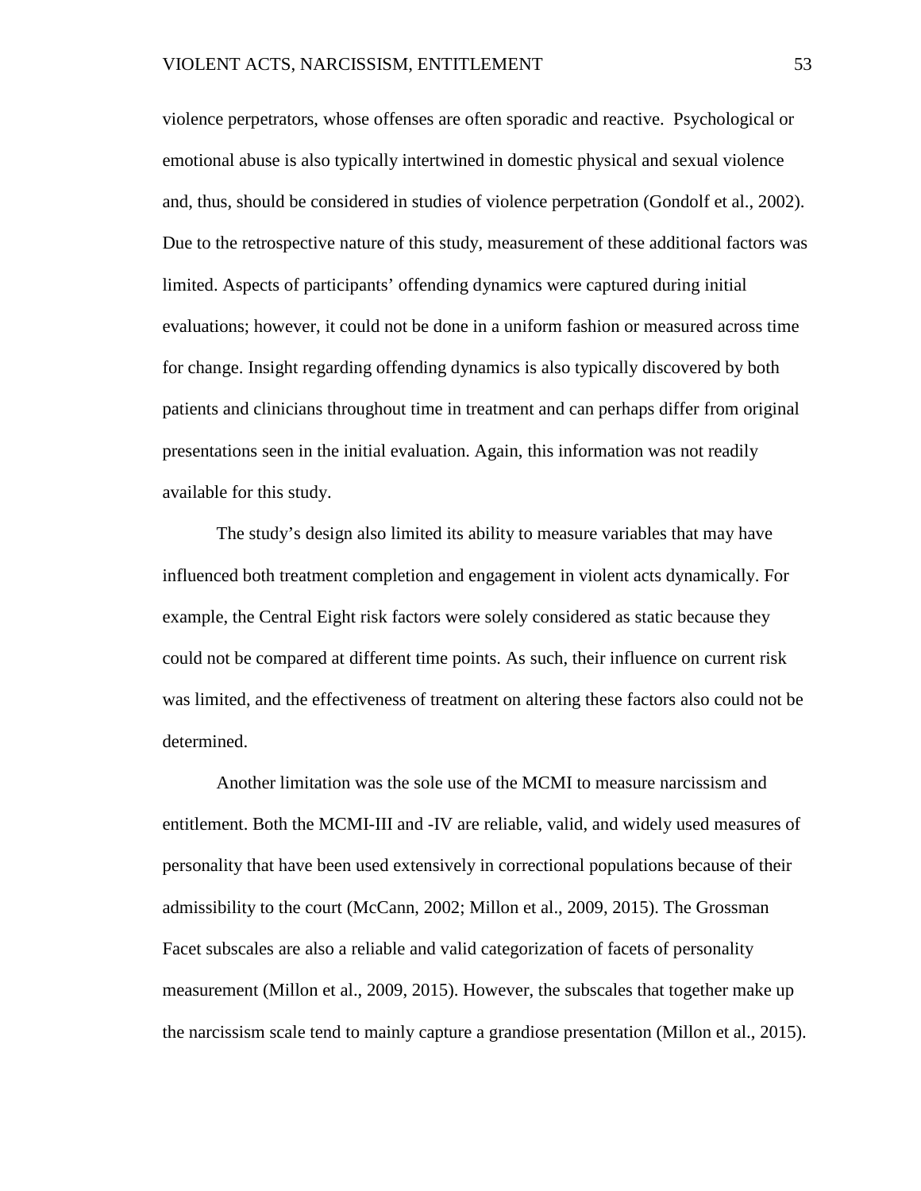violence perpetrators, whose offenses are often sporadic and reactive. Psychological or emotional abuse is also typically intertwined in domestic physical and sexual violence and, thus, should be considered in studies of violence perpetration (Gondolf et al., 2002). Due to the retrospective nature of this study, measurement of these additional factors was limited. Aspects of participants' offending dynamics were captured during initial evaluations; however, it could not be done in a uniform fashion or measured across time for change. Insight regarding offending dynamics is also typically discovered by both patients and clinicians throughout time in treatment and can perhaps differ from original presentations seen in the initial evaluation. Again, this information was not readily available for this study.

The study's design also limited its ability to measure variables that may have influenced both treatment completion and engagement in violent acts dynamically. For example, the Central Eight risk factors were solely considered as static because they could not be compared at different time points. As such, their influence on current risk was limited, and the effectiveness of treatment on altering these factors also could not be determined.

Another limitation was the sole use of the MCMI to measure narcissism and entitlement. Both the MCMI-III and -IV are reliable, valid, and widely used measures of personality that have been used extensively in correctional populations because of their admissibility to the court (McCann, 2002; Millon et al., 2009, 2015). The Grossman Facet subscales are also a reliable and valid categorization of facets of personality measurement (Millon et al., 2009, 2015). However, the subscales that together make up the narcissism scale tend to mainly capture a grandiose presentation (Millon et al., 2015).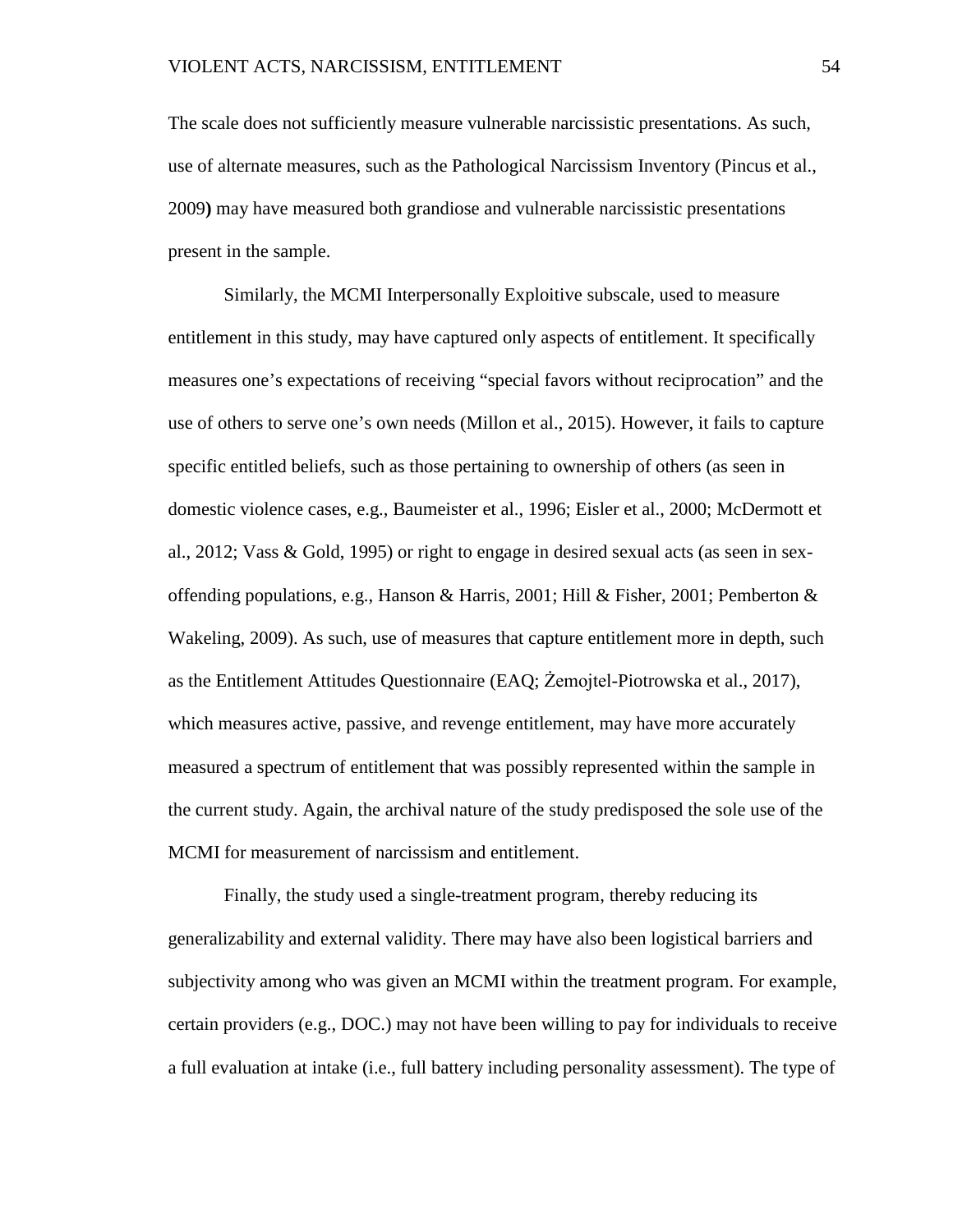The scale does not sufficiently measure vulnerable narcissistic presentations. As such, use of alternate measures, such as the Pathological Narcissism Inventory (Pincus et al., 2009**)** may have measured both grandiose and vulnerable narcissistic presentations present in the sample.

Similarly, the MCMI Interpersonally Exploitive subscale, used to measure entitlement in this study, may have captured only aspects of entitlement. It specifically measures one's expectations of receiving "special favors without reciprocation" and the use of others to serve one's own needs (Millon et al., 2015). However, it fails to capture specific entitled beliefs, such as those pertaining to ownership of others (as seen in domestic violence cases, e.g., Baumeister et al., 1996; Eisler et al., 2000; McDermott et al., 2012; Vass & Gold, 1995) or right to engage in desired sexual acts (as seen in sex-offending populations, e.g., Hanson & Harris, 2001; Hill & Fisher, 2001; Pemberton & Wakeling, 2009). As such, use of measures that capture entitlement more in depth, such as the Entitlement Attitudes Questionnaire (EAQ; Żemojtel-Piotrowska et al., 2017), which measures active, passive, and revenge entitlement, may have more accurately measured a spectrum of entitlement that was possibly represented within the sample in the current study. Again, the archival nature of the study predisposed the sole use of the MCMI for measurement of narcissism and entitlement.

Finally, the study used a single-treatment program, thereby reducing its generalizability and external validity. There may have also been logistical barriers and subjectivity among who was given an MCMI within the treatment program. For example, certain providers (e.g., DOC.) may not have been willing to pay for individuals to receive a full evaluation at intake (i.e., full battery including personality assessment). The type of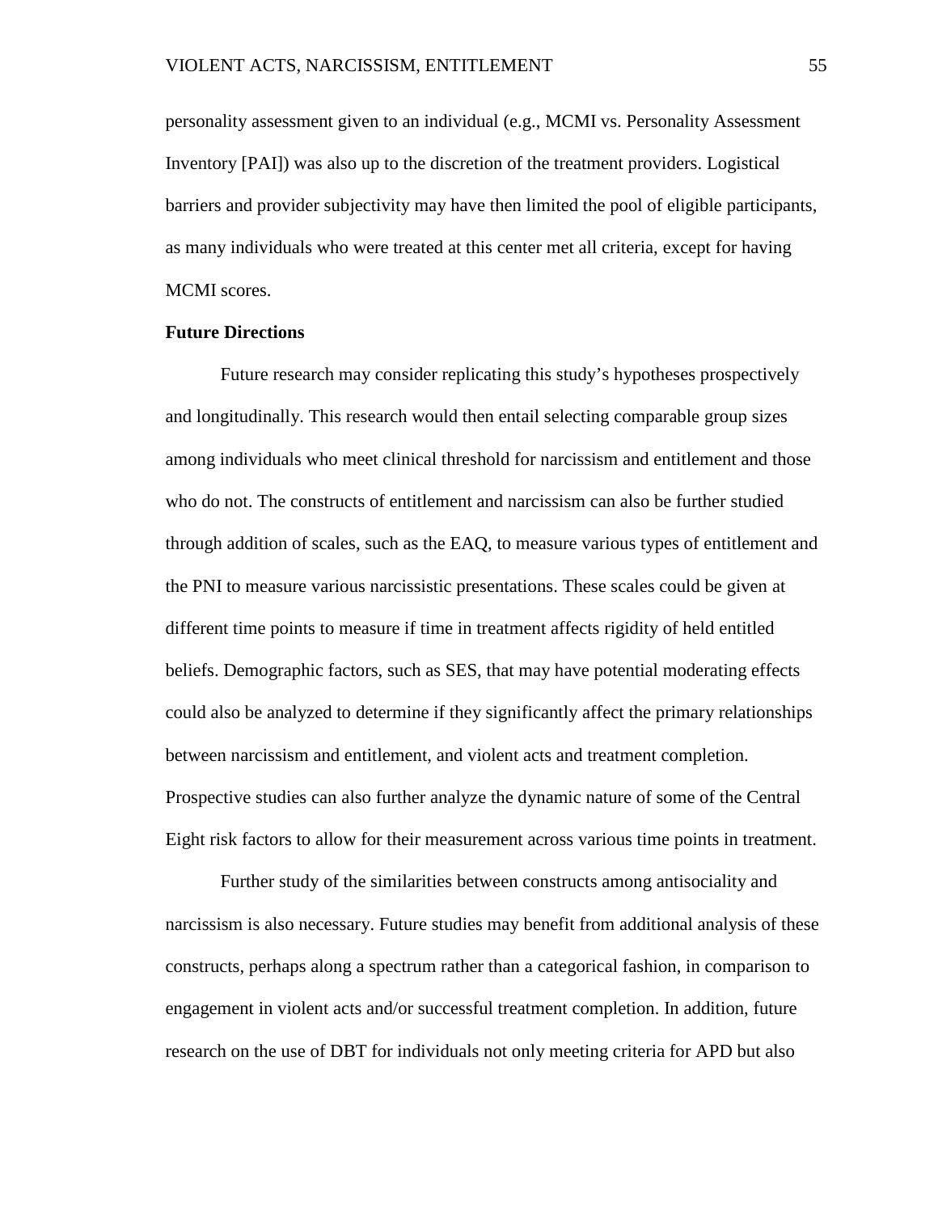personality assessment given to an individual (e.g., MCMI vs. Personality Assessment Inventory [PAI]) was also up to the discretion of the treatment providers. Logistical barriers and provider subjectivity may have then limited the pool of eligible participants, as many individuals who were treated at this center met all criteria, except for having MCMI scores.

## Future Directions

Future research may consider replicating this study's hypotheses prospectively and longitudinally. This research would then entail selecting comparable group sizes among individuals who meet clinical threshold for narcissism and entitlement and those who do not. The constructs of entitlement and narcissism can also be further studied through addition of scales, such as the EAQ, to measure various types of entitlement and the PNI to measure various narcissistic presentations. These scales could be given at different time points to measure if time in treatment affects rigidity of held entitled beliefs. Demographic factors, such as SES, that may have potential moderating effects could also be analyzed to determine if they significantly affect the primary relationships between narcissism and entitlement, and violent acts and treatment completion. Prospective studies can also further analyze the dynamic nature of some of the Central Eight risk factors to allow for their measurement across various time points in treatment.

Further study of the similarities between constructs among antisociality and narcissism is also necessary. Future studies may benefit from additional analysis of these constructs, perhaps along a spectrum rather than a categorical fashion, in comparison to engagement in violent acts and/or successful treatment completion. In addition, future research on the use of DBT for individuals not only meeting criteria for APD but also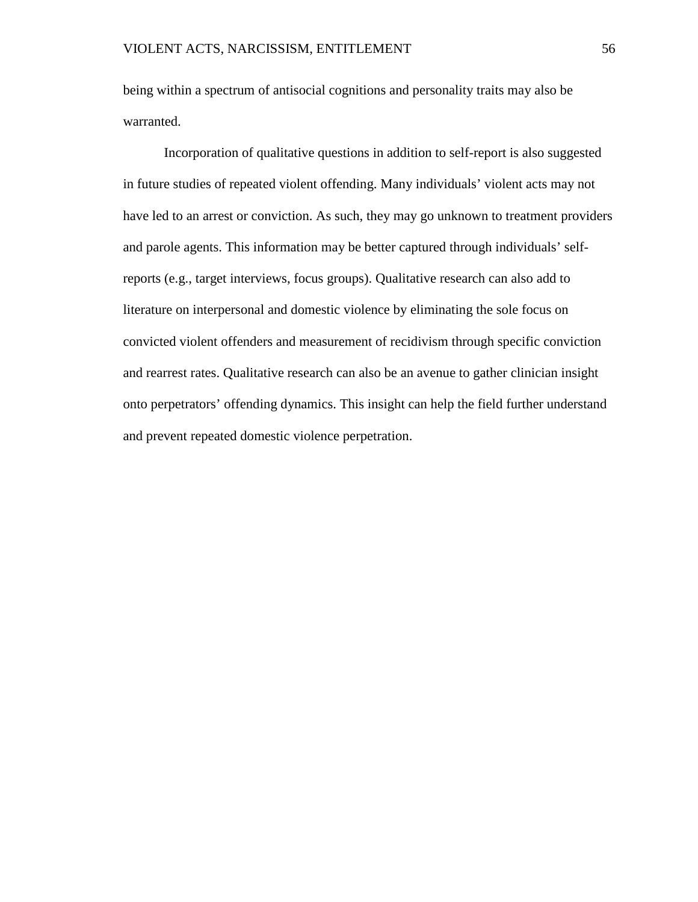being within a spectrum of antisocial cognitions and personality traits may also be warranted.

Incorporation of qualitative questions in addition to self-report is also suggested in future studies of repeated violent offending. Many individuals' violent acts may not have led to an arrest or conviction. As such, they may go unknown to treatment providers and parole agents. This information may be better captured through individuals' self-reports (e.g., target interviews, focus groups). Qualitative research can also add to literature on interpersonal and domestic violence by eliminating the sole focus on convicted violent offenders and measurement of recidivism through specific conviction and rearrest rates. Qualitative research can also be an avenue to gather clinician insight onto perpetrators' offending dynamics. This insight can help the field further understand and prevent repeated domestic violence perpetration.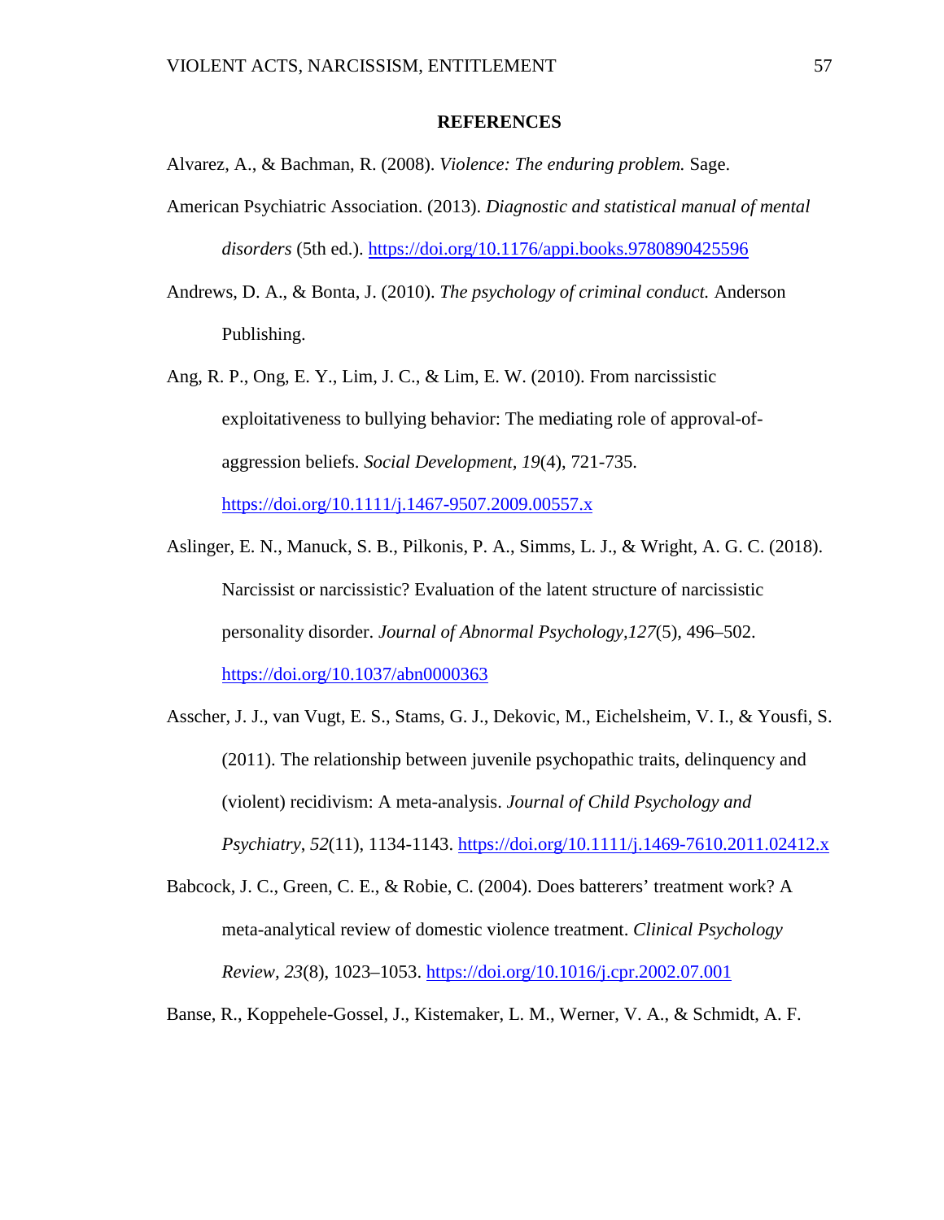# REFERENCES

Alvarez, A., & Bachman, R. (2008). *Violence: The enduring problem.* Sage.

American Psychiatric Association. (2013). *Diagnostic and statistical manual of mental disorders* (5th ed.). https://doi.org/10.1176/appi.books.9780890425596

Andrews, D. A., & Bonta, J. (2010). *The psychology of criminal conduct.* Anderson Publishing.

Ang, R. P., Ong, E. Y., Lim, J. C., & Lim, E. W. (2010). From narcissistic exploitativeness to bullying behavior: The mediating role of approval-of-aggression beliefs. *Social Development, 19*(4), 721-735. https://doi.org/10.1111/j.1467-9507.2009.00557.x

Aslinger, E. N., Manuck, S. B., Pilkonis, P. A., Simms, L. J., & Wright, A. G. C. (2018). Narcissist or narcissistic? Evaluation of the latent structure of narcissistic personality disorder. *Journal of Abnormal Psychology,127*(5), 496–502. https://doi.org/10.1037/abn0000363

Asscher, J. J., van Vugt, E. S., Stams, G. J., Dekovic, M., Eichelsheim, V. I., & Yousfi, S. (2011). The relationship between juvenile psychopathic traits, delinquency and (violent) recidivism: A meta-analysis. *Journal of Child Psychology and Psychiatry*, *52*(11), 1134-1143. https://doi.org/10.1111/j.1469-7610.2011.02412.x

Babcock, J. C., Green, C. E., & Robie, C. (2004). Does batterers' treatment work? A meta-analytical review of domestic violence treatment. *Clinical Psychology Review, 23*(8), 1023–1053. https://doi.org/10.1016/j.cpr.2002.07.001

Banse, R., Koppehele-Gossel, J., Kistemaker, L. M., Werner, V. A., & Schmidt, A. F.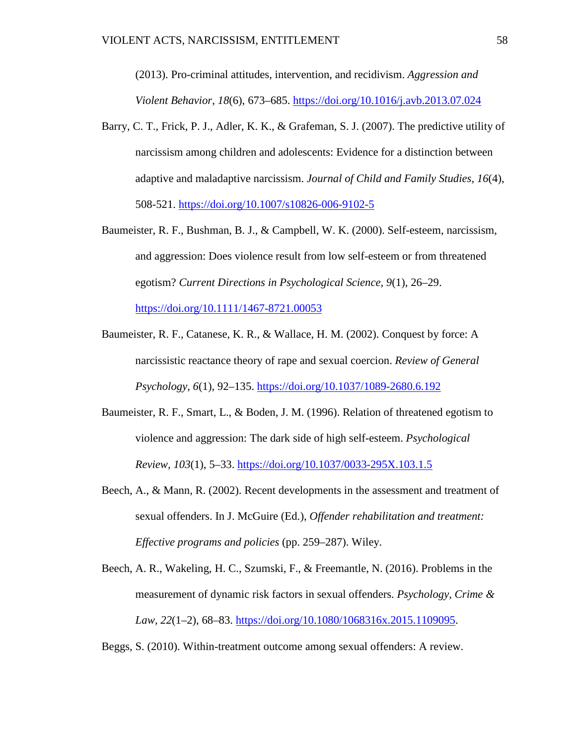(2013). Pro-criminal attitudes, intervention, and recidivism. *Aggression and Violent Behavior*, *18*(6), 673–685. https://doi.org/10.1016/j.avb.2013.07.024

Barry, C. T., Frick, P. J., Adler, K. K., & Grafeman, S. J. (2007). The predictive utility of narcissism among children and adolescents: Evidence for a distinction between adaptive and maladaptive narcissism. *Journal of Child and Family Studies*, *16*(4), 508-521. https://doi.org/10.1007/s10826-006-9102-5

Baumeister, R. F., Bushman, B. J., & Campbell, W. K. (2000). Self-esteem, narcissism, and aggression: Does violence result from low self-esteem or from threatened egotism? *Current Directions in Psychological Science*, *9*(1), 26–29. https://doi.org/10.1111/1467-8721.00053

Baumeister, R. F., Catanese, K. R., & Wallace, H. M. (2002). Conquest by force: A narcissistic reactance theory of rape and sexual coercion. *Review of General Psychology, 6*(1), 92–135. https://doi.org/10.1037/1089-2680.6.192

Baumeister, R. F., Smart, L., & Boden, J. M. (1996). Relation of threatened egotism to violence and aggression: The dark side of high self-esteem. *Psychological Review*, *103*(1), 5–33. https://doi.org/10.1037/0033-295X.103.1.5

Beech, A., & Mann, R. (2002). Recent developments in the assessment and treatment of sexual offenders. In J. McGuire (Ed.), *Offender rehabilitation and treatment: Effective programs and policies* (pp. 259–287). Wiley.

Beech, A. R., Wakeling, H. C., Szumski, F., & Freemantle, N. (2016). Problems in the measurement of dynamic risk factors in sexual offenders. *Psychology, Crime & Law, 22*(1–2), 68–83. https://doi.org/10.1080/1068316x.2015.1109095.

Beggs, S. (2010). Within-treatment outcome among sexual offenders: A review.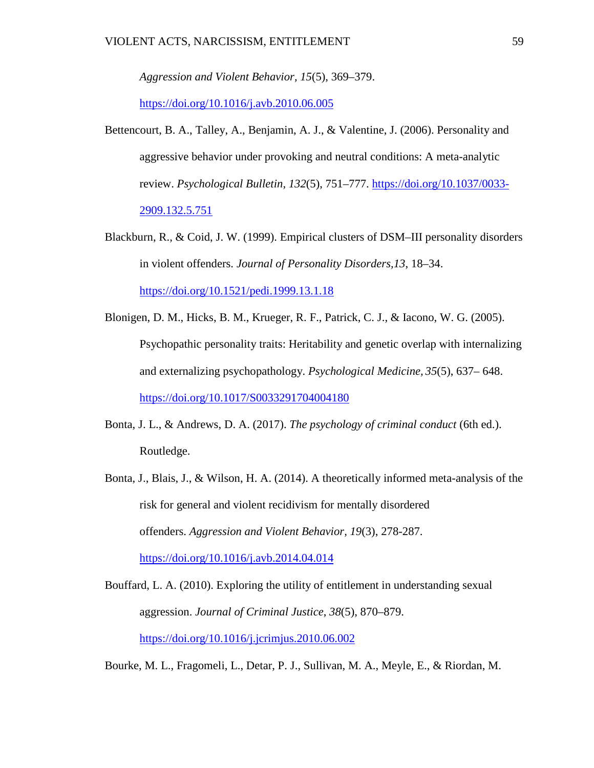*Aggression and Violent Behavior, 15*(5), 369–379. https://doi.org/10.1016/j.avb.2010.06.005

Bettencourt, B. A., Talley, A., Benjamin, A. J., & Valentine, J. (2006). Personality and aggressive behavior under provoking and neutral conditions: A meta-analytic review. *Psychological Bulletin, 132*(5), 751–777. https://doi.org/10.1037/0033-2909.132.5.751

Blackburn, R., & Coid, J. W. (1999). Empirical clusters of DSM–III personality disorders in violent offenders. *Journal of Personality Disorders,13*, 18–34. https://doi.org/10.1521/pedi.1999.13.1.18

Blonigen, D. M., Hicks, B. M., Krueger, R. F., Patrick, C. J., & Iacono, W. G. (2005). Psychopathic personality traits: Heritability and genetic overlap with internalizing and externalizing psychopathology. *Psychological Medicine, 35*(5), 637– 648. https://doi.org/10.1017/S0033291704004180

Bonta, J. L., & Andrews, D. A. (2017). *The psychology of criminal conduct* (6th ed.). Routledge.

Bonta, J., Blais, J., & Wilson, H. A. (2014). A theoretically informed meta-analysis of the risk for general and violent recidivism for mentally disordered offenders. *Aggression and Violent Behavior, 19*(3), 278-287. https://doi.org/10.1016/j.avb.2014.04.014

Bouffard, L. A. (2010). Exploring the utility of entitlement in understanding sexual aggression. *Journal of Criminal Justice*, *38*(5), 870–879. https://doi.org/10.1016/j.jcrimjus.2010.06.002

Bourke, M. L., Fragomeli, L., Detar, P. J., Sullivan, M. A., Meyle, E., & Riordan, M.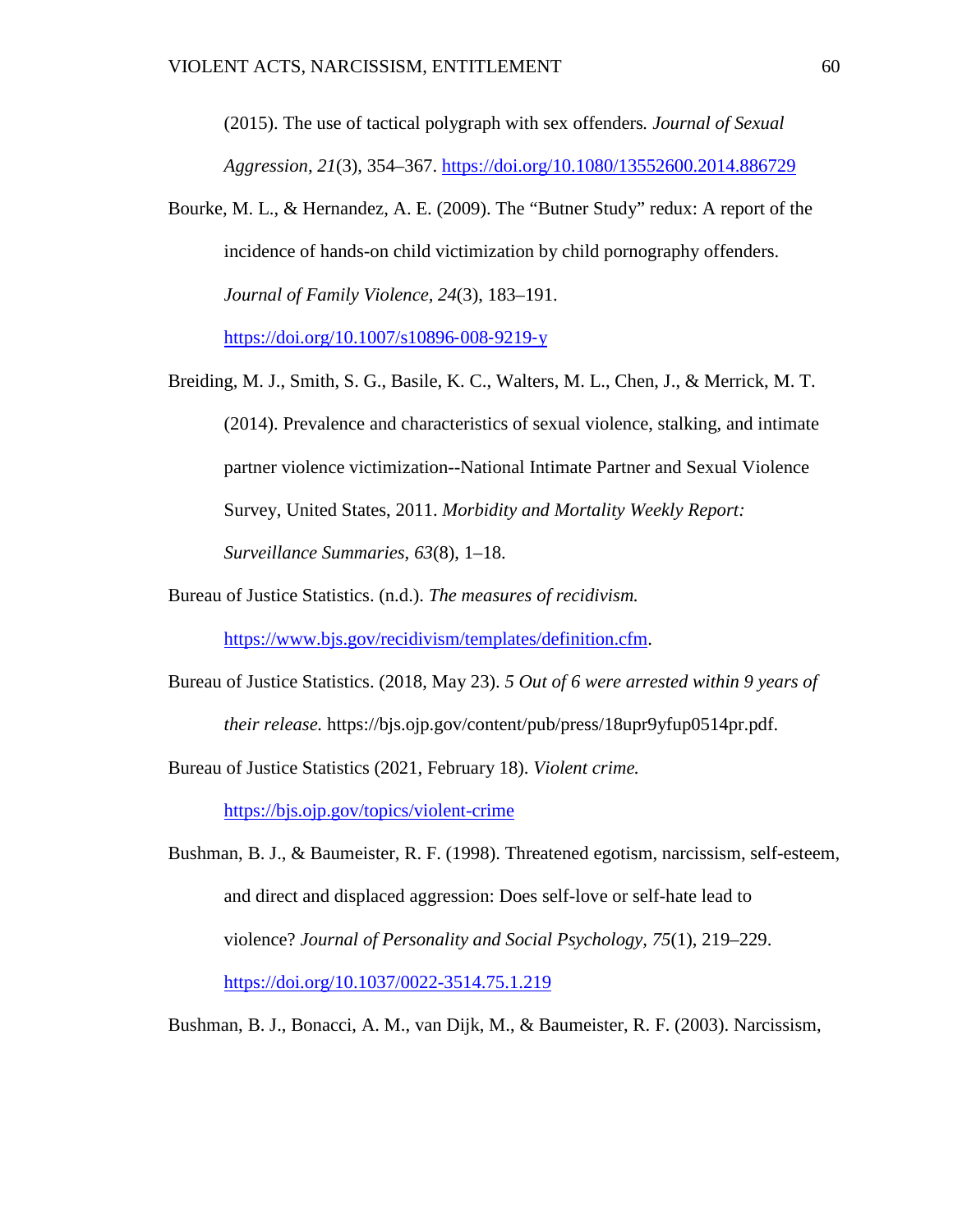(2015). The use of tactical polygraph with sex offenders. *Journal of Sexual Aggression, 21*(3), 354–367. https://doi.org/10.1080/13552600.2014.886729

Bourke, M. L., & Hernandez, A. E. (2009). The "Butner Study" redux: A report of the incidence of hands-on child victimization by child pornography offenders. *Journal of Family Violence, 24*(3), 183–191. https://doi.org/10.1007/s10896-008-9219-y

Breiding, M. J., Smith, S. G., Basile, K. C., Walters, M. L., Chen, J., & Merrick, M. T. (2014). Prevalence and characteristics of sexual violence, stalking, and intimate partner violence victimization--National Intimate Partner and Sexual Violence Survey, United States, 2011. *Morbidity and Mortality Weekly Report: Surveillance Summaries*, *63*(8), 1–18.

Bureau of Justice Statistics. (n.d.). *The measures of recidivism.* https://www.bjs.gov/recidivism/templates/definition.cfm.

Bureau of Justice Statistics. (2018, May 23). *5 Out of 6 were arrested within 9 years of their release.* https://bjs.ojp.gov/content/pub/press/18upr9yfup0514pr.pdf.

Bureau of Justice Statistics (2021, February 18). *Violent crime.* https://bjs.ojp.gov/topics/violent-crime

Bushman, B. J., & Baumeister, R. F. (1998). Threatened egotism, narcissism, self-esteem, and direct and displaced aggression: Does self-love or self-hate lead to violence? *Journal of Personality and Social Psychology*, *75*(1), 219–229. https://doi.org/10.1037/0022-3514.75.1.219

Bushman, B. J., Bonacci, A. M., van Dijk, M., & Baumeister, R. F. (2003). Narcissism,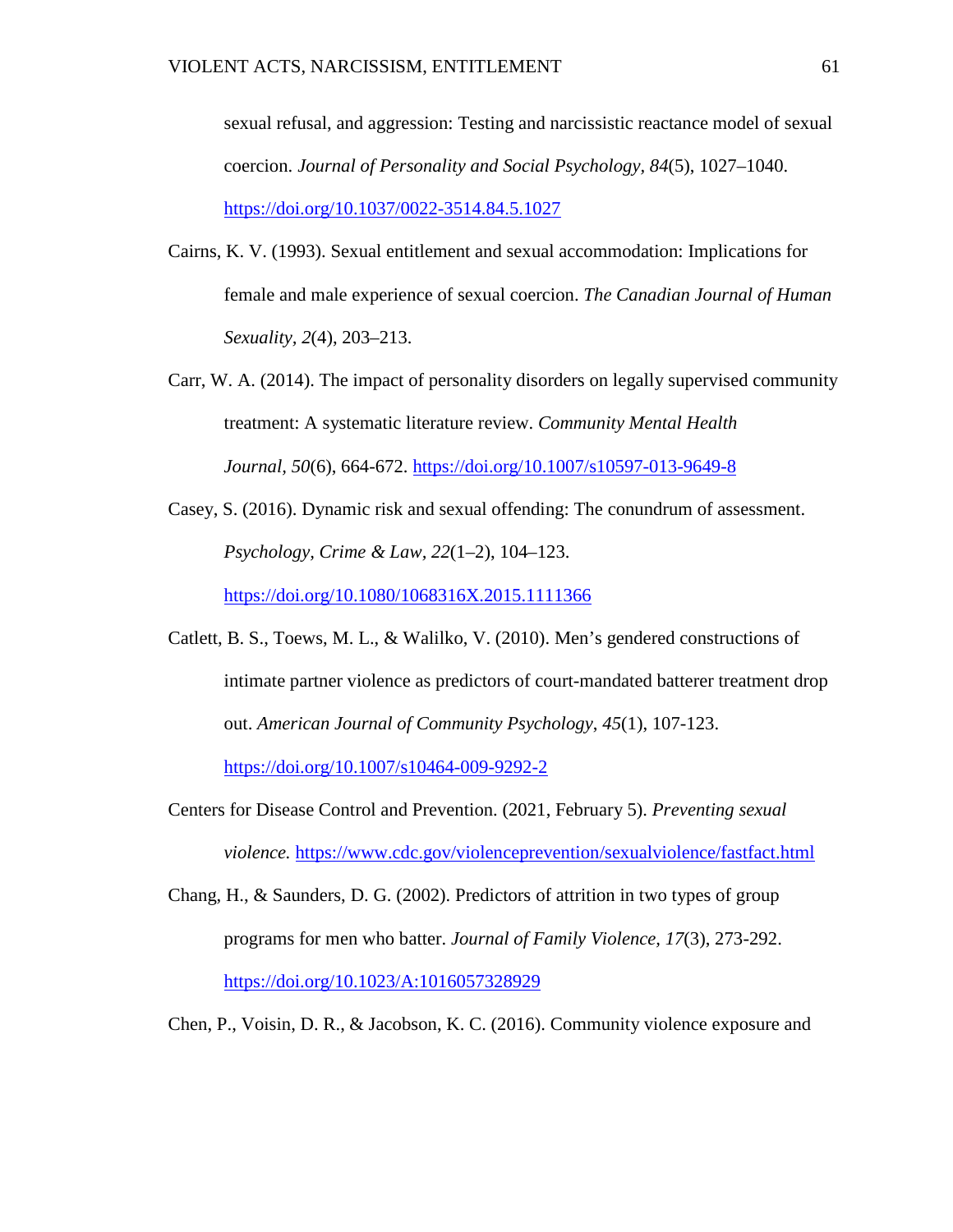sexual refusal, and aggression: Testing and narcissistic reactance model of sexual coercion. *Journal of Personality and Social Psychology, 84*(5), 1027–1040. https://doi.org/10.1037/0022-3514.84.5.1027

Cairns, K. V. (1993). Sexual entitlement and sexual accommodation: Implications for female and male experience of sexual coercion. *The Canadian Journal of Human Sexuality, 2*(4), 203–213.

Carr, W. A. (2014). The impact of personality disorders on legally supervised community treatment: A systematic literature review. *Community Mental Health Journal, 50*(6), 664-672. https://doi.org/10.1007/s10597-013-9649-8

Casey, S. (2016). Dynamic risk and sexual offending: The conundrum of assessment. *Psychology, Crime & Law, 22*(1–2), 104–123. https://doi.org/10.1080/1068316X.2015.1111366

Catlett, B. S., Toews, M. L., & Walilko, V. (2010). Men's gendered constructions of intimate partner violence as predictors of court-mandated batterer treatment drop out. *American Journal of Community Psychology*, *45*(1), 107-123. https://doi.org/10.1007/s10464-009-9292-2

Centers for Disease Control and Prevention. (2021, February 5). *Preventing sexual violence.* https://www.cdc.gov/violenceprevention/sexualviolence/fastfact.html

Chang, H., & Saunders, D. G. (2002). Predictors of attrition in two types of group programs for men who batter. *Journal of Family Violence, 17*(3), 273-292. https://doi.org/10.1023/A:1016057328929

Chen, P., Voisin, D. R., & Jacobson, K. C. (2016). Community violence exposure and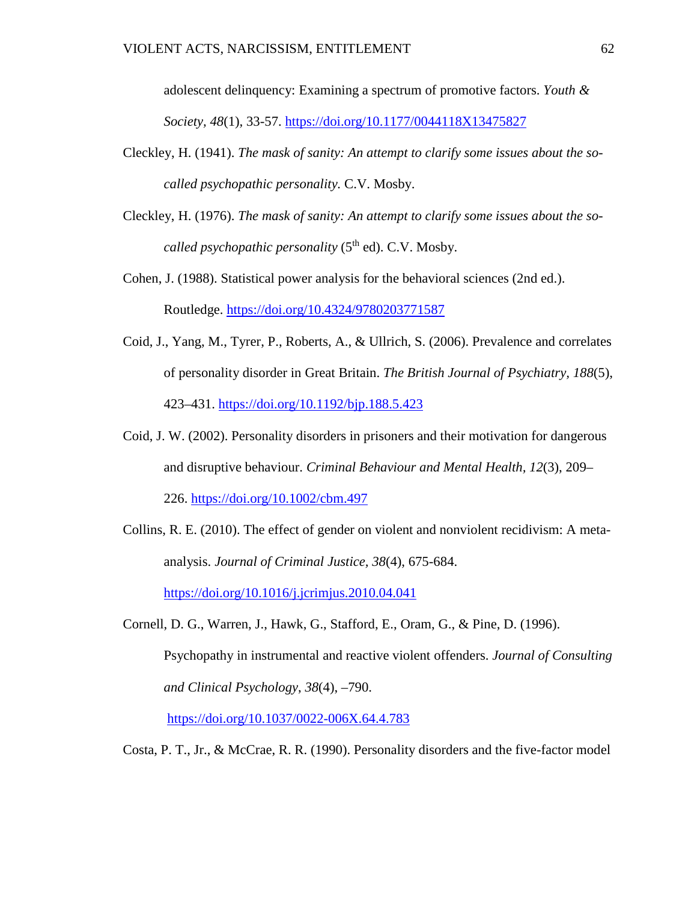adolescent delinquency: Examining a spectrum of promotive factors. *Youth & Society*, *48*(1), 33-57. https://doi.org/10.1177/0044118X13475827

Cleckley, H. (1941). *The mask of sanity: An attempt to clarify some issues about the so-called psychopathic personality.* C.V. Mosby.

Cleckley, H. (1976). *The mask of sanity: An attempt to clarify some issues about the so-called psychopathic personality* (5th ed). C.V. Mosby.

Cohen, J. (1988). Statistical power analysis for the behavioral sciences (2nd ed.). Routledge. https://doi.org/10.4324/9780203771587

Coid, J., Yang, M., Tyrer, P., Roberts, A., & Ullrich, S. (2006). Prevalence and correlates of personality disorder in Great Britain. *The British Journal of Psychiatry, 188*(5), 423–431. https://doi.org/10.1192/bjp.188.5.423

Coid, J. W. (2002). Personality disorders in prisoners and their motivation for dangerous and disruptive behaviour. *Criminal Behaviour and Mental Health, 12*(3), 209–226. https://doi.org/10.1002/cbm.497

Collins, R. E. (2010). The effect of gender on violent and nonviolent recidivism: A meta-analysis. *Journal of Criminal Justice, 38*(4), 675-684. https://doi.org/10.1016/j.jcrimjus.2010.04.041

Cornell, D. G., Warren, J., Hawk, G., Stafford, E., Oram, G., & Pine, D. (1996). Psychopathy in instrumental and reactive violent offenders. *Journal of Consulting and Clinical Psychology*, *38*(4), –790. https://doi.org/10.1037/0022-006X.64.4.783

Costa, P. T., Jr., & McCrae, R. R. (1990). Personality disorders and the five-factor model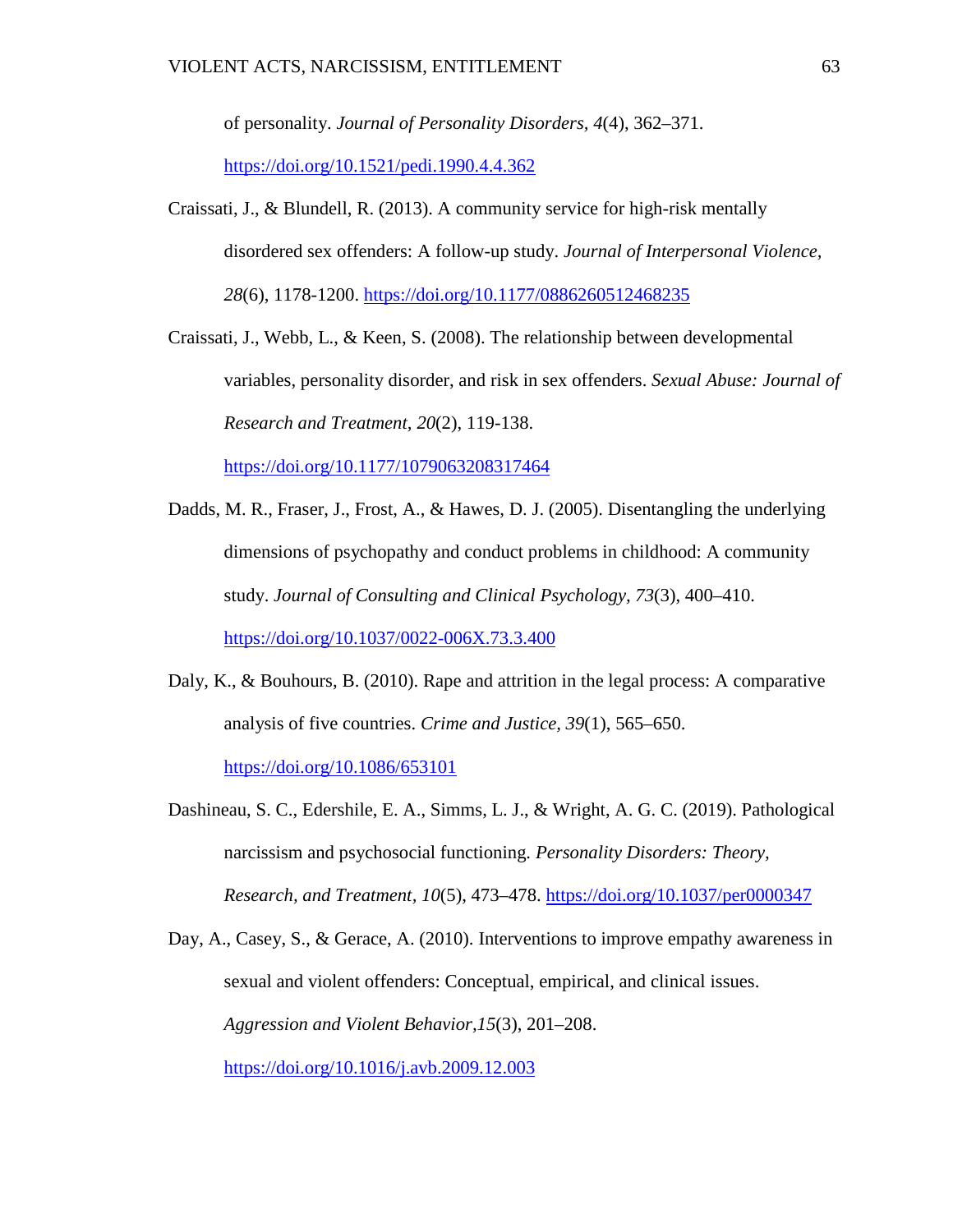of personality. *Journal of Personality Disorders, 4*(4), 362–371. https://doi.org/10.1521/pedi.1990.4.4.362

Craissati, J., & Blundell, R. (2013). A community service for high-risk mentally disordered sex offenders: A follow-up study. *Journal of Interpersonal Violence, 28*(6), 1178-1200. https://doi.org/10.1177/0886260512468235

Craissati, J., Webb, L., & Keen, S. (2008). The relationship between developmental variables, personality disorder, and risk in sex offenders. *Sexual Abuse: Journal of Research and Treatment, 20*(2), 119-138. https://doi.org/10.1177/1079063208317464

Dadds, M. R., Fraser, J., Frost, A., & Hawes, D. J. (2005). Disentangling the underlying dimensions of psychopathy and conduct problems in childhood: A community study. *Journal of Consulting and Clinical Psychology, 73*(3), 400–410. https://doi.org/10.1037/0022-006X.73.3.400

Daly, K., & Bouhours, B. (2010). Rape and attrition in the legal process: A comparative analysis of five countries. *Crime and Justice, 39*(1), 565–650. https://doi.org/10.1086/653101

Dashineau, S. C., Edershile, E. A., Simms, L. J., & Wright, A. G. C. (2019). Pathological narcissism and psychosocial functioning. *Personality Disorders: Theory, Research, and Treatment, 10*(5), 473–478. https://doi.org/10.1037/per0000347

Day, A., Casey, S., & Gerace, A. (2010). Interventions to improve empathy awareness in sexual and violent offenders: Conceptual, empirical, and clinical issues. *Aggression and Violent Behavior,15*(3), 201–208. https://doi.org/10.1016/j.avb.2009.12.003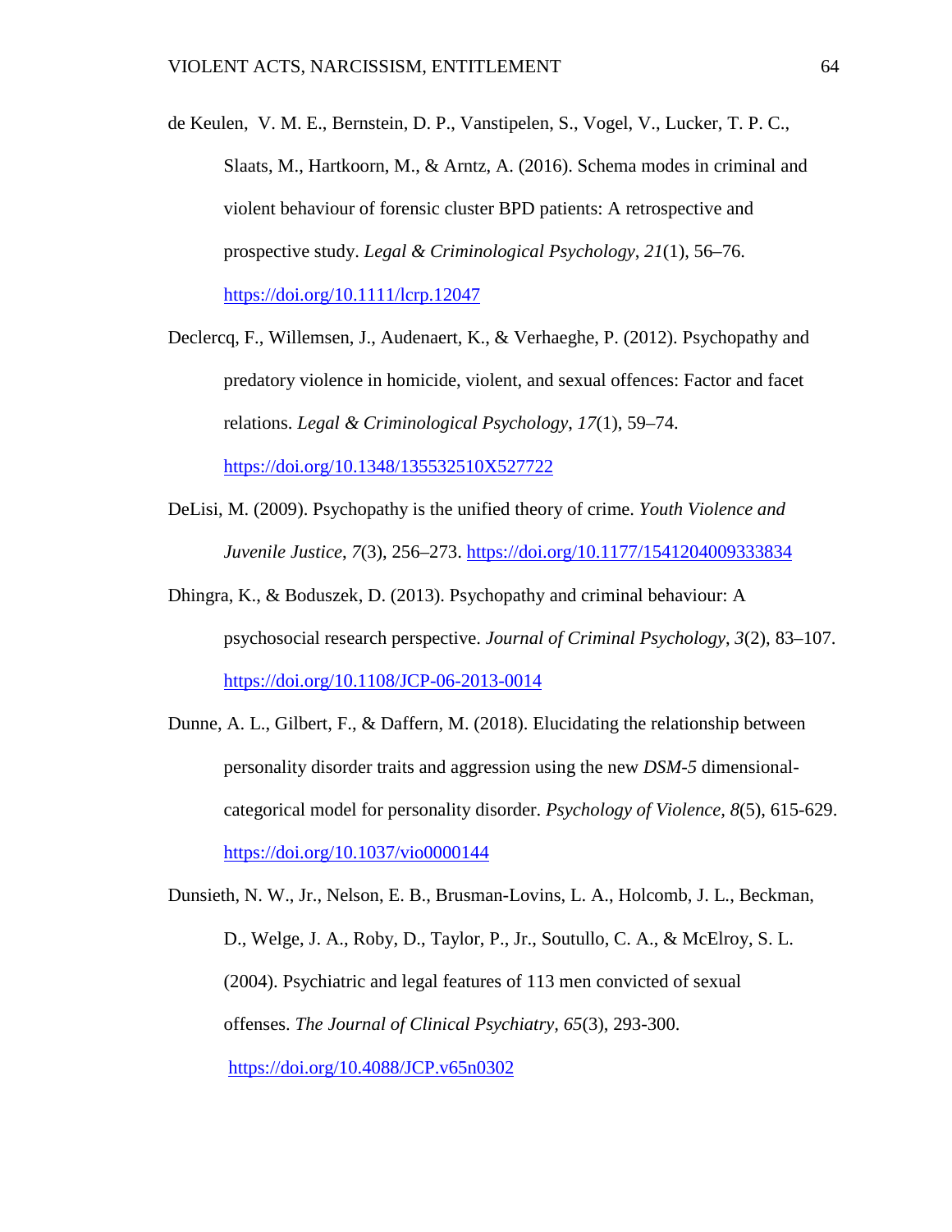de Keulen, V. M. E., Bernstein, D. P., Vanstipelen, S., Vogel, V., Lucker, T. P. C., Slaats, M., Hartkoorn, M., & Arntz, A. (2016). Schema modes in criminal and violent behaviour of forensic cluster BPD patients: A retrospective and prospective study. *Legal & Criminological Psychology*, *21*(1), 56–76. https://doi.org/10.1111/lcrp.12047

Declercq, F., Willemsen, J., Audenaert, K., & Verhaeghe, P. (2012). Psychopathy and predatory violence in homicide, violent, and sexual offences: Factor and facet relations. *Legal & Criminological Psychology*, *17*(1), 59–74. https://doi.org/10.1348/135532510X527722

DeLisi, M. (2009). Psychopathy is the unified theory of crime. *Youth Violence and Juvenile Justice*, *7*(3), 256–273. https://doi.org/10.1177/1541204009333834

Dhingra, K., & Boduszek, D. (2013). Psychopathy and criminal behaviour: A psychosocial research perspective. *Journal of Criminal Psychology*, *3*(2), 83–107. https://doi.org/10.1108/JCP-06-2013-0014

Dunne, A. L., Gilbert, F., & Daffern, M. (2018). Elucidating the relationship between personality disorder traits and aggression using the new *DSM-5* dimensional-categorical model for personality disorder. *Psychology of Violence, 8*(5), 615-629. https://doi.org/10.1037/vio0000144

Dunsieth, N. W., Jr., Nelson, E. B., Brusman-Lovins, L. A., Holcomb, J. L., Beckman, D., Welge, J. A., Roby, D., Taylor, P., Jr., Soutullo, C. A., & McElroy, S. L. (2004). Psychiatric and legal features of 113 men convicted of sexual offenses. *The Journal of Clinical Psychiatry, 65*(3), 293-300. https://doi.org/10.4088/JCP.v65n0302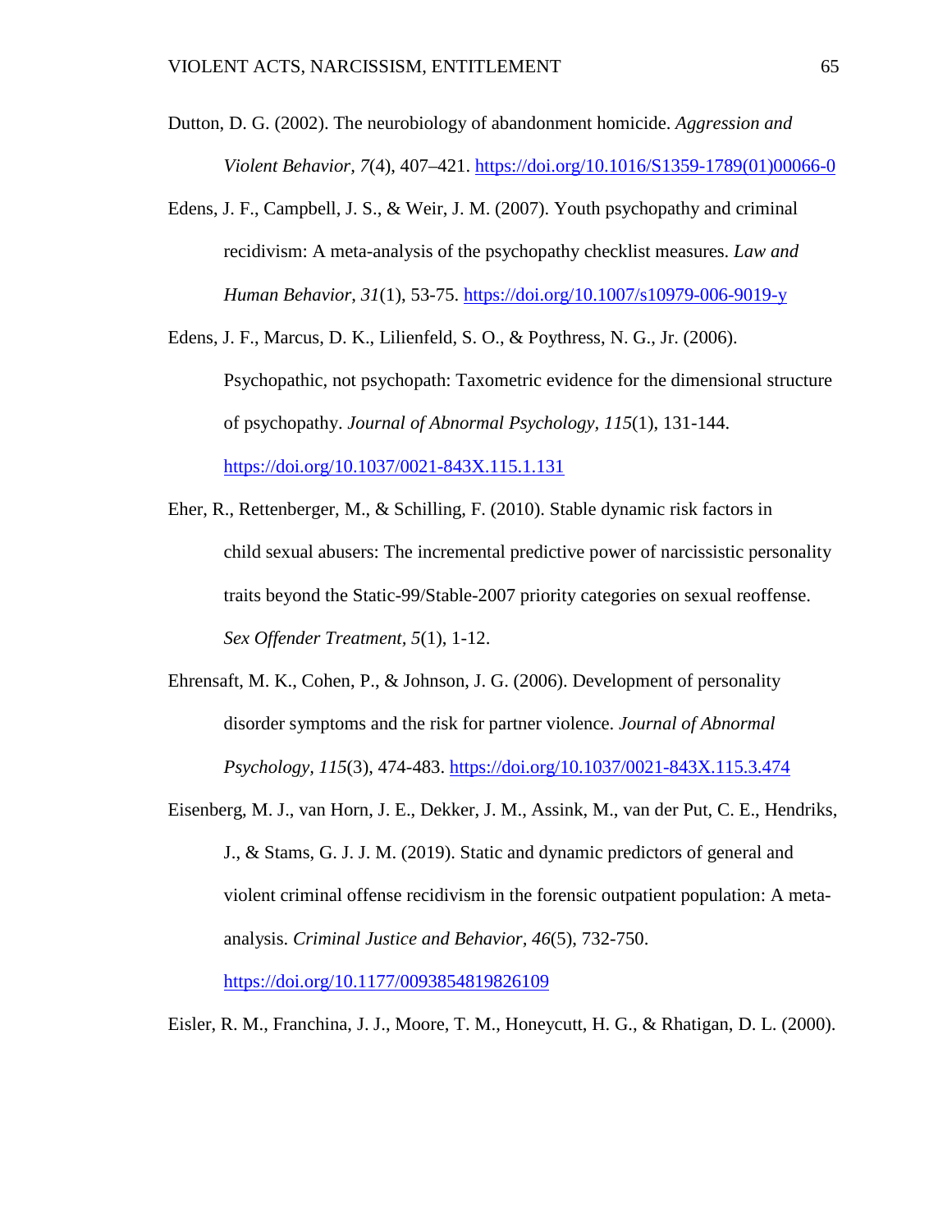Dutton, D. G. (2002). The neurobiology of abandonment homicide. *Aggression and Violent Behavior*, *7*(4), 407–421. https://doi.org/10.1016/S1359-1789(01)00066-0

Edens, J. F., Campbell, J. S., & Weir, J. M. (2007). Youth psychopathy and criminal recidivism: A meta-analysis of the psychopathy checklist measures. *Law and Human Behavior*, *31*(1), 53-75. https://doi.org/10.1007/s10979-006-9019-y

Edens, J. F., Marcus, D. K., Lilienfeld, S. O., & Poythress, N. G., Jr. (2006). Psychopathic, not psychopath: Taxometric evidence for the dimensional structure of psychopathy. *Journal of Abnormal Psychology*, *115*(1), 131-144. https://doi.org/10.1037/0021-843X.115.1.131

Eher, R., Rettenberger, M., & Schilling, F. (2010). Stable dynamic risk factors in child sexual abusers: The incremental predictive power of narcissistic personality traits beyond the Static-99/Stable-2007 priority categories on sexual reoffense. *Sex Offender Treatment*, *5*(1), 1-12.

Ehrensaft, M. K., Cohen, P., & Johnson, J. G. (2006). Development of personality disorder symptoms and the risk for partner violence. *Journal of Abnormal Psychology*, *115*(3), 474-483. https://doi.org/10.1037/0021-843X.115.3.474

Eisenberg, M. J., van Horn, J. E., Dekker, J. M., Assink, M., van der Put, C. E., Hendriks, J., & Stams, G. J. J. M. (2019). Static and dynamic predictors of general and violent criminal offense recidivism in the forensic outpatient population: A meta-analysis. *Criminal Justice and Behavior*, *46*(5), 732-750. https://doi.org/10.1177/0093854819826109

Eisler, R. M., Franchina, J. J., Moore, T. M., Honeycutt, H. G., & Rhatigan, D. L. (2000).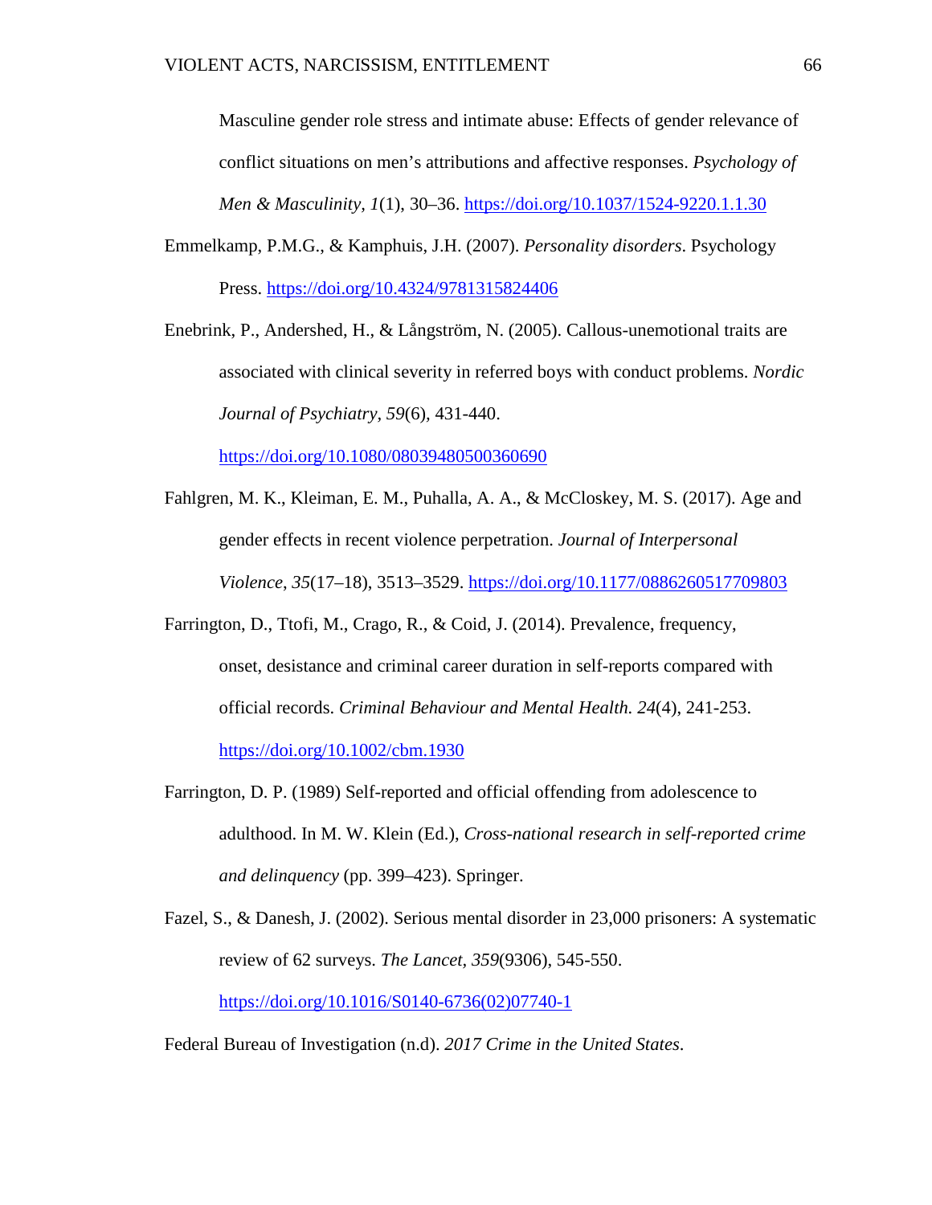Masculine gender role stress and intimate abuse: Effects of gender relevance of conflict situations on men's attributions and affective responses. *Psychology of Men & Masculinity*, *1*(1), 30–36. https://doi.org/10.1037/1524-9220.1.1.30

Emmelkamp, P.M.G., & Kamphuis, J.H. (2007). *Personality disorders*. Psychology Press. https://doi.org/10.4324/9781315824406

Enebrink, P., Andershed, H., & Långström, N. (2005). Callous-unemotional traits are associated with clinical severity in referred boys with conduct problems. *Nordic Journal of Psychiatry*, *59*(6), 431-440. https://doi.org/10.1080/08039480500360690

Fahlgren, M. K., Kleiman, E. M., Puhalla, A. A., & McCloskey, M. S. (2017). Age and gender effects in recent violence perpetration. *Journal of Interpersonal Violence*, *35*(17–18), 3513–3529. https://doi.org/10.1177/0886260517709803

Farrington, D., Ttofi, M., Crago, R., & Coid, J. (2014). Prevalence, frequency, onset, desistance and criminal career duration in self-reports compared with official records. *Criminal Behaviour and Mental Health. 24*(4), 241-253. https://doi.org/10.1002/cbm.1930

Farrington, D. P. (1989) Self-reported and official offending from adolescence to adulthood. In M. W. Klein (Ed.), *Cross-national research in self-reported crime and delinquency* (pp. 399–423). Springer.

Fazel, S., & Danesh, J. (2002). Serious mental disorder in 23,000 prisoners: A systematic review of 62 surveys. *The Lancet*, *359*(9306), 545-550. https://doi.org/10.1016/S0140-6736(02)07740-1

Federal Bureau of Investigation (n.d). *2017 Crime in the United States*.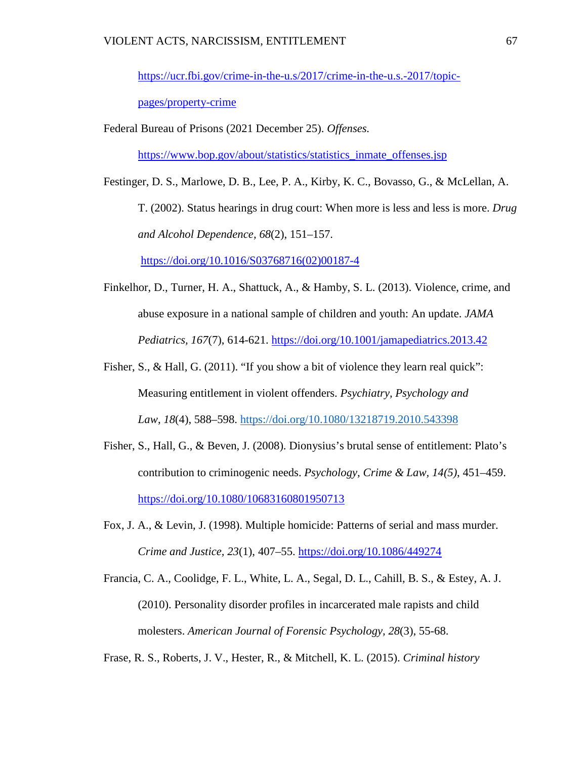https://ucr.fbi.gov/crime-in-the-u.s/2017/crime-in-the-u.s.-2017/topic-pages/property-crime

Federal Bureau of Prisons (2021 December 25). *Offenses.* https://www.bop.gov/about/statistics/statistics_inmate_offenses.jsp

Festinger, D. S., Marlowe, D. B., Lee, P. A., Kirby, K. C., Bovasso, G., & McLellan, A. T. (2002). Status hearings in drug court: When more is less and less is more. *Drug and Alcohol Dependence, 68*(2), 151–157. https://doi.org/10.1016/S03768716(02)00187-4

Finkelhor, D., Turner, H. A., Shattuck, A., & Hamby, S. L. (2013). Violence, crime, and abuse exposure in a national sample of children and youth: An update. *JAMA Pediatrics*, *167*(7), 614-621. https://doi.org/10.1001/jamapediatrics.2013.42

Fisher, S., & Hall, G. (2011). "If you show a bit of violence they learn real quick": Measuring entitlement in violent offenders. *Psychiatry, Psychology and Law*, *18*(4), 588–598. https://doi.org/10.1080/13218719.2010.543398

Fisher, S., Hall, G., & Beven, J. (2008). Dionysius's brutal sense of entitlement: Plato's contribution to criminogenic needs. *Psychology, Crime & Law, 14(5)*, 451–459. https://doi.org/10.1080/10683160801950713

Fox, J. A., & Levin, J. (1998). Multiple homicide: Patterns of serial and mass murder. *Crime and Justice, 23*(1), 407–55. https://doi.org/10.1086/449274

Francia, C. A., Coolidge, F. L., White, L. A., Segal, D. L., Cahill, B. S., & Estey, A. J. (2010). Personality disorder profiles in incarcerated male rapists and child molesters. *American Journal of Forensic Psychology, 28*(3), 55-68.

Frase, R. S., Roberts, J. V., Hester, R., & Mitchell, K. L. (2015). *Criminal history*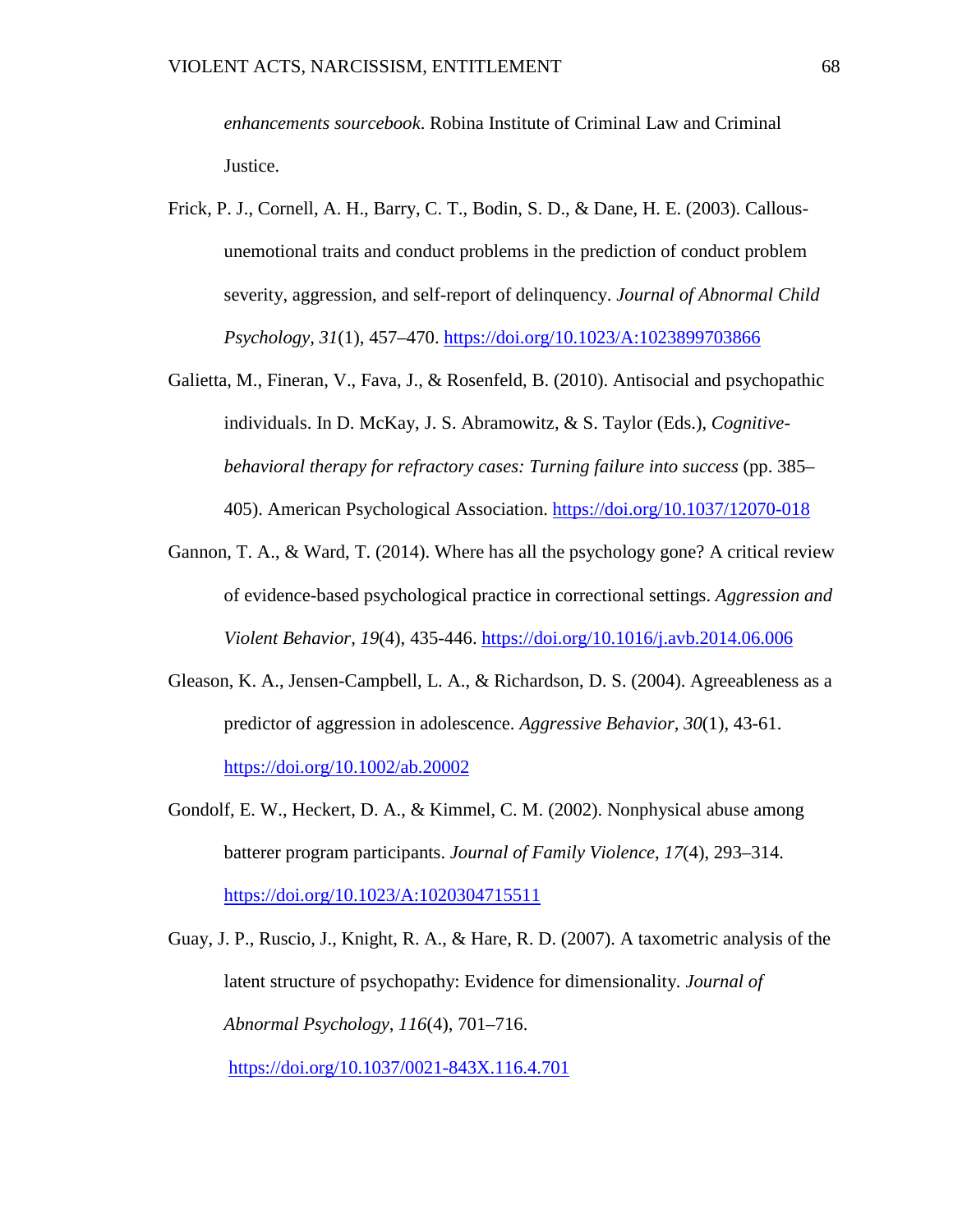*enhancements sourcebook*. Robina Institute of Criminal Law and Criminal Justice.

Frick, P. J., Cornell, A. H., Barry, C. T., Bodin, S. D., & Dane, H. E. (2003). Callous-unemotional traits and conduct problems in the prediction of conduct problem severity, aggression, and self-report of delinquency. *Journal of Abnormal Child Psychology*, *31*(1), 457–470. https://doi.org/10.1023/A:1023899703866

Galietta, M., Fineran, V., Fava, J., & Rosenfeld, B. (2010). Antisocial and psychopathic individuals. In D. McKay, J. S. Abramowitz, & S. Taylor (Eds.), *Cognitive-behavioral therapy for refractory cases: Turning failure into success* (pp. 385–405). American Psychological Association. https://doi.org/10.1037/12070-018

Gannon, T. A., & Ward, T. (2014). Where has all the psychology gone? A critical review of evidence-based psychological practice in correctional settings. *Aggression and Violent Behavior, 19*(4), 435-446. https://doi.org/10.1016/j.avb.2014.06.006

Gleason, K. A., Jensen-Campbell, L. A., & Richardson, D. S. (2004). Agreeableness as a predictor of aggression in adolescence. *Aggressive Behavior, 30*(1), 43-61. https://doi.org/10.1002/ab.20002

Gondolf, E. W., Heckert, D. A., & Kimmel, C. M. (2002). Nonphysical abuse among batterer program participants. *Journal of Family Violence*, *17*(4), 293–314. https://doi.org/10.1023/A:1020304715511

Guay, J. P., Ruscio, J., Knight, R. A., & Hare, R. D. (2007). A taxometric analysis of the latent structure of psychopathy: Evidence for dimensionality. *Journal of Abnormal Psychology*, *116*(4), 701–716. https://doi.org/10.1037/0021-843X.116.4.701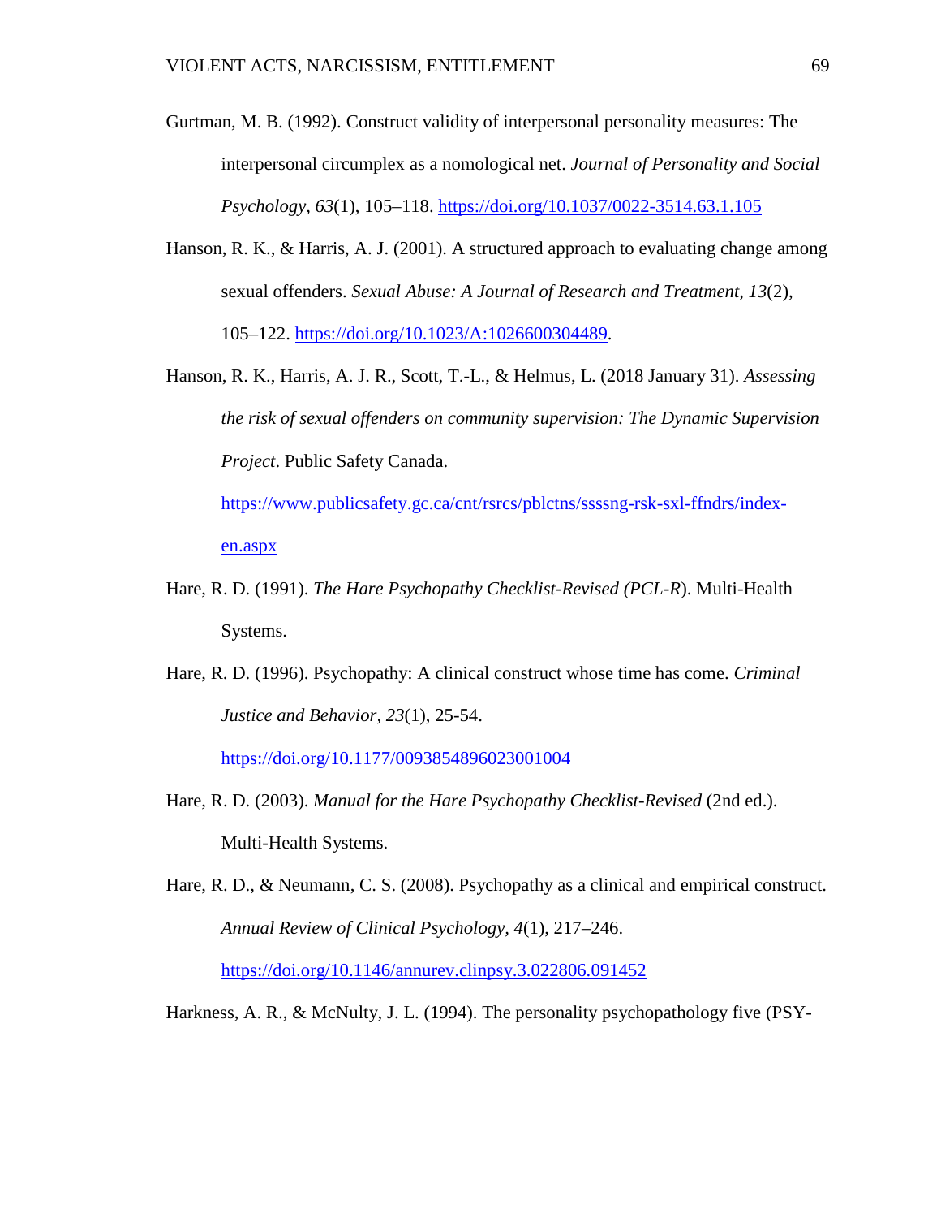Gurtman, M. B. (1992). Construct validity of interpersonal personality measures: The interpersonal circumplex as a nomological net. *Journal of Personality and Social Psychology*, *63*(1), 105–118. https://doi.org/10.1037/0022-3514.63.1.105

Hanson, R. K., & Harris, A. J. (2001). A structured approach to evaluating change among sexual offenders. *Sexual Abuse: A Journal of Research and Treatment, 13*(2), 105–122. https://doi.org/10.1023/A:1026600304489.

Hanson, R. K., Harris, A. J. R., Scott, T.-L., & Helmus, L. (2018 January 31). *Assessing the risk of sexual offenders on community supervision: The Dynamic Supervision Project*. Public Safety Canada. https://www.publicsafety.gc.ca/cnt/rsrcs/pblctns/ssssng-rsk-sxl-ffndrs/index-en.aspx

Hare, R. D. (1991). *The Hare Psychopathy Checklist-Revised (PCL-R*). Multi-Health Systems.

Hare, R. D. (1996). Psychopathy: A clinical construct whose time has come. *Criminal Justice and Behavior*, *23*(1), 25-54. https://doi.org/10.1177/0093854896023001004

Hare, R. D. (2003). *Manual for the Hare Psychopathy Checklist-Revised* (2nd ed.). Multi-Health Systems.

Hare, R. D., & Neumann, C. S. (2008). Psychopathy as a clinical and empirical construct. *Annual Review of Clinical Psychology, 4*(1), 217–246. https://doi.org/10.1146/annurev.clinpsy.3.022806.091452

Harkness, A. R., & McNulty, J. L. (1994). The personality psychopathology five (PSY-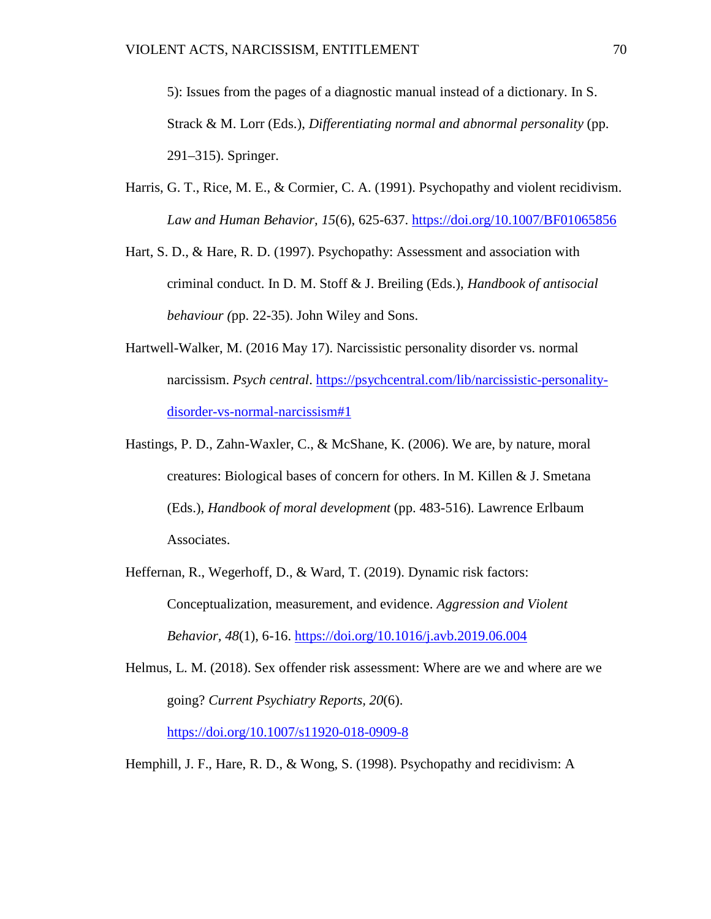5): Issues from the pages of a diagnostic manual instead of a dictionary. In S. Strack & M. Lorr (Eds.), *Differentiating normal and abnormal personality* (pp. 291–315). Springer.

Harris, G. T., Rice, M. E., & Cormier, C. A. (1991). Psychopathy and violent recidivism. *Law and Human Behavior, 15*(6), 625-637. https://doi.org/10.1007/BF01065856

Hart, S. D., & Hare, R. D. (1997). Psychopathy: Assessment and association with criminal conduct. In D. M. Stoff & J. Breiling (Eds.), *Handbook of antisocial behaviour (*pp. 22-35). John Wiley and Sons.

Hartwell-Walker, M. (2016 May 17). Narcissistic personality disorder vs. normal narcissism. *Psych central*. https://psychcentral.com/lib/narcissistic-personality-disorder-vs-normal-narcissism#1

Hastings, P. D., Zahn-Waxler, C., & McShane, K. (2006). We are, by nature, moral creatures: Biological bases of concern for others. In M. Killen & J. Smetana (Eds.), *Handbook of moral development* (pp. 483-516). Lawrence Erlbaum Associates.

Heffernan, R., Wegerhoff, D., & Ward, T. (2019). Dynamic risk factors: Conceptualization, measurement, and evidence. *Aggression and Violent Behavior*, *48*(1), 6-16. https://doi.org/10.1016/j.avb.2019.06.004

Helmus, L. M. (2018). Sex offender risk assessment: Where are we and where are we going? *Current Psychiatry Reports, 20*(6). https://doi.org/10.1007/s11920-018-0909-8

Hemphill, J. F., Hare, R. D., & Wong, S. (1998). Psychopathy and recidivism: A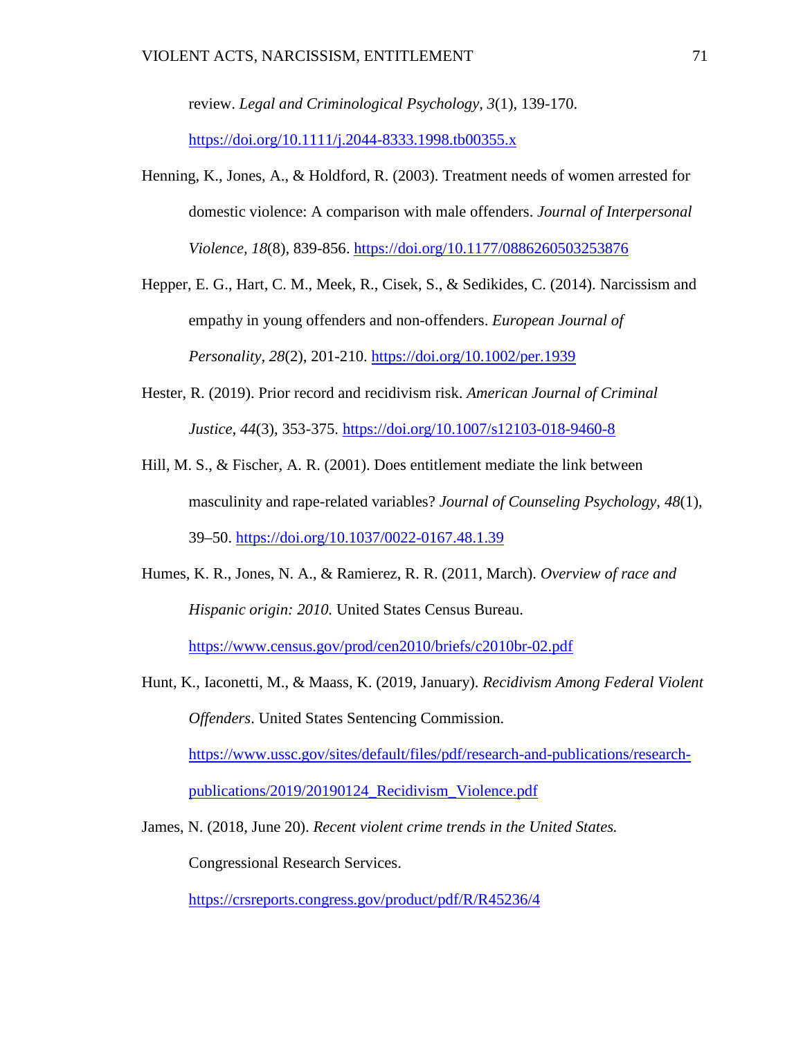review. *Legal and Criminological Psychology, 3*(1), 139-170. https://doi.org/10.1111/j.2044-8333.1998.tb00355.x

Henning, K., Jones, A., & Holdford, R. (2003). Treatment needs of women arrested for domestic violence: A comparison with male offenders. *Journal of Interpersonal Violence, 18*(8), 839-856. https://doi.org/10.1177/0886260503253876

Hepper, E. G., Hart, C. M., Meek, R., Cisek, S., & Sedikides, C. (2014). Narcissism and empathy in young offenders and non-offenders. *European Journal of Personality, 28*(2), 201-210. https://doi.org/10.1002/per.1939

Hester, R. (2019). Prior record and recidivism risk. *American Journal of Criminal Justice, 44*(3), 353-375. https://doi.org/10.1007/s12103-018-9460-8

Hill, M. S., & Fischer, A. R. (2001). Does entitlement mediate the link between masculinity and rape-related variables? *Journal of Counseling Psychology, 48*(1), 39–50. https://doi.org/10.1037/0022-0167.48.1.39

Humes, K. R., Jones, N. A., & Ramierez, R. R. (2011, March). *Overview of race and Hispanic origin: 2010.* United States Census Bureau. https://www.census.gov/prod/cen2010/briefs/c2010br-02.pdf

Hunt, K., Iaconetti, M., & Maass, K. (2019, January). *Recidivism Among Federal Violent Offenders*. United States Sentencing Commission. https://www.ussc.gov/sites/default/files/pdf/research-and-publications/research-publications/2019/20190124_Recidivism_Violence.pdf

James, N. (2018, June 20). *Recent violent crime trends in the United States.* Congressional Research Services. https://crsreports.congress.gov/product/pdf/R/R45236/4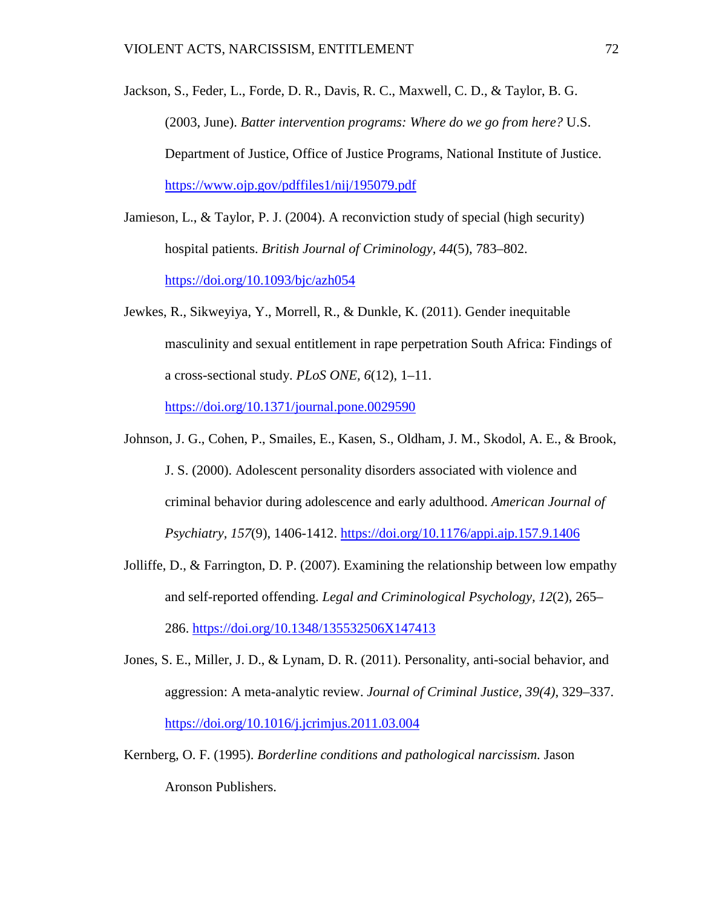Jackson, S., Feder, L., Forde, D. R., Davis, R. C., Maxwell, C. D., & Taylor, B. G. (2003, June). *Batter intervention programs: Where do we go from here?* U.S. Department of Justice, Office of Justice Programs, National Institute of Justice. https://www.ojp.gov/pdffiles1/nij/195079.pdf

Jamieson, L., & Taylor, P. J. (2004). A reconviction study of special (high security) hospital patients. *British Journal of Criminology*, *44*(5), 783–802. https://doi.org/10.1093/bjc/azh054

Jewkes, R., Sikweyiya, Y., Morrell, R., & Dunkle, K. (2011). Gender inequitable masculinity and sexual entitlement in rape perpetration South Africa: Findings of a cross-sectional study. *PLoS ONE, 6*(12), 1–11. https://doi.org/10.1371/journal.pone.0029590

Johnson, J. G., Cohen, P., Smailes, E., Kasen, S., Oldham, J. M., Skodol, A. E., & Brook, J. S. (2000). Adolescent personality disorders associated with violence and criminal behavior during adolescence and early adulthood. *American Journal of Psychiatry*, *157*(9), 1406-1412. https://doi.org/10.1176/appi.ajp.157.9.1406

Jolliffe, D., & Farrington, D. P. (2007). Examining the relationship between low empathy and self-reported offending. *Legal and Criminological Psychology, 12*(2), 265–286. https://doi.org/10.1348/135532506X147413

Jones, S. E., Miller, J. D., & Lynam, D. R. (2011). Personality, anti-social behavior, and aggression: A meta-analytic review. *Journal of Criminal Justice, 39(4)*, 329–337. https://doi.org/10.1016/j.jcrimjus.2011.03.004

Kernberg, O. F. (1995). *Borderline conditions and pathological narcissism.* Jason Aronson Publishers.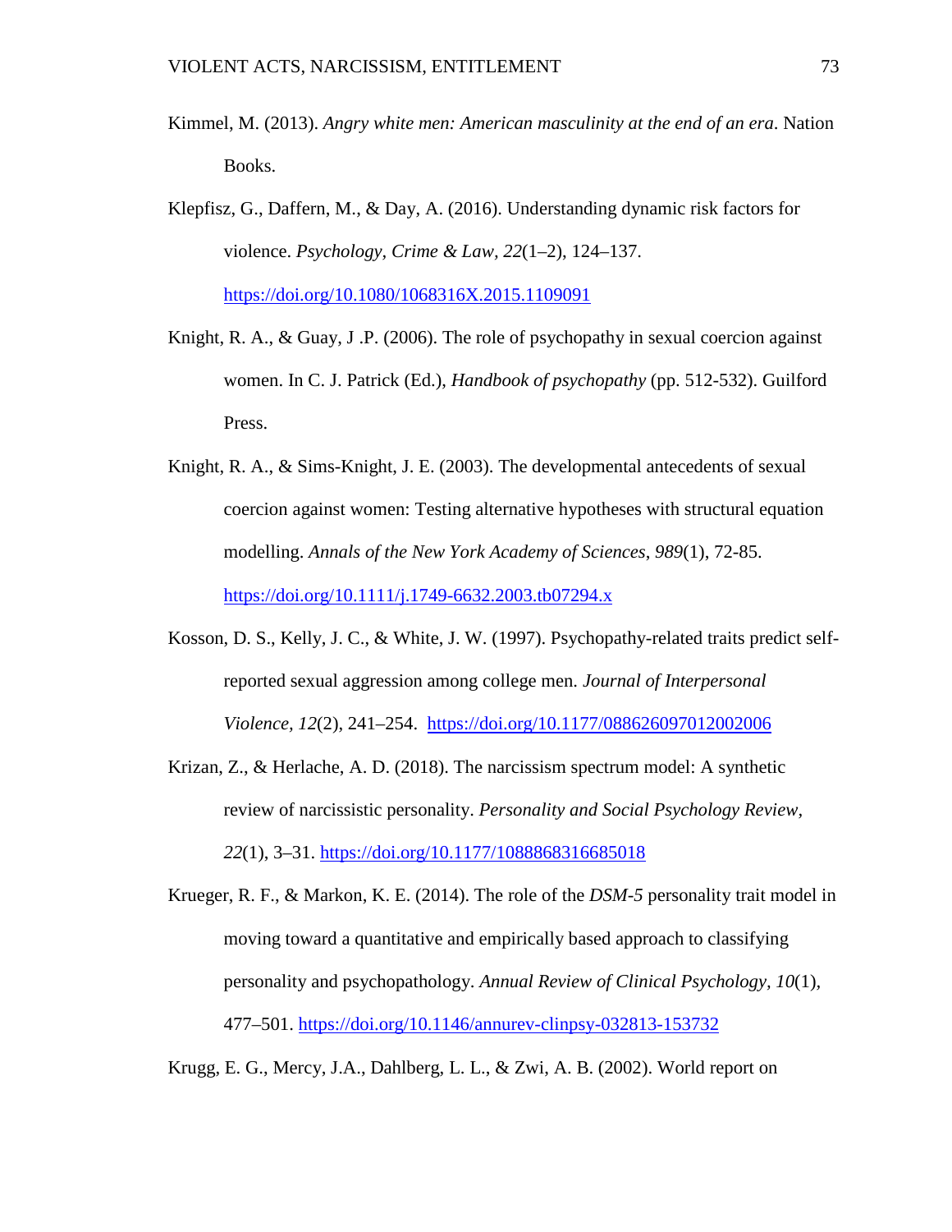Kimmel, M. (2013). *Angry white men: American masculinity at the end of an era*. Nation Books.

Klepfisz, G., Daffern, M., & Day, A. (2016). Understanding dynamic risk factors for violence. *Psychology, Crime & Law, 22*(1–2), 124–137. https://doi.org/10.1080/1068316X.2015.1109091

Knight, R. A., & Guay, J .P. (2006). The role of psychopathy in sexual coercion against women. In C. J. Patrick (Ed.), *Handbook of psychopathy* (pp. 512-532). Guilford Press.

Knight, R. A., & Sims-Knight, J. E. (2003). The developmental antecedents of sexual coercion against women: Testing alternative hypotheses with structural equation modelling. *Annals of the New York Academy of Sciences*, *989*(1), 72-85. https://doi.org/10.1111/j.1749-6632.2003.tb07294.x

Kosson, D. S., Kelly, J. C., & White, J. W. (1997). Psychopathy-related traits predict self-reported sexual aggression among college men. *Journal of Interpersonal Violence, 12*(2), 241–254. https://doi.org/10.1177/088626097012002006

Krizan, Z., & Herlache, A. D. (2018). The narcissism spectrum model: A synthetic review of narcissistic personality. *Personality and Social Psychology Review, 22*(1), 3–31. https://doi.org/10.1177/1088868316685018

Krueger, R. F., & Markon, K. E. (2014). The role of the *DSM-5* personality trait model in moving toward a quantitative and empirically based approach to classifying personality and psychopathology. *Annual Review of Clinical Psychology*, *10*(1), 477–501. https://doi.org/10.1146/annurev-clinpsy-032813-153732

Krugg, E. G., Mercy, J.A., Dahlberg, L. L., & Zwi, A. B. (2002). World report on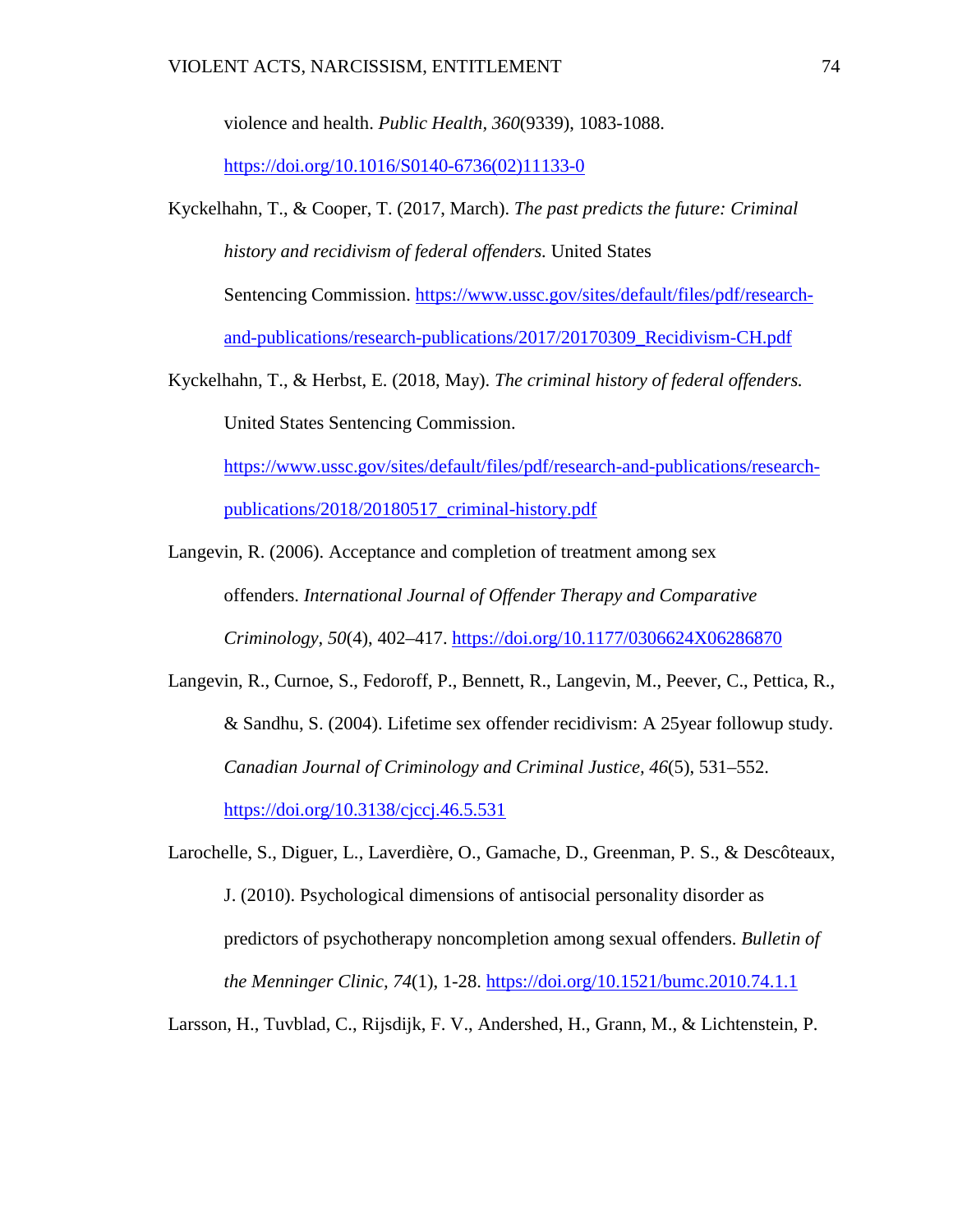violence and health. *Public Health*, *360*(9339), 1083-1088. https://doi.org/10.1016/S0140-6736(02)11133-0

Kyckelhahn, T., & Cooper, T. (2017, March). *The past predicts the future: Criminal history and recidivism of federal offenders.* United States Sentencing Commission. https://www.ussc.gov/sites/default/files/pdf/research-and-publications/research-publications/2017/20170309_Recidivism-CH.pdf

Kyckelhahn, T., & Herbst, E. (2018, May). *The criminal history of federal offenders.* United States Sentencing Commission. https://www.ussc.gov/sites/default/files/pdf/research-and-publications/research-publications/2018/20180517_criminal-history.pdf

Langevin, R. (2006). Acceptance and completion of treatment among sex offenders. *International Journal of Offender Therapy and Comparative Criminology*, *50*(4), 402–417. https://doi.org/10.1177/0306624X06286870

Langevin, R., Curnoe, S., Fedoroff, P., Bennett, R., Langevin, M., Peever, C., Pettica, R., & Sandhu, S. (2004). Lifetime sex offender recidivism: A 25year followup study. *Canadian Journal of Criminology and Criminal Justice*, *46*(5), 531–552. https://doi.org/10.3138/cjccj.46.5.531

Larochelle, S., Diguer, L., Laverdière, O., Gamache, D., Greenman, P. S., & Descôteaux, J. (2010). Psychological dimensions of antisocial personality disorder as predictors of psychotherapy noncompletion among sexual offenders. *Bulletin of the Menninger Clinic*, *74*(1), 1-28. https://doi.org/10.1521/bumc.2010.74.1.1

Larsson, H., Tuvblad, C., Rijsdijk, F. V., Andershed, H., Grann, M., & Lichtenstein, P.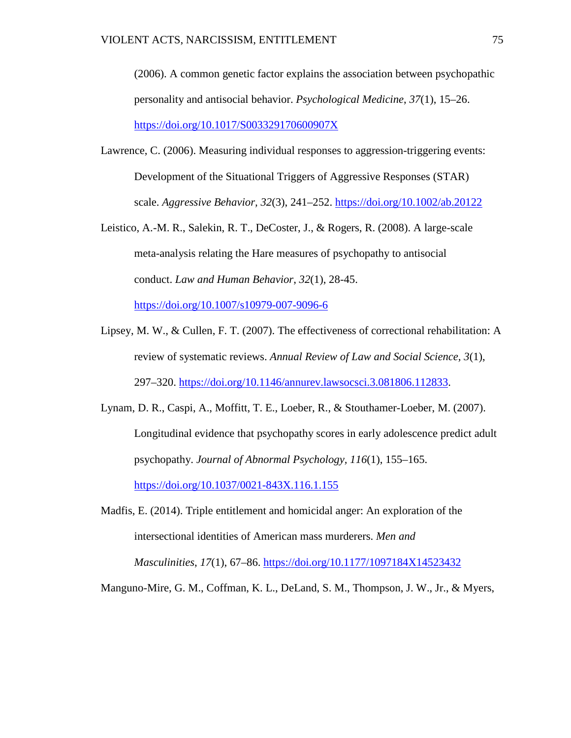(2006). A common genetic factor explains the association between psychopathic personality and antisocial behavior. *Psychological Medicine*, *37*(1), 15–26. https://doi.org/10.1017/S003329170600907X

Lawrence, C. (2006). Measuring individual responses to aggression-triggering events: Development of the Situational Triggers of Aggressive Responses (STAR) scale. *Aggressive Behavior*, *32*(3), 241–252. https://doi.org/10.1002/ab.20122

Leistico, A.-M. R., Salekin, R. T., DeCoster, J., & Rogers, R. (2008). A large-scale meta-analysis relating the Hare measures of psychopathy to antisocial conduct. *Law and Human Behavior*, *32*(1), 28-45. https://doi.org/10.1007/s10979-007-9096-6

Lipsey, M. W., & Cullen, F. T. (2007). The effectiveness of correctional rehabilitation: A review of systematic reviews. *Annual Review of Law and Social Science, 3*(1), 297–320. https://doi.org/10.1146/annurev.lawsocsci.3.081806.112833.

Lynam, D. R., Caspi, A., Moffitt, T. E., Loeber, R., & Stouthamer-Loeber, M. (2007). Longitudinal evidence that psychopathy scores in early adolescence predict adult psychopathy. *Journal of Abnormal Psychology*, *116*(1), 155–165. https://doi.org/10.1037/0021-843X.116.1.155

Madfis, E. (2014). Triple entitlement and homicidal anger: An exploration of the intersectional identities of American mass murderers. *Men and Masculinities*, *17*(1), 67–86. https://doi.org/10.1177/1097184X14523432

Manguno-Mire, G. M., Coffman, K. L., DeLand, S. M., Thompson, J. W., Jr., & Myers,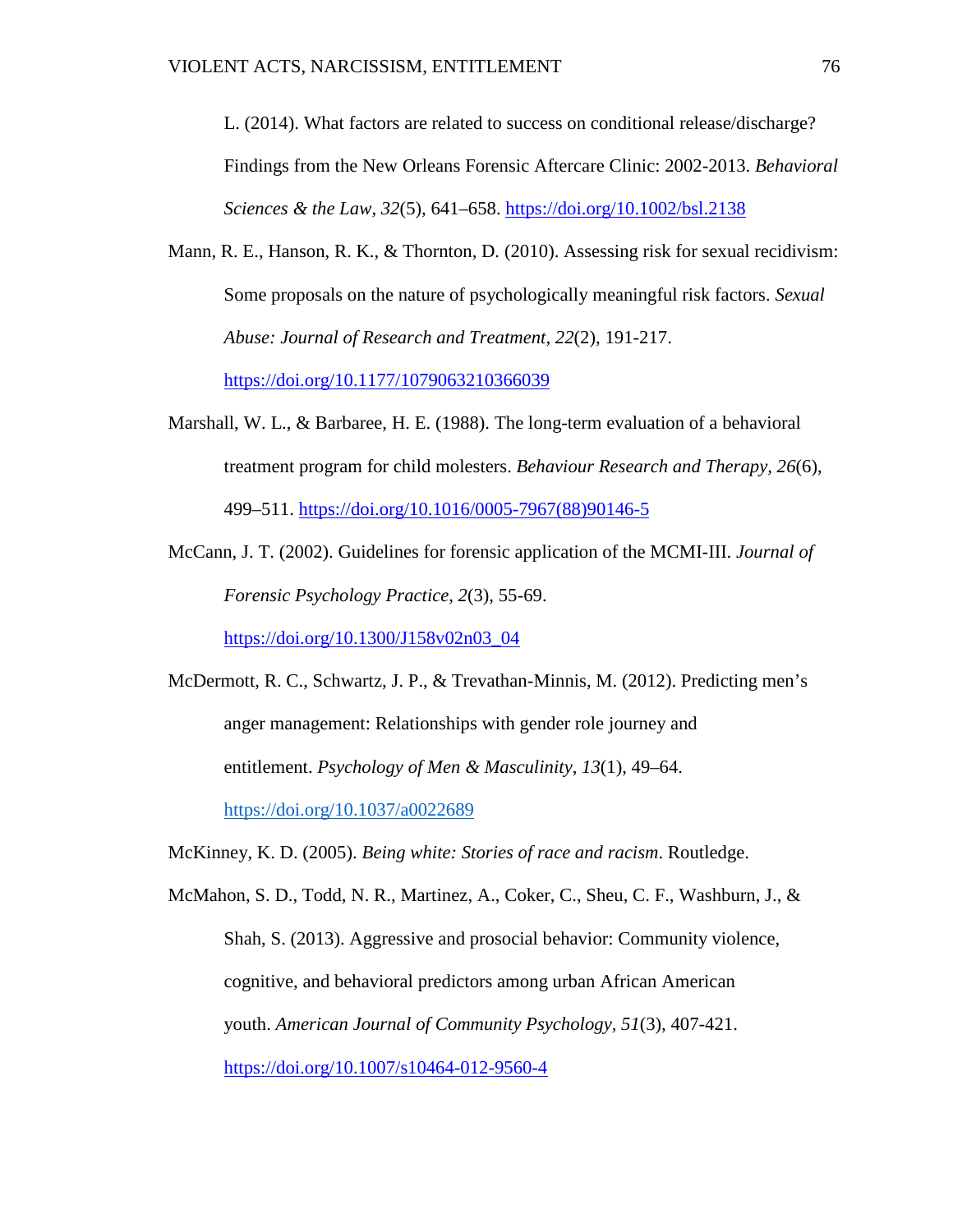L. (2014). What factors are related to success on conditional release/discharge? Findings from the New Orleans Forensic Aftercare Clinic: 2002-2013. *Behavioral Sciences & the Law*, *32*(5), 641–658. https://doi.org/10.1002/bsl.2138

Mann, R. E., Hanson, R. K., & Thornton, D. (2010). Assessing risk for sexual recidivism: Some proposals on the nature of psychologically meaningful risk factors. *Sexual Abuse: Journal of Research and Treatment, 22*(2), 191-217. https://doi.org/10.1177/1079063210366039

Marshall, W. L., & Barbaree, H. E. (1988). The long-term evaluation of a behavioral treatment program for child molesters. *Behaviour Research and Therapy*, *26*(6), 499–511. https://doi.org/10.1016/0005-7967(88)90146-5

McCann, J. T. (2002). Guidelines for forensic application of the MCMI-III. *Journal of Forensic Psychology Practice, 2*(3), 55-69. https://doi.org/10.1300/J158v02n03_04

McDermott, R. C., Schwartz, J. P., & Trevathan-Minnis, M. (2012). Predicting men's anger management: Relationships with gender role journey and entitlement. *Psychology of Men & Masculinity*, *13*(1), 49–64. https://doi.org/10.1037/a0022689

McKinney, K. D. (2005). *Being white: Stories of race and racism*. Routledge.

McMahon, S. D., Todd, N. R., Martinez, A., Coker, C., Sheu, C. F., Washburn, J., & Shah, S. (2013). Aggressive and prosocial behavior: Community violence, cognitive, and behavioral predictors among urban African American youth. *American Journal of Community Psychology*, *51*(3), 407-421. https://doi.org/10.1007/s10464-012-9560-4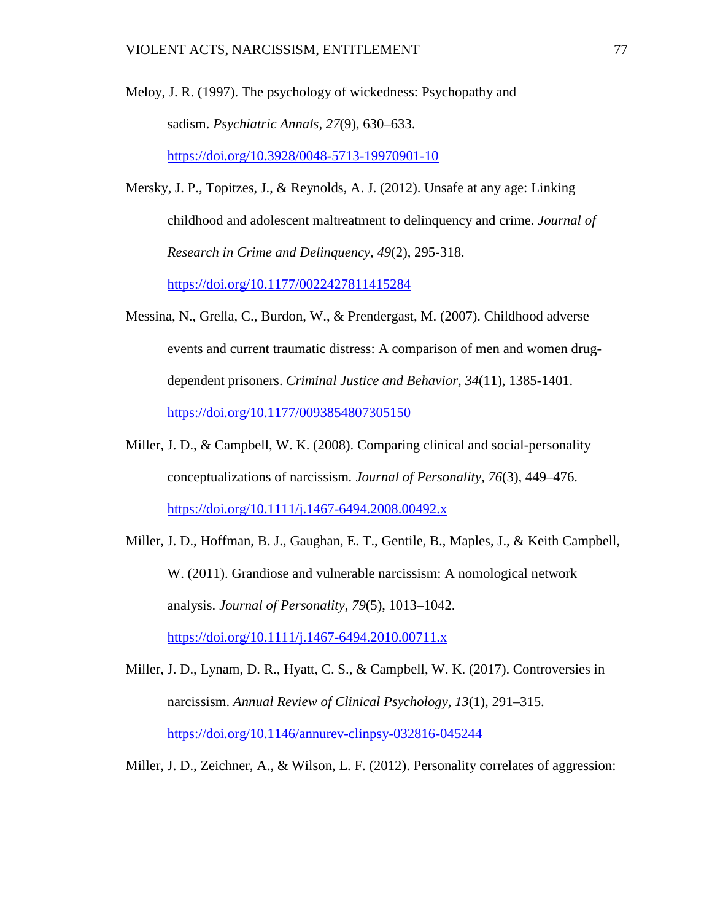Meloy, J. R. (1997). The psychology of wickedness: Psychopathy and sadism. *Psychiatric Annals*, *27*(9), 630–633. https://doi.org/10.3928/0048-5713-19970901-10

Mersky, J. P., Topitzes, J., & Reynolds, A. J. (2012). Unsafe at any age: Linking childhood and adolescent maltreatment to delinquency and crime. *Journal of Research in Crime and Delinquency, 49*(2), 295-318. https://doi.org/10.1177/0022427811415284

Messina, N., Grella, C., Burdon, W., & Prendergast, M. (2007). Childhood adverse events and current traumatic distress: A comparison of men and women drug-dependent prisoners. *Criminal Justice and Behavior, 34*(11), 1385-1401. https://doi.org/10.1177/0093854807305150

Miller, J. D., & Campbell, W. K. (2008). Comparing clinical and social-personality conceptualizations of narcissism. *Journal of Personality, 76*(3), 449–476. https://doi.org/10.1111/j.1467-6494.2008.00492.x

Miller, J. D., Hoffman, B. J., Gaughan, E. T., Gentile, B., Maples, J., & Keith Campbell, W. (2011). Grandiose and vulnerable narcissism: A nomological network analysis. *Journal of Personality*, *79*(5), 1013–1042. https://doi.org/10.1111/j.1467-6494.2010.00711.x

Miller, J. D., Lynam, D. R., Hyatt, C. S., & Campbell, W. K. (2017). Controversies in narcissism. *Annual Review of Clinical Psychology, 13*(1), 291–315. https://doi.org/10.1146/annurev-clinpsy-032816-045244

Miller, J. D., Zeichner, A., & Wilson, L. F. (2012). Personality correlates of aggression: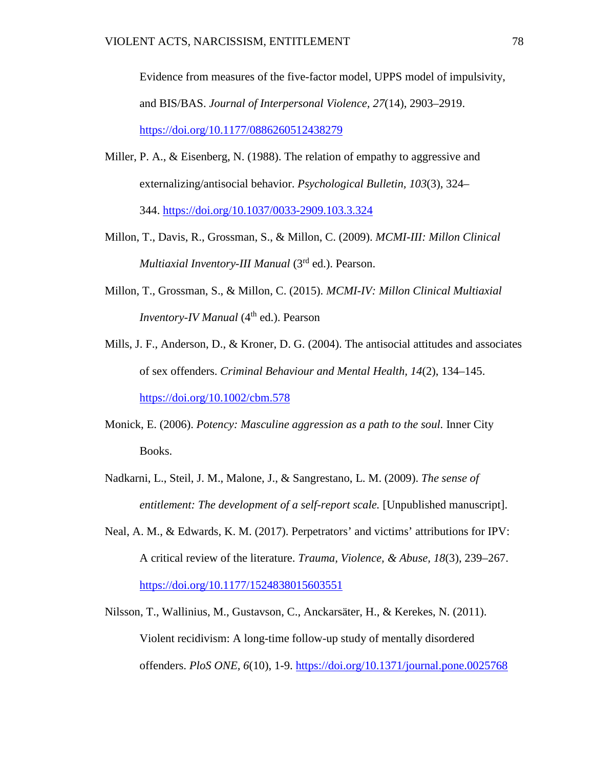Evidence from measures of the five-factor model, UPPS model of impulsivity, and BIS/BAS. *Journal of Interpersonal Violence, 27*(14), 2903–2919. https://doi.org/10.1177/0886260512438279

Miller, P. A., & Eisenberg, N. (1988). The relation of empathy to aggressive and externalizing/antisocial behavior. *Psychological Bulletin, 103*(3), 324–344. https://doi.org/10.1037/0033-2909.103.3.324

Millon, T., Davis, R., Grossman, S., & Millon, C. (2009). *MCMI-III: Millon Clinical Multiaxial Inventory-III Manual* (3rd ed.). Pearson.

Millon, T., Grossman, S., & Millon, C. (2015). *MCMI-IV: Millon Clinical Multiaxial Inventory-IV Manual* (4th ed.). Pearson

Mills, J. F., Anderson, D., & Kroner, D. G. (2004). The antisocial attitudes and associates of sex offenders. *Criminal Behaviour and Mental Health, 14*(2), 134–145. https://doi.org/10.1002/cbm.578

Monick, E. (2006). *Potency: Masculine aggression as a path to the soul.* Inner City Books.

Nadkarni, L., Steil, J. M., Malone, J., & Sangrestano, L. M. (2009). *The sense of entitlement: The development of a self-report scale.* [Unpublished manuscript].

Neal, A. M., & Edwards, K. M. (2017). Perpetrators' and victims' attributions for IPV: A critical review of the literature. *Trauma, Violence, & Abuse, 18*(3), 239–267. https://doi.org/10.1177/1524838015603551

Nilsson, T., Wallinius, M., Gustavson, C., Anckarsäter, H., & Kerekes, N. (2011). Violent recidivism: A long-time follow-up study of mentally disordered offenders. *PloS ONE, 6*(10), 1-9. https://doi.org/10.1371/journal.pone.0025768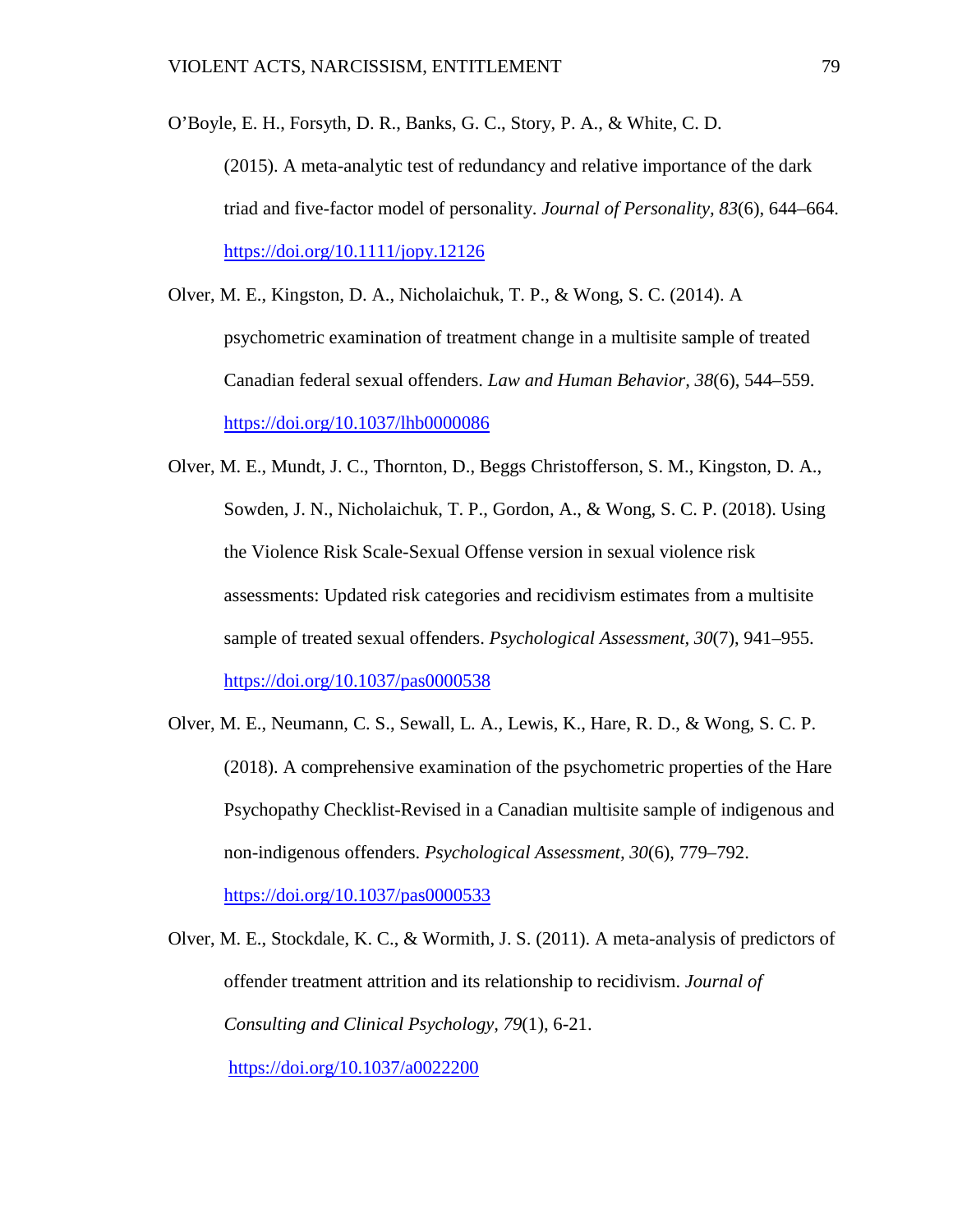O'Boyle, E. H., Forsyth, D. R., Banks, G. C., Story, P. A., & White, C. D. (2015). A meta-analytic test of redundancy and relative importance of the dark triad and five-factor model of personality. *Journal of Personality, 83*(6), 644–664. https://doi.org/10.1111/jopy.12126

Olver, M. E., Kingston, D. A., Nicholaichuk, T. P., & Wong, S. C. (2014). A psychometric examination of treatment change in a multisite sample of treated Canadian federal sexual offenders. *Law and Human Behavior, 38*(6), 544–559. https://doi.org/10.1037/lhb0000086

Olver, M. E., Mundt, J. C., Thornton, D., Beggs Christofferson, S. M., Kingston, D. A., Sowden, J. N., Nicholaichuk, T. P., Gordon, A., & Wong, S. C. P. (2018). Using the Violence Risk Scale-Sexual Offense version in sexual violence risk assessments: Updated risk categories and recidivism estimates from a multisite sample of treated sexual offenders. *Psychological Assessment, 30*(7), 941–955. https://doi.org/10.1037/pas0000538

Olver, M. E., Neumann, C. S., Sewall, L. A., Lewis, K., Hare, R. D., & Wong, S. C. P. (2018). A comprehensive examination of the psychometric properties of the Hare Psychopathy Checklist-Revised in a Canadian multisite sample of indigenous and non-indigenous offenders. *Psychological Assessment, 30*(6), 779–792. https://doi.org/10.1037/pas0000533

Olver, M. E., Stockdale, K. C., & Wormith, J. S. (2011). A meta-analysis of predictors of offender treatment attrition and its relationship to recidivism. *Journal of Consulting and Clinical Psychology, 79*(1), 6-21. https://doi.org/10.1037/a0022200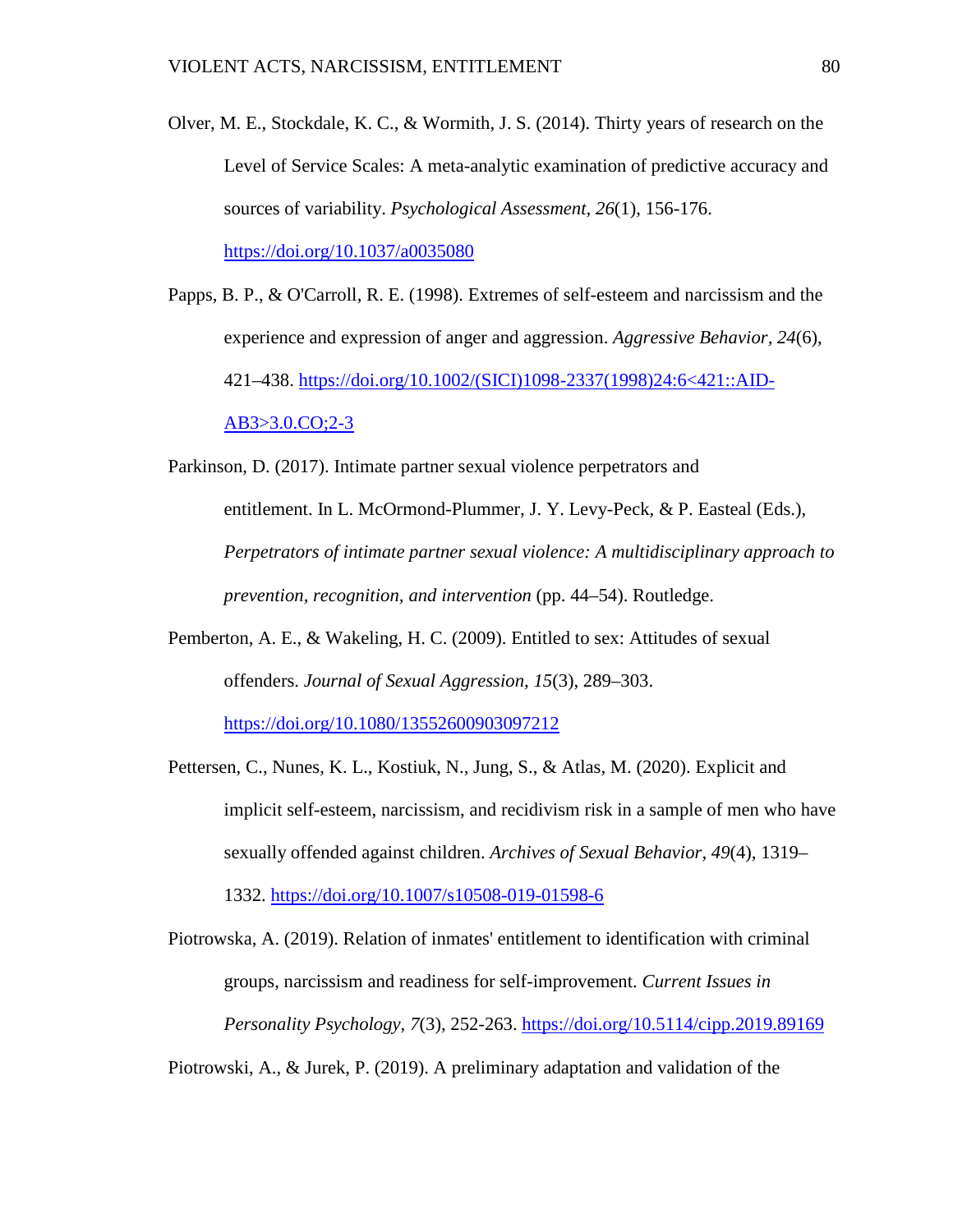Olver, M. E., Stockdale, K. C., & Wormith, J. S. (2014). Thirty years of research on the Level of Service Scales: A meta-analytic examination of predictive accuracy and sources of variability. *Psychological Assessment, 26*(1), 156-176. https://doi.org/10.1037/a0035080

Papps, B. P., & O'Carroll, R. E. (1998). Extremes of self-esteem and narcissism and the experience and expression of anger and aggression. *Aggressive Behavior, 24*(6), 421–438. https://doi.org/10.1002/(SICI)1098-2337(1998)24:6<421::AID-AB3>3.0.CO;2-3

Parkinson, D. (2017). Intimate partner sexual violence perpetrators and entitlement. In L. McOrmond-Plummer, J. Y. Levy-Peck, & P. Easteal (Eds.), *Perpetrators of intimate partner sexual violence: A multidisciplinary approach to prevention, recognition, and intervention* (pp. 44–54). Routledge.

Pemberton, A. E., & Wakeling, H. C. (2009). Entitled to sex: Attitudes of sexual offenders. *Journal of Sexual Aggression, 15*(3), 289–303. https://doi.org/10.1080/13552600903097212

Pettersen, C., Nunes, K. L., Kostiuk, N., Jung, S., & Atlas, M. (2020). Explicit and implicit self-esteem, narcissism, and recidivism risk in a sample of men who have sexually offended against children. *Archives of Sexual Behavior, 49*(4), 1319–1332. https://doi.org/10.1007/s10508-019-01598-6

Piotrowska, A. (2019). Relation of inmates' entitlement to identification with criminal groups, narcissism and readiness for self-improvement. *Current Issues in Personality Psychology, 7*(3), 252-263. https://doi.org/10.5114/cipp.2019.89169

Piotrowski, A., & Jurek, P. (2019). A preliminary adaptation and validation of the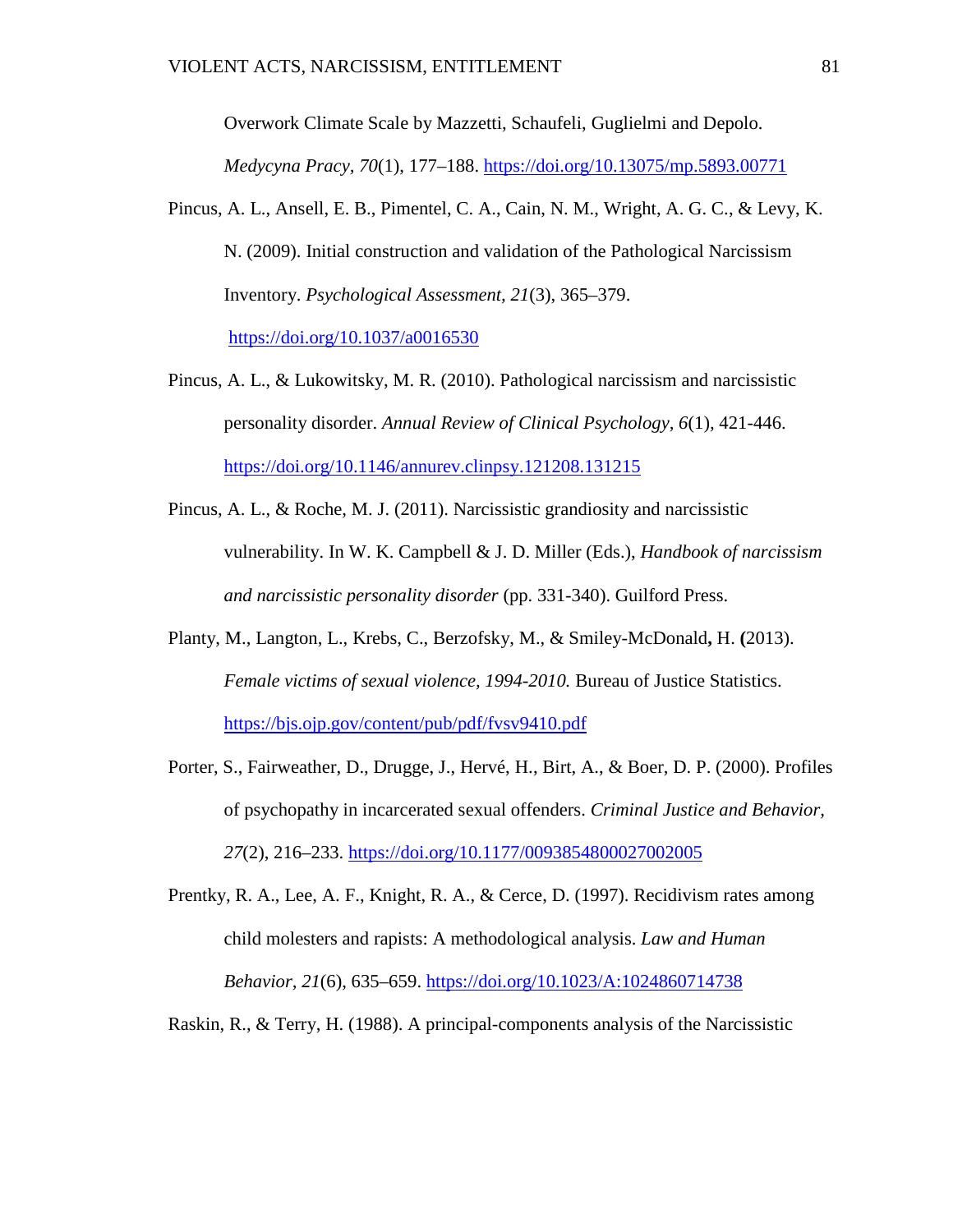Overwork Climate Scale by Mazzetti, Schaufeli, Guglielmi and Depolo. *Medycyna Pracy, 70*(1), 177–188. https://doi.org/10.13075/mp.5893.00771

Pincus, A. L., Ansell, E. B., Pimentel, C. A., Cain, N. M., Wright, A. G. C., & Levy, K. N. (2009). Initial construction and validation of the Pathological Narcissism Inventory. *Psychological Assessment, 21*(3), 365–379. https://doi.org/10.1037/a0016530

Pincus, A. L., & Lukowitsky, M. R. (2010). Pathological narcissism and narcissistic personality disorder. *Annual Review of Clinical Psychology, 6*(1), 421-446. https://doi.org/10.1146/annurev.clinpsy.121208.131215

Pincus, A. L., & Roche, M. J. (2011). Narcissistic grandiosity and narcissistic vulnerability. In W. K. Campbell & J. D. Miller (Eds.), *Handbook of narcissism and narcissistic personality disorder* (pp. 331-340). Guilford Press.

Planty, M., Langton, L., Krebs, C., Berzofsky, M., & Smiley-McDonald**,** H. **(**2013). *Female victims of sexual violence, 1994-2010.* Bureau of Justice Statistics. https://bjs.ojp.gov/content/pub/pdf/fvsv9410.pdf

Porter, S., Fairweather, D., Drugge, J., Hervé, H., Birt, A., & Boer, D. P. (2000). Profiles of psychopathy in incarcerated sexual offenders. *Criminal Justice and Behavior, 27*(2), 216–233. https://doi.org/10.1177/0093854800027002005

Prentky, R. A., Lee, A. F., Knight, R. A., & Cerce, D. (1997). Recidivism rates among child molesters and rapists: A methodological analysis. *Law and Human Behavior, 21*(6), 635–659. https://doi.org/10.1023/A:1024860714738

Raskin, R., & Terry, H. (1988). A principal-components analysis of the Narcissistic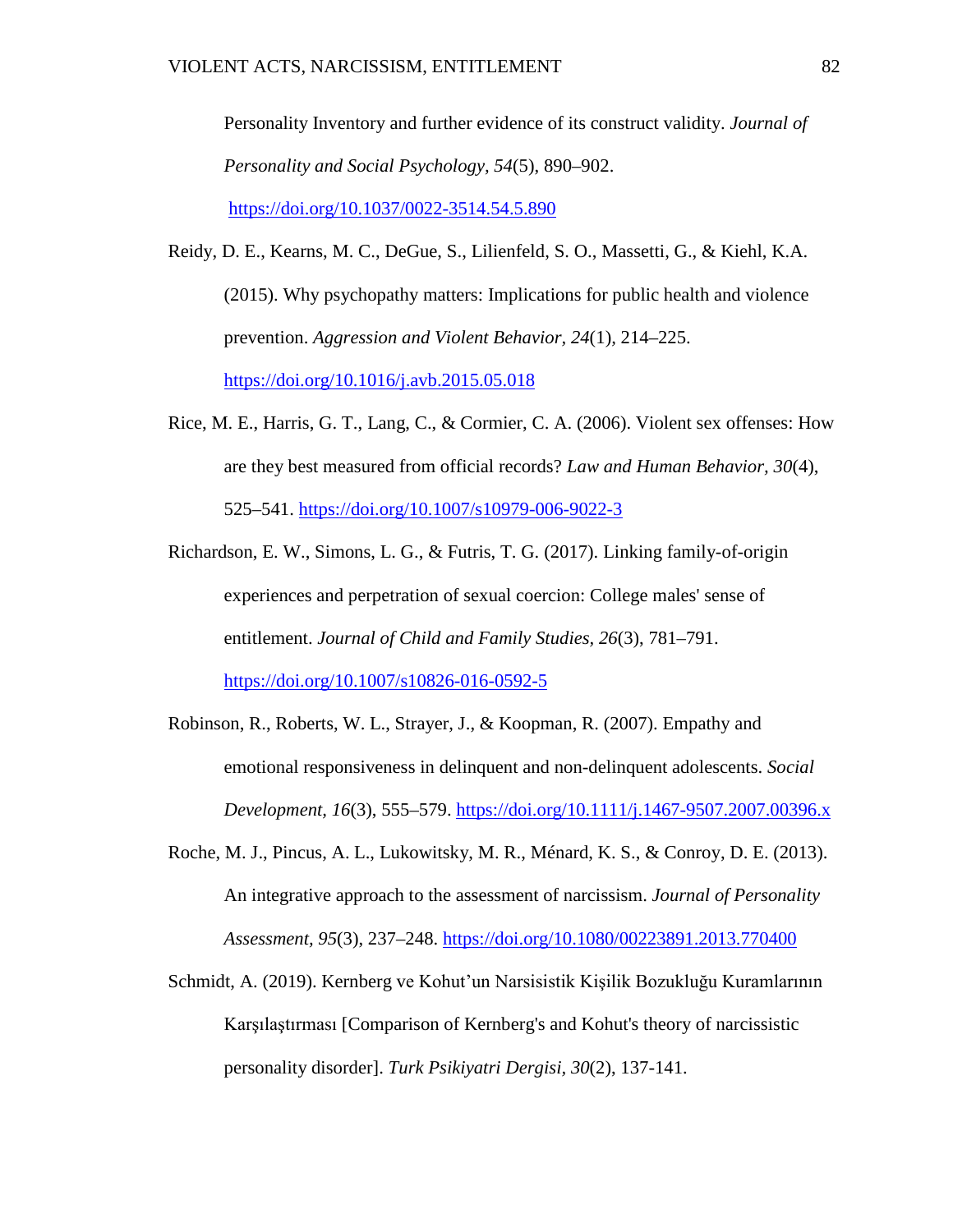Personality Inventory and further evidence of its construct validity. *Journal of Personality and Social Psychology, 54*(5), 890–902. https://doi.org/10.1037/0022-3514.54.5.890

Reidy, D. E., Kearns, M. C., DeGue, S., Lilienfeld, S. O., Massetti, G., & Kiehl, K.A. (2015). Why psychopathy matters: Implications for public health and violence prevention. *Aggression and Violent Behavior, 24*(1), 214–225. https://doi.org/10.1016/j.avb.2015.05.018

Rice, M. E., Harris, G. T., Lang, C., & Cormier, C. A. (2006). Violent sex offenses: How are they best measured from official records? *Law and Human Behavior, 30*(4), 525–541. https://doi.org/10.1007/s10979-006-9022-3

Richardson, E. W., Simons, L. G., & Futris, T. G. (2017). Linking family-of-origin experiences and perpetration of sexual coercion: College males' sense of entitlement. *Journal of Child and Family Studies, 26*(3), 781–791. https://doi.org/10.1007/s10826-016-0592-5

Robinson, R., Roberts, W. L., Strayer, J., & Koopman, R. (2007). Empathy and emotional responsiveness in delinquent and non-delinquent adolescents. *Social Development, 16*(3), 555–579. https://doi.org/10.1111/j.1467-9507.2007.00396.x

Roche, M. J., Pincus, A. L., Lukowitsky, M. R., Ménard, K. S., & Conroy, D. E. (2013). An integrative approach to the assessment of narcissism. *Journal of Personality Assessment, 95*(3), 237–248. https://doi.org/10.1080/00223891.2013.770400

Schmidt, A. (2019). Kernberg ve Kohut'un Narsisistik Kişilik Bozukluğu Kuramlarının Karşılaştırması [Comparison of Kernberg's and Kohut's theory of narcissistic personality disorder]. *Turk Psikiyatri Dergisi, 30*(2), 137-141.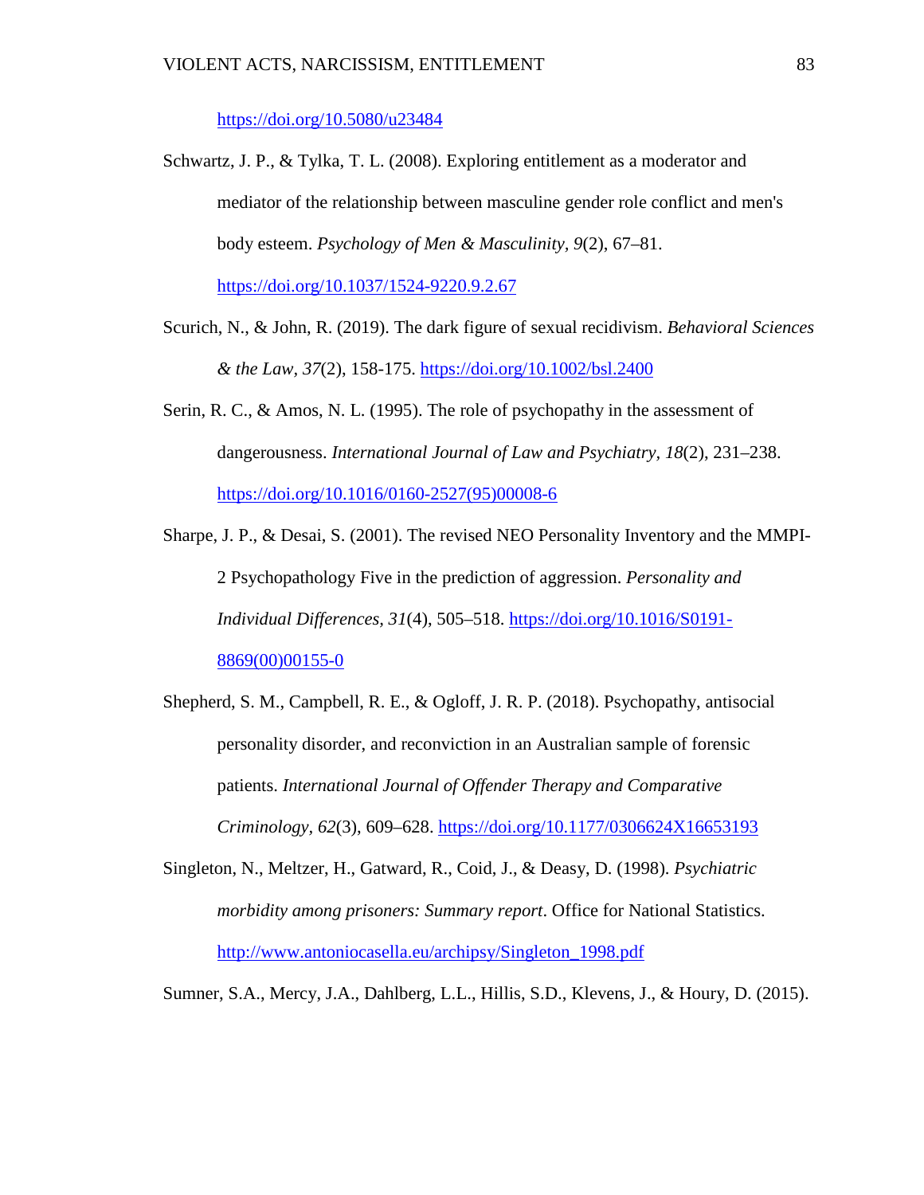https://doi.org/10.5080/u23484

Schwartz, J. P., & Tylka, T. L. (2008). Exploring entitlement as a moderator and mediator of the relationship between masculine gender role conflict and men's body esteem. *Psychology of Men & Masculinity, 9*(2), 67–81. https://doi.org/10.1037/1524-9220.9.2.67

Scurich, N., & John, R. (2019). The dark figure of sexual recidivism. *Behavioral Sciences & the Law*, *37*(2), 158-175. https://doi.org/10.1002/bsl.2400

Serin, R. C., & Amos, N. L. (1995). The role of psychopathy in the assessment of dangerousness. *International Journal of Law and Psychiatry, 18*(2), 231–238. https://doi.org/10.1016/0160-2527(95)00008-6

Sharpe, J. P., & Desai, S. (2001). The revised NEO Personality Inventory and the MMPI-2 Psychopathology Five in the prediction of aggression. *Personality and Individual Differences*, *31*(4), 505–518. https://doi.org/10.1016/S0191-8869(00)00155-0

Shepherd, S. M., Campbell, R. E., & Ogloff, J. R. P. (2018). Psychopathy, antisocial personality disorder, and reconviction in an Australian sample of forensic patients. *International Journal of Offender Therapy and Comparative Criminology*, *62*(3), 609–628. https://doi.org/10.1177/0306624X16653193

Singleton, N., Meltzer, H., Gatward, R., Coid, J., & Deasy, D. (1998). *Psychiatric morbidity among prisoners: Summary report*. Office for National Statistics. http://www.antoniocasella.eu/archipsy/Singleton_1998.pdf

Sumner, S.A., Mercy, J.A., Dahlberg, L.L., Hillis, S.D., Klevens, J., & Houry, D. (2015).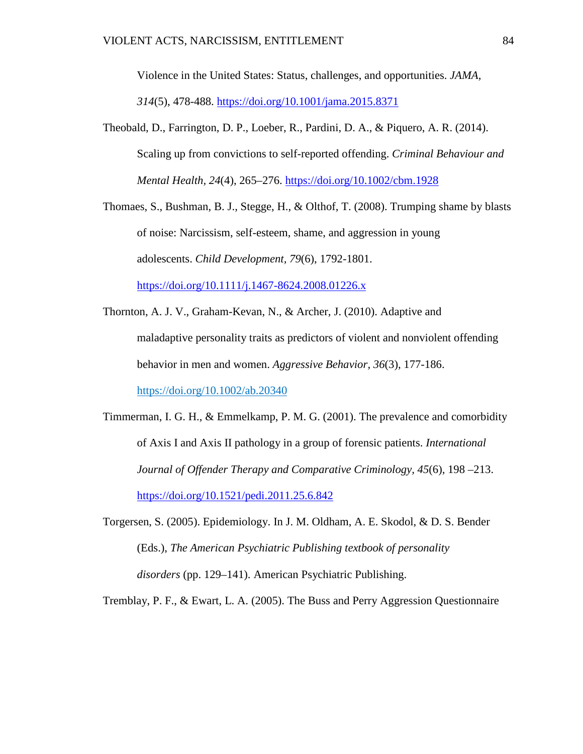Violence in the United States: Status, challenges, and opportunities. *JAMA, 314*(5), 478-488. https://doi.org/10.1001/jama.2015.8371

Theobald, D., Farrington, D. P., Loeber, R., Pardini, D. A., & Piquero, A. R. (2014). Scaling up from convictions to self-reported offending. *Criminal Behaviour and Mental Health, 24*(4), 265–276. https://doi.org/10.1002/cbm.1928

Thomaes, S., Bushman, B. J., Stegge, H., & Olthof, T. (2008). Trumping shame by blasts of noise: Narcissism, self-esteem, shame, and aggression in young adolescents. *Child Development, 79*(6), 1792-1801. https://doi.org/10.1111/j.1467-8624.2008.01226.x

Thornton, A. J. V., Graham-Kevan, N., & Archer, J. (2010). Adaptive and maladaptive personality traits as predictors of violent and nonviolent offending behavior in men and women. *Aggressive Behavior, 36*(3), 177-186. https://doi.org/10.1002/ab.20340

Timmerman, I. G. H., & Emmelkamp, P. M. G. (2001). The prevalence and comorbidity of Axis I and Axis II pathology in a group of forensic patients. *International Journal of Offender Therapy and Comparative Criminology, 45*(6), 198 –213. https://doi.org/10.1521/pedi.2011.25.6.842

Torgersen, S. (2005). Epidemiology. In J. M. Oldham, A. E. Skodol, & D. S. Bender (Eds.), *The American Psychiatric Publishing textbook of personality disorders* (pp. 129–141). American Psychiatric Publishing.

Tremblay, P. F., & Ewart, L. A. (2005). The Buss and Perry Aggression Questionnaire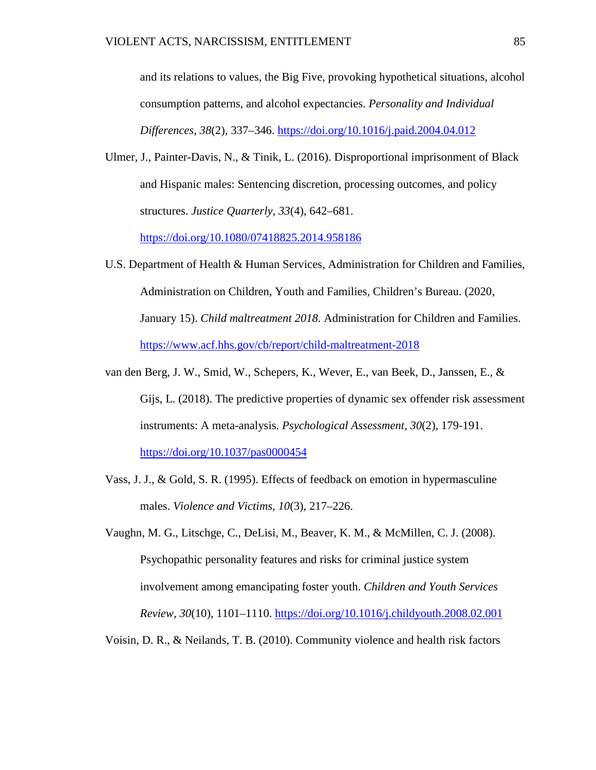and its relations to values, the Big Five, provoking hypothetical situations, alcohol consumption patterns, and alcohol expectancies. *Personality and Individual Differences, 38*(2), 337–346. https://doi.org/10.1016/j.paid.2004.04.012

Ulmer, J., Painter-Davis, N., & Tinik, L. (2016). Disproportional imprisonment of Black and Hispanic males: Sentencing discretion, processing outcomes, and policy structures. *Justice Quarterly, 33*(4), 642–681. https://doi.org/10.1080/07418825.2014.958186

U.S. Department of Health & Human Services, Administration for Children and Families, Administration on Children, Youth and Families, Children's Bureau. (2020, January 15). *Child maltreatment 2018.* Administration for Children and Families. https://www.acf.hhs.gov/cb/report/child-maltreatment-2018

van den Berg, J. W., Smid, W., Schepers, K., Wever, E., van Beek, D., Janssen, E., & Gijs, L. (2018). The predictive properties of dynamic sex offender risk assessment instruments: A meta-analysis. *Psychological Assessment, 30*(2), 179-191. https://doi.org/10.1037/pas0000454

Vass, J. J., & Gold, S. R. (1995). Effects of feedback on emotion in hypermasculine males. *Violence and Victims, 10*(3), 217–226.

Vaughn, M. G., Litschge, C., DeLisi, M., Beaver, K. M., & McMillen, C. J. (2008). Psychopathic personality features and risks for criminal justice system involvement among emancipating foster youth. *Children and Youth Services Review, 30*(10), 1101–1110. https://doi.org/10.1016/j.childyouth.2008.02.001

Voisin, D. R., & Neilands, T. B. (2010). Community violence and health risk factors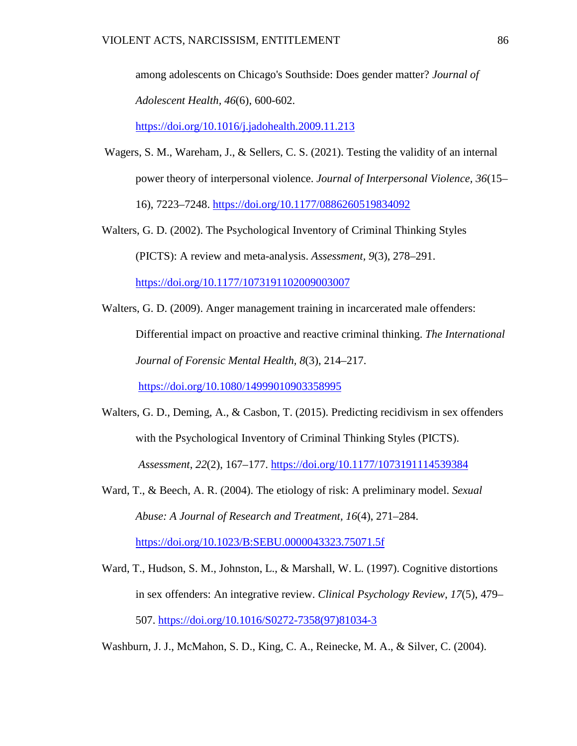among adolescents on Chicago's Southside: Does gender matter? *Journal of Adolescent Health*, *46*(6), 600-602. https://doi.org/10.1016/j.jadohealth.2009.11.213

Wagers, S. M., Wareham, J., & Sellers, C. S. (2021). Testing the validity of an internal power theory of interpersonal violence. *Journal of Interpersonal Violence*, *36*(15–16), 7223–7248. https://doi.org/10.1177/0886260519834092

Walters, G. D. (2002). The Psychological Inventory of Criminal Thinking Styles (PICTS): A review and meta-analysis. *Assessment*, *9*(3), 278–291. https://doi.org/10.1177/1073191102009003007

Walters, G. D. (2009). Anger management training in incarcerated male offenders: Differential impact on proactive and reactive criminal thinking. *The International Journal of Forensic Mental Health*, *8*(3), 214–217. https://doi.org/10.1080/14999010903358995

Walters, G. D., Deming, A., & Casbon, T. (2015). Predicting recidivism in sex offenders with the Psychological Inventory of Criminal Thinking Styles (PICTS). *Assessment*, *22*(2), 167–177. https://doi.org/10.1177/1073191114539384

Ward, T., & Beech, A. R. (2004). The etiology of risk: A preliminary model. *Sexual Abuse: A Journal of Research and Treatment*, *16*(4), 271–284. https://doi.org/10.1023/B:SEBU.0000043323.75071.5f

Ward, T., Hudson, S. M., Johnston, L., & Marshall, W. L. (1997). Cognitive distortions in sex offenders: An integrative review. *Clinical Psychology Review*, *17*(5), 479–507. https://doi.org/10.1016/S0272-7358(97)81034-3

Washburn, J. J., McMahon, S. D., King, C. A., Reinecke, M. A., & Silver, C. (2004).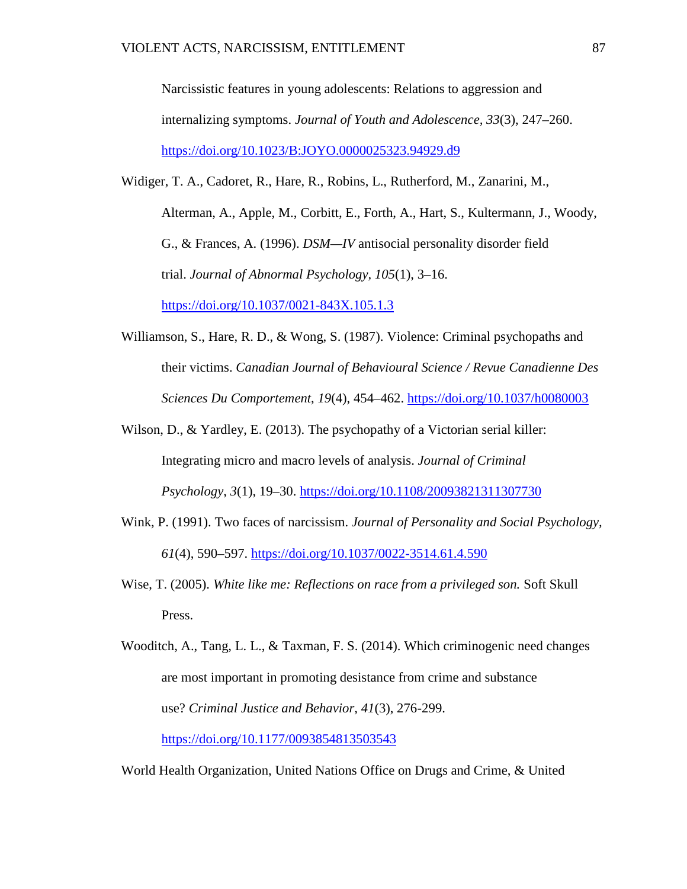Narcissistic features in young adolescents: Relations to aggression and internalizing symptoms. *Journal of Youth and Adolescence, 33*(3), 247–260. https://doi.org/10.1023/B:JOYO.0000025323.94929.d9

Widiger, T. A., Cadoret, R., Hare, R., Robins, L., Rutherford, M., Zanarini, M., Alterman, A., Apple, M., Corbitt, E., Forth, A., Hart, S., Kultermann, J., Woody, G., & Frances, A. (1996). *DSM—IV* antisocial personality disorder field trial. *Journal of Abnormal Psychology*, *105*(1), 3–16. https://doi.org/10.1037/0021-843X.105.1.3

Williamson, S., Hare, R. D., & Wong, S. (1987). Violence: Criminal psychopaths and their victims. *Canadian Journal of Behavioural Science / Revue Canadienne Des Sciences Du Comportement*, *19*(4), 454–462. https://doi.org/10.1037/h0080003

Wilson, D., & Yardley, E. (2013). The psychopathy of a Victorian serial killer: Integrating micro and macro levels of analysis. *Journal of Criminal Psychology*, *3*(1), 19–30. https://doi.org/10.1108/20093821311307730

Wink, P. (1991). Two faces of narcissism. *Journal of Personality and Social Psychology, 61*(4), 590–597. https://doi.org/10.1037/0022-3514.61.4.590

Wise, T. (2005). *White like me: Reflections on race from a privileged son.* Soft Skull Press.

Wooditch, A., Tang, L. L., & Taxman, F. S. (2014). Which criminogenic need changes are most important in promoting desistance from crime and substance use? *Criminal Justice and Behavior, 41*(3), 276-299. https://doi.org/10.1177/0093854813503543

World Health Organization, United Nations Office on Drugs and Crime, & United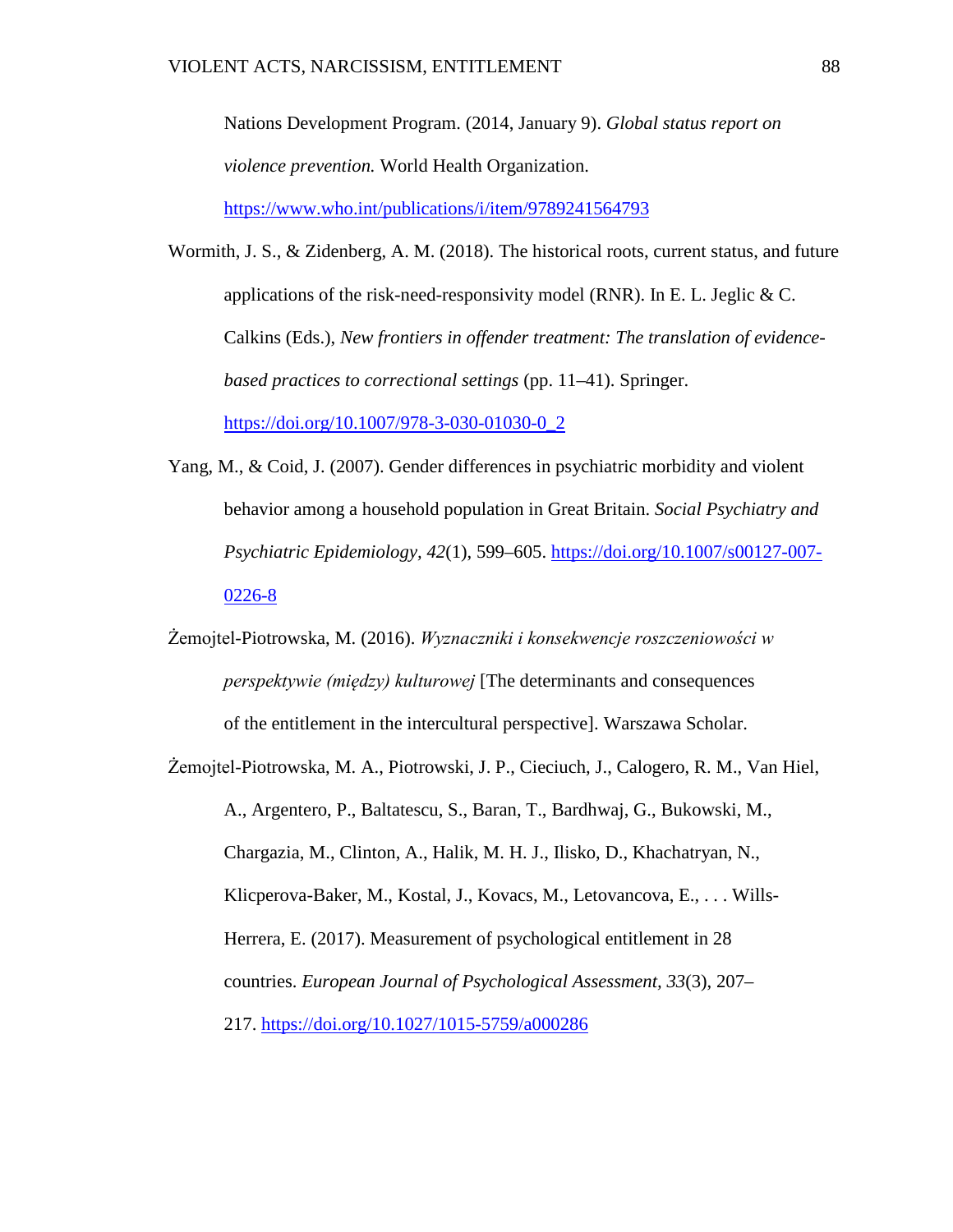Nations Development Program. (2014, January 9). *Global status report on violence prevention.* World Health Organization. https://www.who.int/publications/i/item/9789241564793

Wormith, J. S., & Zidenberg, A. M. (2018). The historical roots, current status, and future applications of the risk-need-responsivity model (RNR). In E. L. Jeglic & C. Calkins (Eds.), *New frontiers in offender treatment: The translation of evidence-based practices to correctional settings* (pp. 11–41). Springer. https://doi.org/10.1007/978-3-030-01030-0_2

Yang, M., & Coid, J. (2007). Gender differences in psychiatric morbidity and violent behavior among a household population in Great Britain. *Social Psychiatry and Psychiatric Epidemiology, 42*(1), 599–605. https://doi.org/10.1007/s00127-007-0226-8

Żemojtel-Piotrowska, M. (2016). *Wyznaczniki i konsekwencje roszczeniowości w perspektywie (między) kulturowej* [The determinants and consequences of the entitlement in the intercultural perspective]. Warszawa Scholar.

Żemojtel-Piotrowska, M. A., Piotrowski, J. P., Cieciuch, J., Calogero, R. M., Van Hiel, A., Argentero, P., Baltatescu, S., Baran, T., Bardhwaj, G., Bukowski, M., Chargazia, M., Clinton, A., Halik, M. H. J., Ilisko, D., Khachatryan, N., Klicperova-Baker, M., Kostal, J., Kovacs, M., Letovancova, E., . . . Wills-Herrera, E. (2017). Measurement of psychological entitlement in 28 countries. *European Journal of Psychological Assessment, 33*(3), 207–217. https://doi.org/10.1027/1015-5759/a000286